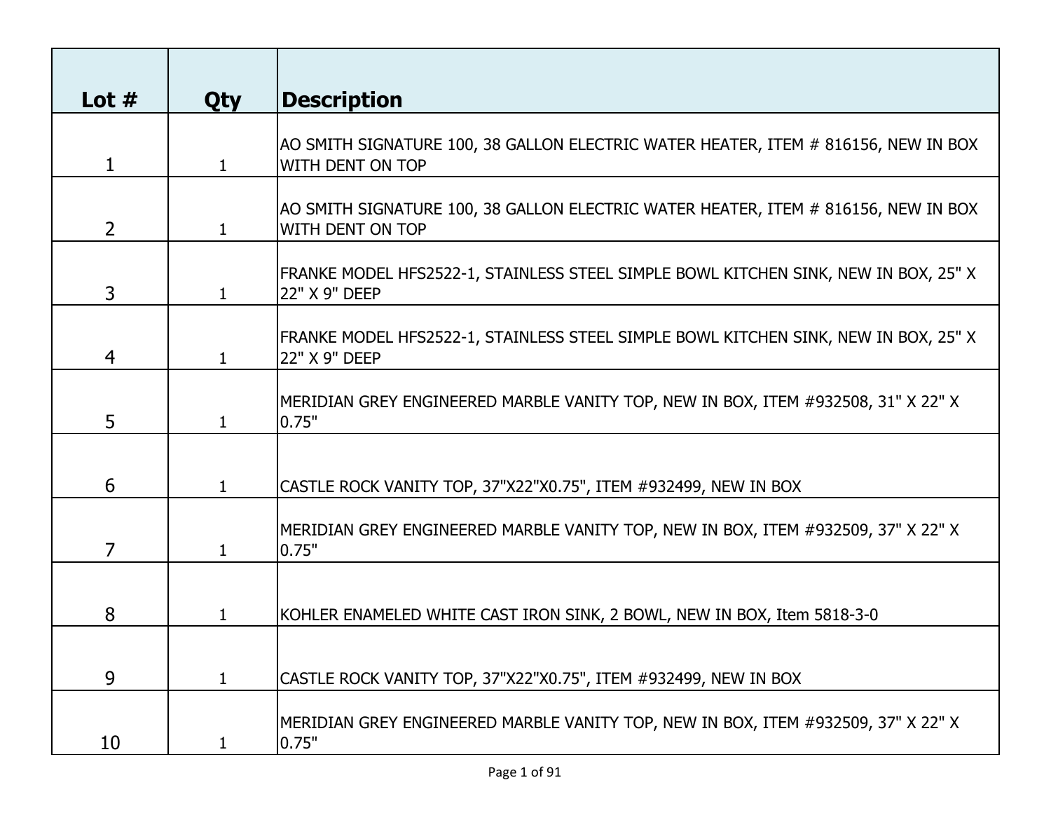| Lot # | Qty | Description |
|---|---|---|
| 1 | 1 | AO SMITH SIGNATURE 100, 38 GALLON ELECTRIC WATER HEATER, ITEM # 816156, NEW IN BOX WITH DENT ON TOP |
| 2 | 1 | AO SMITH SIGNATURE 100, 38 GALLON ELECTRIC WATER HEATER, ITEM # 816156, NEW IN BOX WITH DENT ON TOP |
| 3 | 1 | FRANKE MODEL HFS2522-1, STAINLESS STEEL SIMPLE BOWL KITCHEN SINK, NEW IN BOX, 25" X 22" X 9" DEEP |
| 4 | 1 | FRANKE MODEL HFS2522-1, STAINLESS STEEL SIMPLE BOWL KITCHEN SINK, NEW IN BOX, 25" X 22" X 9" DEEP |
| 5 | 1 | MERIDIAN GREY ENGINEERED MARBLE VANITY TOP, NEW IN BOX, ITEM #932508, 31" X 22" X 0.75" |
| 6 | 1 | CASTLE ROCK VANITY TOP, 37"X22"X0.75", ITEM #932499, NEW IN BOX |
| 7 | 1 | MERIDIAN GREY ENGINEERED MARBLE VANITY TOP, NEW IN BOX, ITEM #932509, 37" X 22" X 0.75" |
| 8 | 1 | KOHLER ENAMELED WHITE CAST IRON SINK, 2 BOWL, NEW IN BOX, Item 5818-3-0 |
| 9 | 1 | CASTLE ROCK VANITY TOP, 37"X22"X0.75", ITEM #932499, NEW IN BOX |
| 10 | 1 | MERIDIAN GREY ENGINEERED MARBLE VANITY TOP, NEW IN BOX, ITEM #932509, 37" X 22" X 0.75" |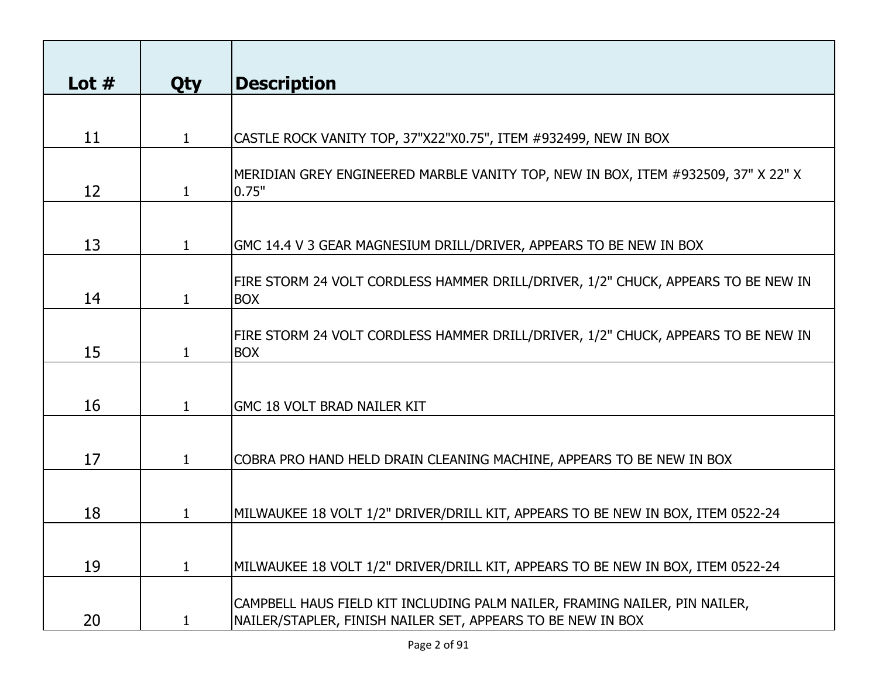| Lot # | Qty | Description |
|---|---|---|
| 11 | 1 | CASTLE ROCK VANITY TOP, 37"X22"X0.75", ITEM #932499, NEW IN BOX |
| 12 | 1 | MERIDIAN GREY ENGINEERED MARBLE VANITY TOP, NEW IN BOX, ITEM #932509, 37" X 22" X 0.75" |
| 13 | 1 | GMC 14.4 V 3 GEAR MAGNESIUM DRILL/DRIVER, APPEARS TO BE NEW IN BOX |
| 14 | 1 | FIRE STORM 24 VOLT CORDLESS HAMMER DRILL/DRIVER, 1/2" CHUCK, APPEARS TO BE NEW IN BOX |
| 15 | 1 | FIRE STORM 24 VOLT CORDLESS HAMMER DRILL/DRIVER, 1/2" CHUCK, APPEARS TO BE NEW IN BOX |
| 16 | 1 | GMC 18 VOLT BRAD NAILER KIT |
| 17 | 1 | COBRA PRO HAND HELD DRAIN CLEANING MACHINE, APPEARS TO BE NEW IN BOX |
| 18 | 1 | MILWAUKEE 18 VOLT 1/2" DRIVER/DRILL KIT, APPEARS TO BE NEW IN BOX, ITEM 0522-24 |
| 19 | 1 | MILWAUKEE 18 VOLT 1/2" DRIVER/DRILL KIT, APPEARS TO BE NEW IN BOX, ITEM 0522-24 |
| 20 | 1 | CAMPBELL HAUS FIELD KIT INCLUDING PALM NAILER, FRAMING NAILER, PIN NAILER, NAILER/STAPLER, FINISH NAILER SET, APPEARS TO BE NEW IN BOX |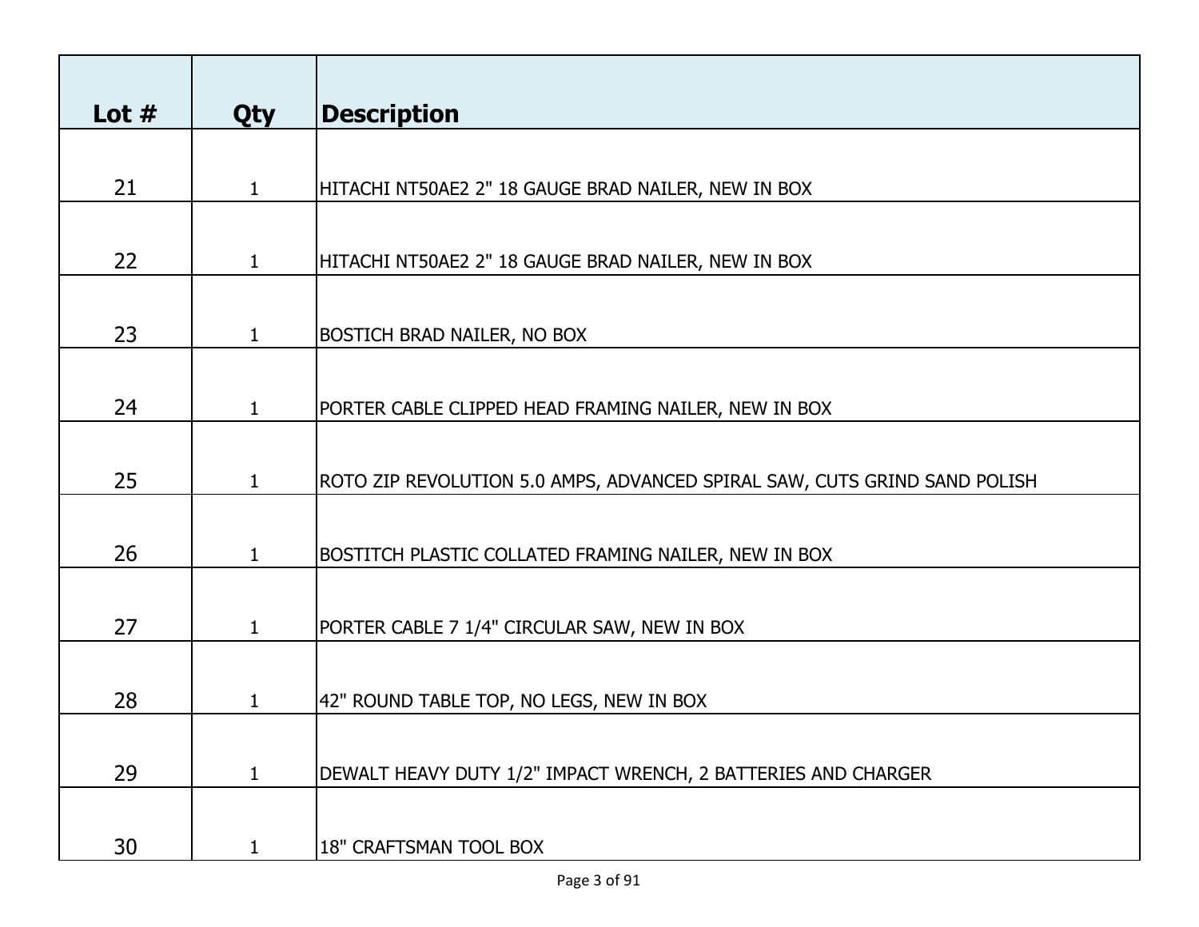| Lot # | Qty | Description |
|---|---|---|
| 21 | 1 | HITACHI NT50AE2 2" 18 GAUGE BRAD NAILER, NEW IN BOX |
| 22 | 1 | HITACHI NT50AE2 2" 18 GAUGE BRAD NAILER, NEW IN BOX |
| 23 | 1 | BOSTICH BRAD NAILER, NO BOX |
| 24 | 1 | PORTER CABLE CLIPPED HEAD FRAMING NAILER, NEW IN BOX |
| 25 | 1 | ROTO ZIP REVOLUTION 5.0 AMPS, ADVANCED SPIRAL SAW, CUTS GRIND SAND POLISH |
| 26 | 1 | BOSTITCH PLASTIC COLLATED FRAMING NAILER, NEW IN BOX |
| 27 | 1 | PORTER CABLE 7 1/4" CIRCULAR SAW, NEW IN BOX |
| 28 | 1 | 42" ROUND TABLE TOP, NO LEGS, NEW IN BOX |
| 29 | 1 | DEWALT HEAVY DUTY 1/2" IMPACT WRENCH, 2 BATTERIES AND CHARGER |
| 30 | 1 | 18" CRAFTSMAN TOOL BOX |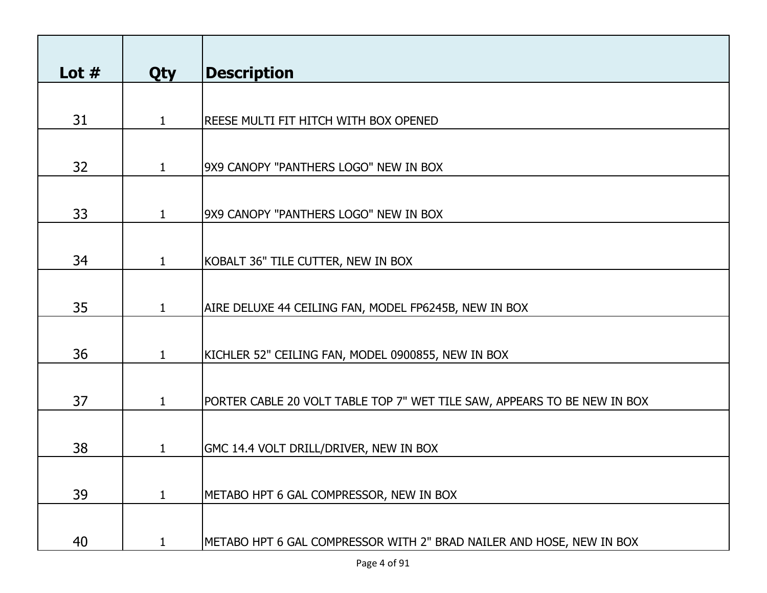| Lot # | Qty | Description |
|---|---|---|
| 31 | 1 | REESE MULTI FIT HITCH WITH BOX OPENED |
| 32 | 1 | 9X9 CANOPY "PANTHERS LOGO" NEW IN BOX |
| 33 | 1 | 9X9 CANOPY "PANTHERS LOGO" NEW IN BOX |
| 34 | 1 | KOBALT 36" TILE CUTTER, NEW IN BOX |
| 35 | 1 | AIRE DELUXE 44 CEILING FAN, MODEL FP6245B, NEW IN BOX |
| 36 | 1 | KICHLER 52" CEILING FAN, MODEL 0900855, NEW IN BOX |
| 37 | 1 | PORTER CABLE 20 VOLT TABLE TOP 7" WET TILE SAW, APPEARS TO BE NEW IN BOX |
| 38 | 1 | GMC 14.4 VOLT DRILL/DRIVER, NEW IN BOX |
| 39 | 1 | METABO HPT 6 GAL COMPRESSOR, NEW IN BOX |
| 40 | 1 | METABO HPT 6 GAL COMPRESSOR WITH 2" BRAD NAILER AND HOSE, NEW IN BOX |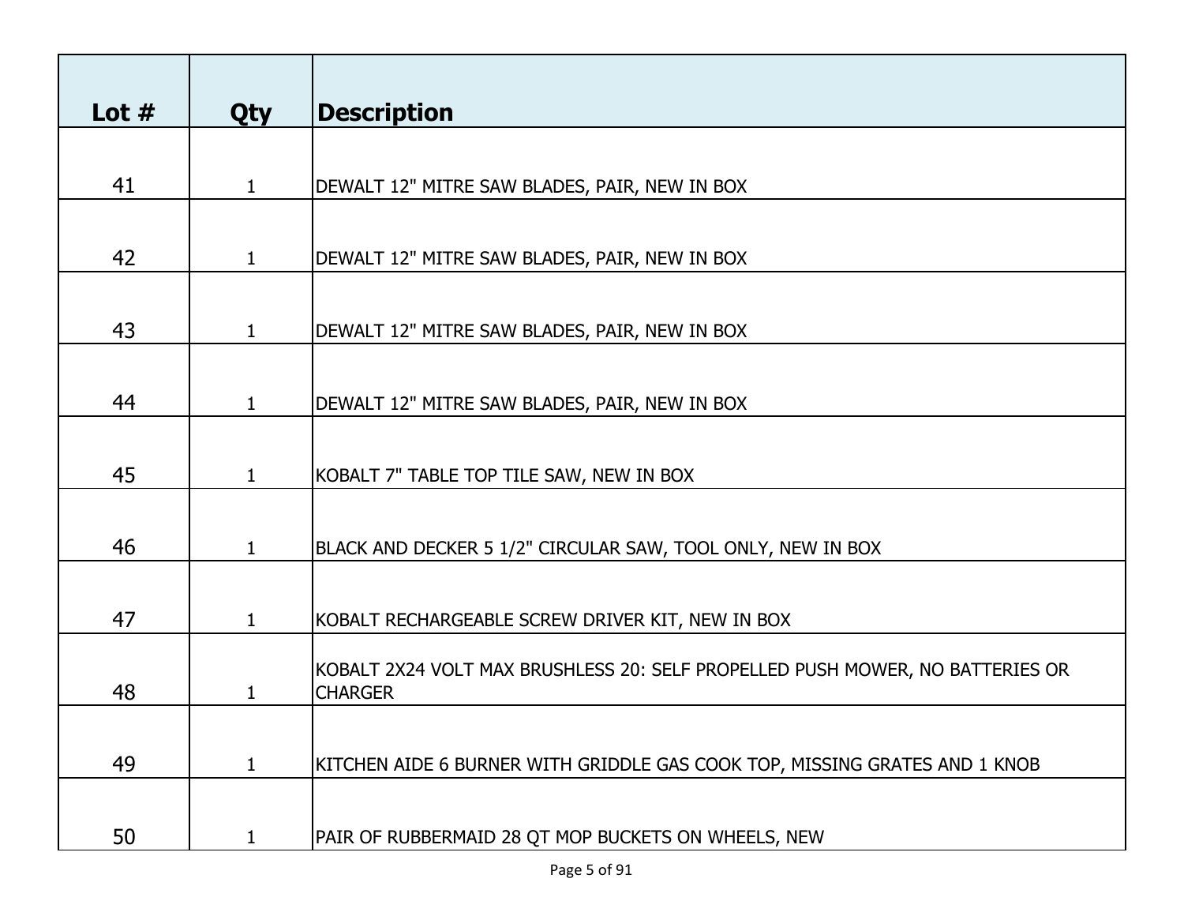| Lot # | Qty | Description |
|---|---|---|
| 41 | 1 | DEWALT 12" MITRE SAW BLADES, PAIR, NEW IN BOX |
| 42 | 1 | DEWALT 12" MITRE SAW BLADES, PAIR, NEW IN BOX |
| 43 | 1 | DEWALT 12" MITRE SAW BLADES, PAIR, NEW IN BOX |
| 44 | 1 | DEWALT 12" MITRE SAW BLADES, PAIR, NEW IN BOX |
| 45 | 1 | KOBALT 7" TABLE TOP TILE SAW, NEW IN BOX |
| 46 | 1 | BLACK AND DECKER 5 1/2" CIRCULAR SAW, TOOL ONLY, NEW IN BOX |
| 47 | 1 | KOBALT RECHARGEABLE SCREW DRIVER KIT, NEW IN BOX |
| 48 | 1 | KOBALT 2X24 VOLT MAX BRUSHLESS 20: SELF PROPELLED PUSH MOWER, NO BATTERIES OR CHARGER |
| 49 | 1 | KITCHEN AIDE 6 BURNER WITH GRIDDLE GAS COOK TOP, MISSING GRATES AND 1 KNOB |
| 50 | 1 | PAIR OF RUBBERMAID 28 QT MOP BUCKETS ON WHEELS, NEW |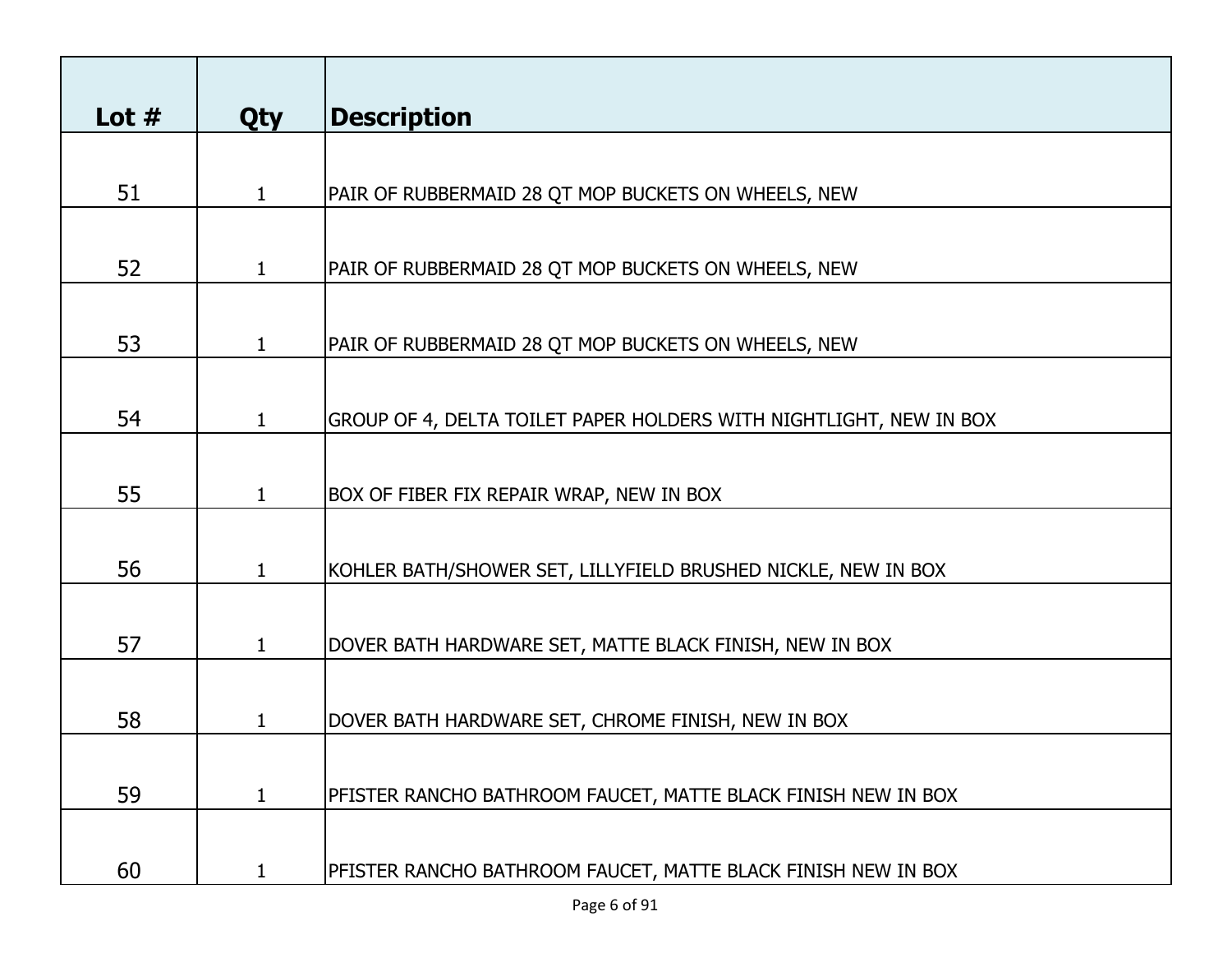| Lot # | Qty | Description |
|---|---|---|
| 51 | 1 | PAIR OF RUBBERMAID 28 QT MOP BUCKETS ON WHEELS, NEW |
| 52 | 1 | PAIR OF RUBBERMAID 28 QT MOP BUCKETS ON WHEELS, NEW |
| 53 | 1 | PAIR OF RUBBERMAID 28 QT MOP BUCKETS ON WHEELS, NEW |
| 54 | 1 | GROUP OF 4, DELTA TOILET PAPER HOLDERS WITH NIGHTLIGHT, NEW IN BOX |
| 55 | 1 | BOX OF FIBER FIX REPAIR WRAP, NEW IN BOX |
| 56 | 1 | KOHLER BATH/SHOWER SET, LILLYFIELD BRUSHED NICKLE, NEW IN BOX |
| 57 | 1 | DOVER BATH HARDWARE SET, MATTE BLACK FINISH, NEW IN BOX |
| 58 | 1 | DOVER BATH HARDWARE SET, CHROME FINISH, NEW IN BOX |
| 59 | 1 | PFISTER RANCHO BATHROOM FAUCET, MATTE BLACK FINISH NEW IN BOX |
| 60 | 1 | PFISTER RANCHO BATHROOM FAUCET, MATTE BLACK FINISH NEW IN BOX |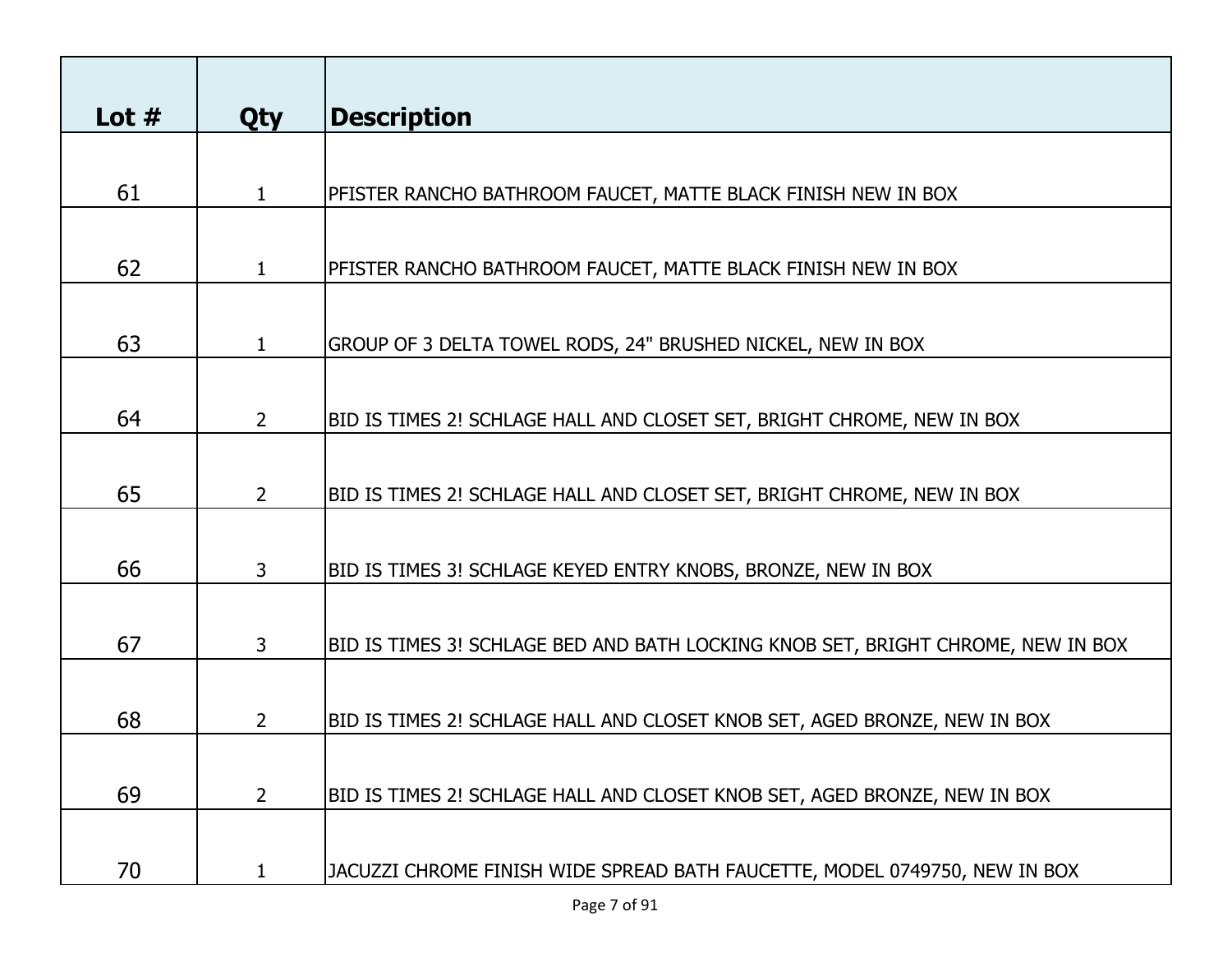| Lot # | Qty | Description |
|---|---|---|
| 61 | 1 | PFISTER RANCHO BATHROOM FAUCET, MATTE BLACK FINISH NEW IN BOX |
| 62 | 1 | PFISTER RANCHO BATHROOM FAUCET, MATTE BLACK FINISH NEW IN BOX |
| 63 | 1 | GROUP OF 3 DELTA TOWEL RODS, 24" BRUSHED NICKEL, NEW IN BOX |
| 64 | 2 | BID IS TIMES 2! SCHLAGE HALL AND CLOSET SET, BRIGHT CHROME, NEW IN BOX |
| 65 | 2 | BID IS TIMES 2! SCHLAGE HALL AND CLOSET SET, BRIGHT CHROME, NEW IN BOX |
| 66 | 3 | BID IS TIMES 3! SCHLAGE KEYED ENTRY KNOBS, BRONZE, NEW IN BOX |
| 67 | 3 | BID IS TIMES 3! SCHLAGE BED AND BATH LOCKING KNOB SET, BRIGHT CHROME, NEW IN BOX |
| 68 | 2 | BID IS TIMES 2! SCHLAGE HALL AND CLOSET KNOB SET, AGED BRONZE, NEW IN BOX |
| 69 | 2 | BID IS TIMES 2! SCHLAGE HALL AND CLOSET KNOB SET, AGED BRONZE, NEW IN BOX |
| 70 | 1 | JACUZZI CHROME FINISH WIDE SPREAD BATH FAUCETTE, MODEL 0749750, NEW IN BOX |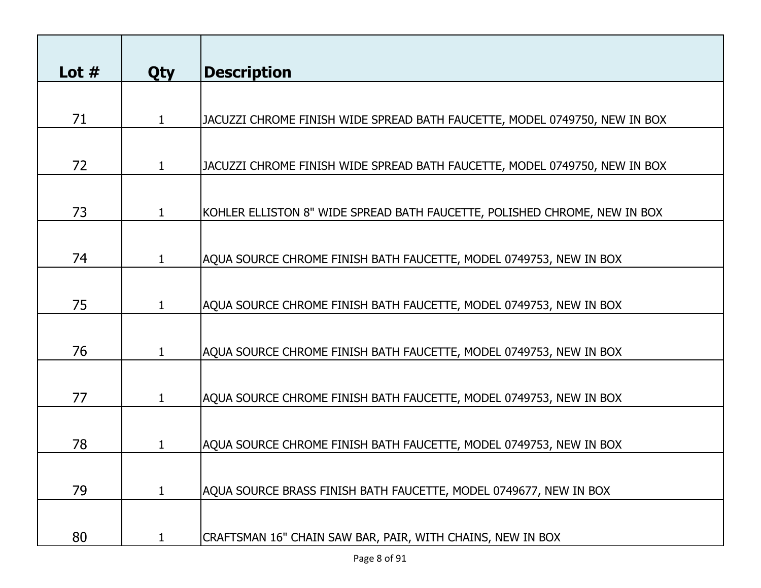| Lot # | Qty | Description |
| --- | --- | --- |
| 71 | 1 | JACUZZI CHROME FINISH WIDE SPREAD BATH FAUCETTE, MODEL 0749750, NEW IN BOX |
| 72 | 1 | JACUZZI CHROME FINISH WIDE SPREAD BATH FAUCETTE, MODEL 0749750, NEW IN BOX |
| 73 | 1 | KOHLER ELLISTON 8" WIDE SPREAD BATH FAUCETTE, POLISHED CHROME, NEW IN BOX |
| 74 | 1 | AQUA SOURCE CHROME FINISH BATH FAUCETTE, MODEL 0749753, NEW IN BOX |
| 75 | 1 | AQUA SOURCE CHROME FINISH BATH FAUCETTE, MODEL 0749753, NEW IN BOX |
| 76 | 1 | AQUA SOURCE CHROME FINISH BATH FAUCETTE, MODEL 0749753, NEW IN BOX |
| 77 | 1 | AQUA SOURCE CHROME FINISH BATH FAUCETTE, MODEL 0749753, NEW IN BOX |
| 78 | 1 | AQUA SOURCE CHROME FINISH BATH FAUCETTE, MODEL 0749753, NEW IN BOX |
| 79 | 1 | AQUA SOURCE BRASS FINISH BATH FAUCETTE, MODEL 0749677, NEW IN BOX |
| 80 | 1 | CRAFTSMAN 16" CHAIN SAW BAR, PAIR, WITH CHAINS, NEW IN BOX |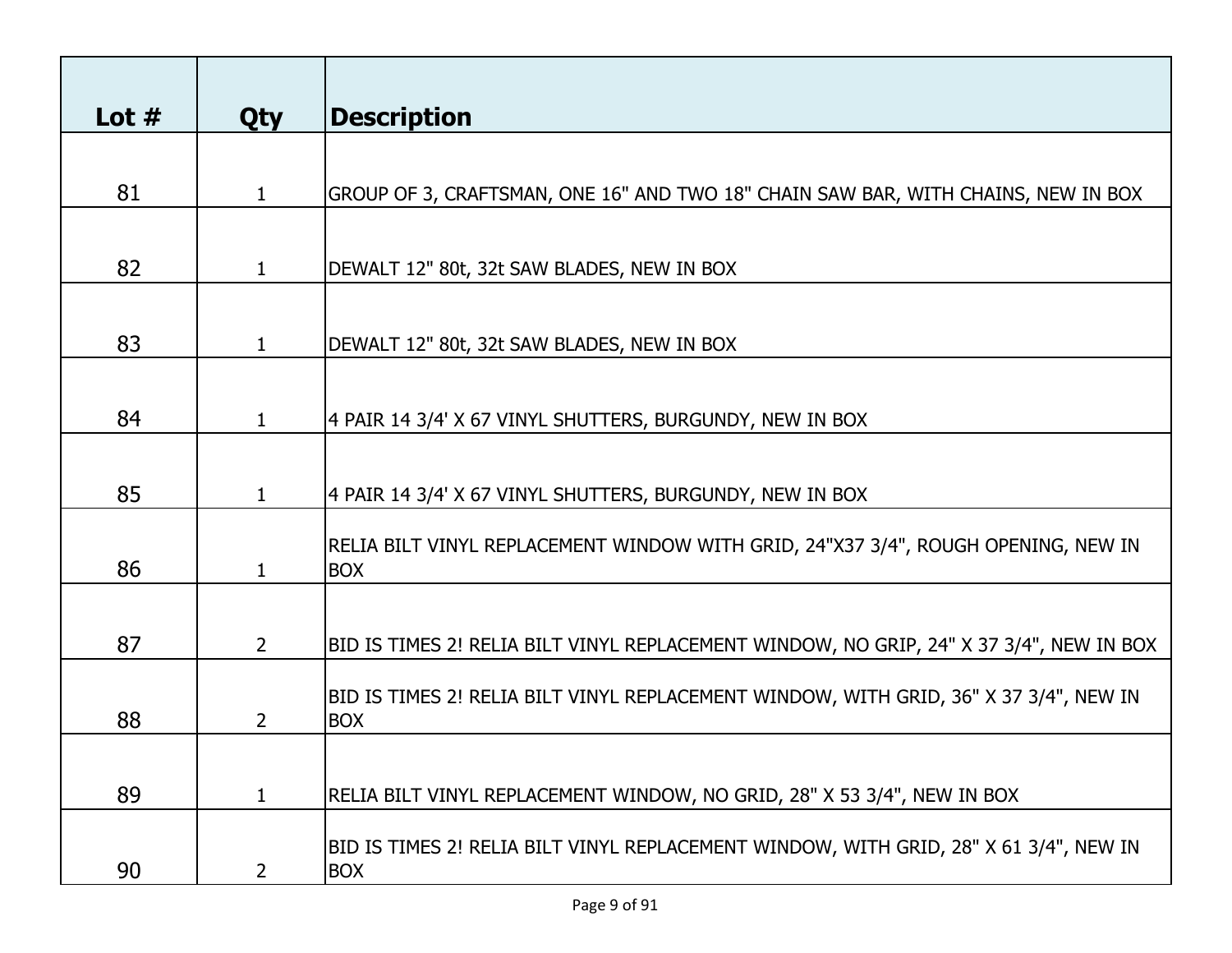| Lot # | Qty | Description |
|---|---|---|
| 81 | 1 | GROUP OF 3, CRAFTSMAN, ONE 16" AND TWO 18" CHAIN SAW BAR, WITH CHAINS, NEW IN BOX |
| 82 | 1 | DEWALT 12" 80t, 32t SAW BLADES, NEW IN BOX |
| 83 | 1 | DEWALT 12" 80t, 32t SAW BLADES, NEW IN BOX |
| 84 | 1 | 4 PAIR 14 3/4' X 67 VINYL SHUTTERS, BURGUNDY, NEW IN BOX |
| 85 | 1 | 4 PAIR 14 3/4' X 67 VINYL SHUTTERS, BURGUNDY, NEW IN BOX |
| 86 | 1 | RELIA BILT VINYL REPLACEMENT WINDOW WITH GRID, 24"X37 3/4", ROUGH OPENING, NEW IN BOX |
| 87 | 2 | BID IS TIMES 2! RELIA BILT VINYL REPLACEMENT WINDOW, NO GRIP, 24" X 37 3/4", NEW IN BOX |
| 88 | 2 | BID IS TIMES 2! RELIA BILT VINYL REPLACEMENT WINDOW, WITH GRID, 36" X 37 3/4", NEW IN BOX |
| 89 | 1 | RELIA BILT VINYL REPLACEMENT WINDOW, NO GRID, 28" X 53 3/4", NEW IN BOX |
| 90 | 2 | BID IS TIMES 2! RELIA BILT VINYL REPLACEMENT WINDOW, WITH GRID, 28" X 61 3/4", NEW IN BOX |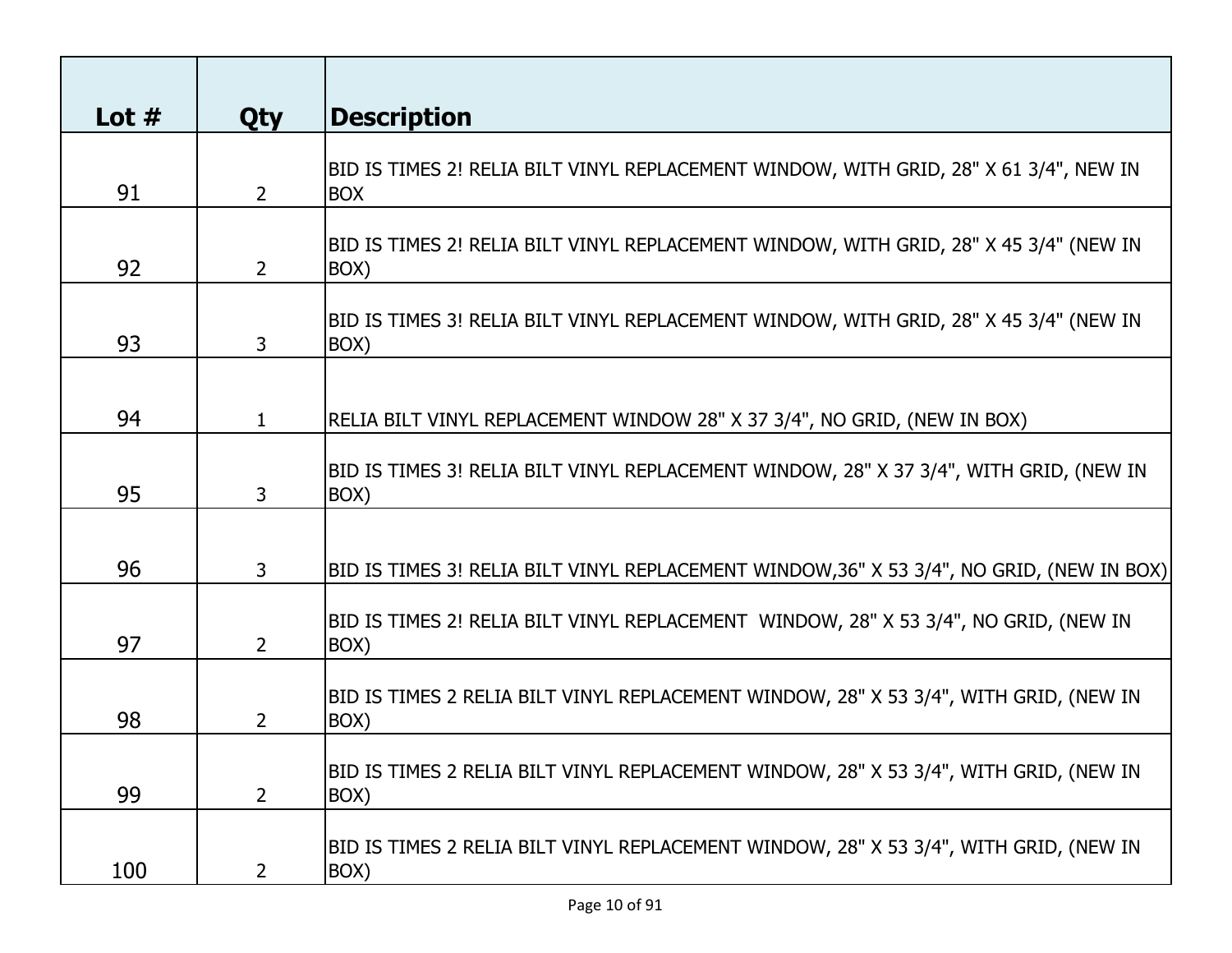| Lot # | Qty | Description |
|---|---|---|
| 91 | 2 | BID IS TIMES 2! RELIA BILT VINYL REPLACEMENT WINDOW, WITH GRID, 28" X 61 3/4", NEW IN BOX |
| 92 | 2 | BID IS TIMES 2! RELIA BILT VINYL REPLACEMENT WINDOW, WITH GRID, 28" X 45 3/4" (NEW IN BOX) |
| 93 | 3 | BID IS TIMES 3! RELIA BILT VINYL REPLACEMENT WINDOW, WITH GRID, 28" X 45 3/4" (NEW IN BOX) |
| 94 | 1 | RELIA BILT VINYL REPLACEMENT WINDOW 28" X 37 3/4", NO GRID, (NEW IN BOX) |
| 95 | 3 | BID IS TIMES 3! RELIA BILT VINYL REPLACEMENT WINDOW, 28" X 37 3/4", WITH GRID, (NEW IN BOX) |
| 96 | 3 | BID IS TIMES 3! RELIA BILT VINYL REPLACEMENT WINDOW,36" X 53 3/4", NO GRID, (NEW IN BOX) |
| 97 | 2 | BID IS TIMES 2! RELIA BILT VINYL REPLACEMENT WINDOW, 28" X 53 3/4", NO GRID, (NEW IN BOX) |
| 98 | 2 | BID IS TIMES 2 RELIA BILT VINYL REPLACEMENT WINDOW, 28" X 53 3/4", WITH GRID, (NEW IN BOX) |
| 99 | 2 | BID IS TIMES 2 RELIA BILT VINYL REPLACEMENT WINDOW, 28" X 53 3/4", WITH GRID, (NEW IN BOX) |
| 100 | 2 | BID IS TIMES 2 RELIA BILT VINYL REPLACEMENT WINDOW, 28" X 53 3/4", WITH GRID, (NEW IN BOX) |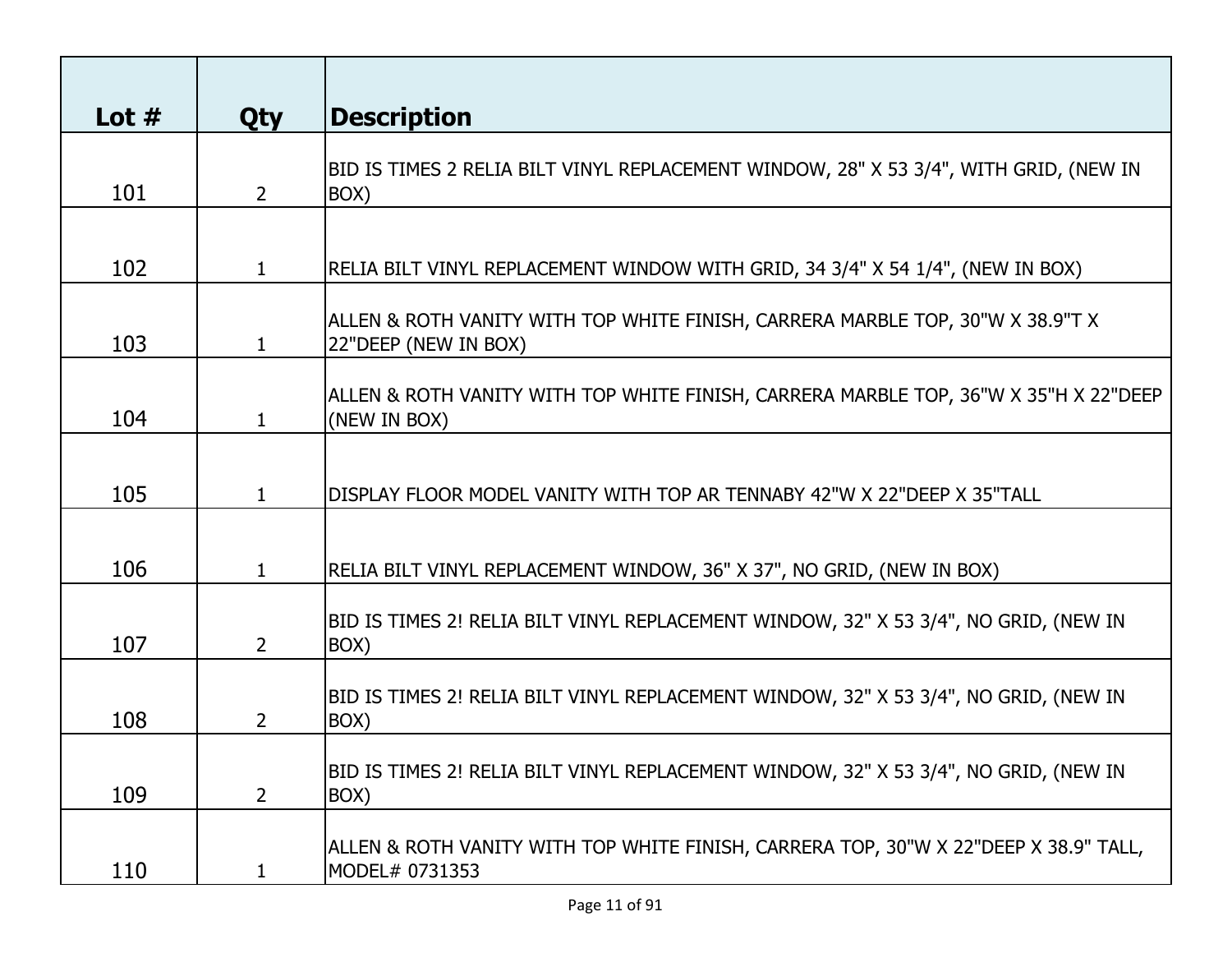| Lot # | Qty | Description |
|---|---|---|
| 101 | 2 | BID IS TIMES 2 RELIA BILT VINYL REPLACEMENT WINDOW, 28" X 53 3/4", WITH GRID, (NEW IN BOX) |
| 102 | 1 | RELIA BILT VINYL REPLACEMENT WINDOW WITH GRID, 34 3/4" X 54 1/4", (NEW IN BOX) |
| 103 | 1 | ALLEN & ROTH VANITY WITH TOP WHITE FINISH, CARRERA MARBLE TOP, 30"W X 38.9"T X 22"DEEP (NEW IN BOX) |
| 104 | 1 | ALLEN & ROTH VANITY WITH TOP WHITE FINISH, CARRERA MARBLE TOP, 36"W X 35"H X 22"DEEP (NEW IN BOX) |
| 105 | 1 | DISPLAY FLOOR MODEL VANITY WITH TOP AR TENNABY 42"W X 22"DEEP X 35"TALL |
| 106 | 1 | RELIA BILT VINYL REPLACEMENT WINDOW, 36" X 37", NO GRID, (NEW IN BOX) |
| 107 | 2 | BID IS TIMES 2! RELIA BILT VINYL REPLACEMENT WINDOW, 32" X 53 3/4", NO GRID, (NEW IN BOX) |
| 108 | 2 | BID IS TIMES 2! RELIA BILT VINYL REPLACEMENT WINDOW, 32" X 53 3/4", NO GRID, (NEW IN BOX) |
| 109 | 2 | BID IS TIMES 2! RELIA BILT VINYL REPLACEMENT WINDOW, 32" X 53 3/4", NO GRID, (NEW IN BOX) |
| 110 | 1 | ALLEN & ROTH VANITY WITH TOP WHITE FINISH, CARRERA TOP, 30"W X 22"DEEP X 38.9" TALL, MODEL# 0731353 |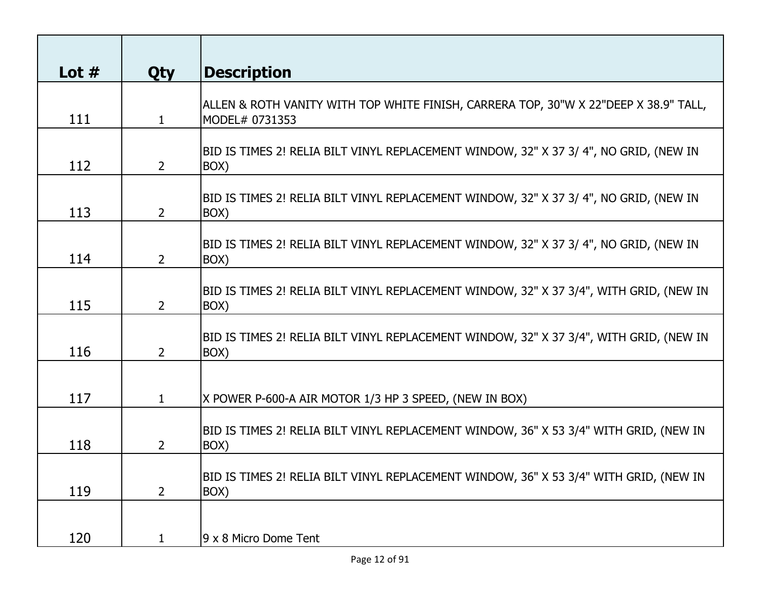| Lot # | Qty | Description |
|---|---|---|
| 111 | 1 | ALLEN & ROTH VANITY WITH TOP WHITE FINISH, CARRERA TOP, 30"W X 22"DEEP X 38.9" TALL, MODEL# 0731353 |
| 112 | 2 | BID IS TIMES 2! RELIA BILT VINYL REPLACEMENT WINDOW, 32" X 37 3/ 4", NO GRID, (NEW IN BOX) |
| 113 | 2 | BID IS TIMES 2! RELIA BILT VINYL REPLACEMENT WINDOW, 32" X 37 3/ 4", NO GRID, (NEW IN BOX) |
| 114 | 2 | BID IS TIMES 2! RELIA BILT VINYL REPLACEMENT WINDOW, 32" X 37 3/ 4", NO GRID, (NEW IN BOX) |
| 115 | 2 | BID IS TIMES 2! RELIA BILT VINYL REPLACEMENT WINDOW, 32" X 37 3/4", WITH GRID, (NEW IN BOX) |
| 116 | 2 | BID IS TIMES 2! RELIA BILT VINYL REPLACEMENT WINDOW, 32" X 37 3/4", WITH GRID, (NEW IN BOX) |
| 117 | 1 | X POWER P-600-A AIR MOTOR 1/3 HP 3 SPEED, (NEW IN BOX) |
| 118 | 2 | BID IS TIMES 2! RELIA BILT VINYL REPLACEMENT WINDOW, 36" X 53 3/4" WITH GRID, (NEW IN BOX) |
| 119 | 2 | BID IS TIMES 2! RELIA BILT VINYL REPLACEMENT WINDOW, 36" X 53 3/4" WITH GRID, (NEW IN BOX) |
| 120 | 1 | 9 x 8 Micro Dome Tent |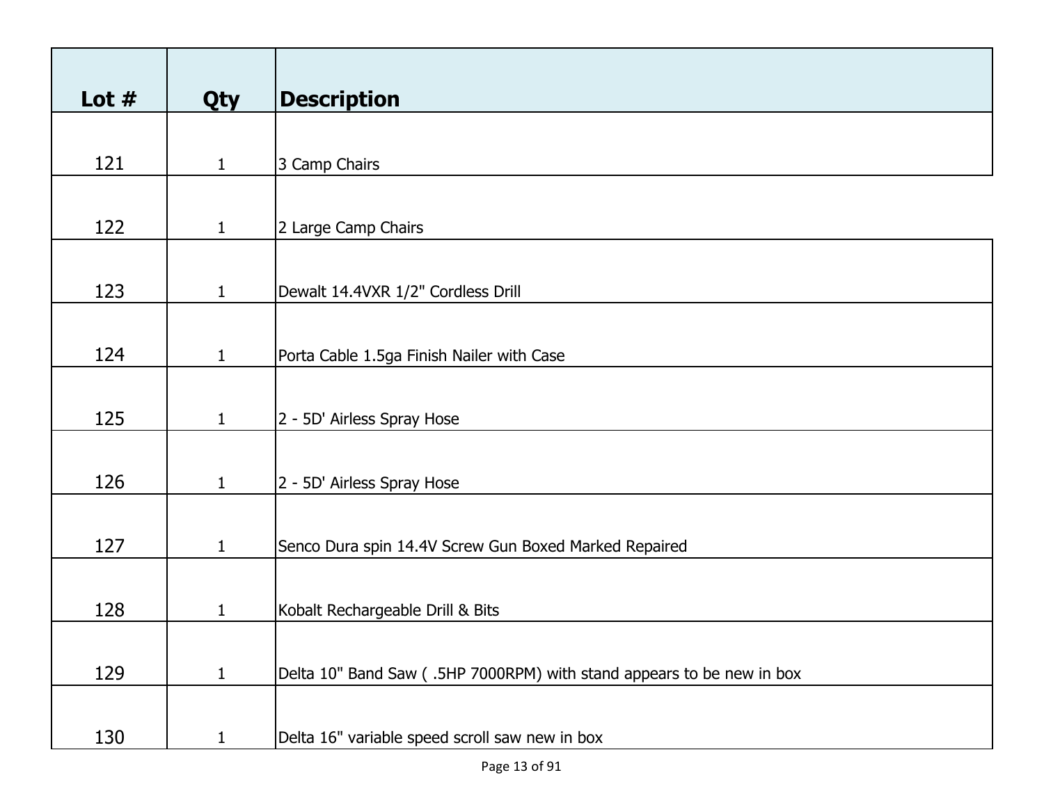| Lot # | Qty | Description |
|---|---|---|
| 121 | 1 | 3 Camp Chairs |
| 122 | 1 | 2 Large Camp Chairs |
| 123 | 1 | Dewalt 14.4VXR 1/2" Cordless Drill |
| 124 | 1 | Porta Cable 1.5ga Finish Nailer with Case |
| 125 | 1 | 2 - 5D' Airless Spray Hose |
| 126 | 1 | 2 - 5D' Airless Spray Hose |
| 127 | 1 | Senco Dura spin 14.4V Screw Gun Boxed Marked Repaired |
| 128 | 1 | Kobalt Rechargeable Drill & Bits |
| 129 | 1 | Delta 10" Band Saw ( .5HP 7000RPM) with stand appears to be new in box |
| 130 | 1 | Delta 16" variable speed scroll saw new in box |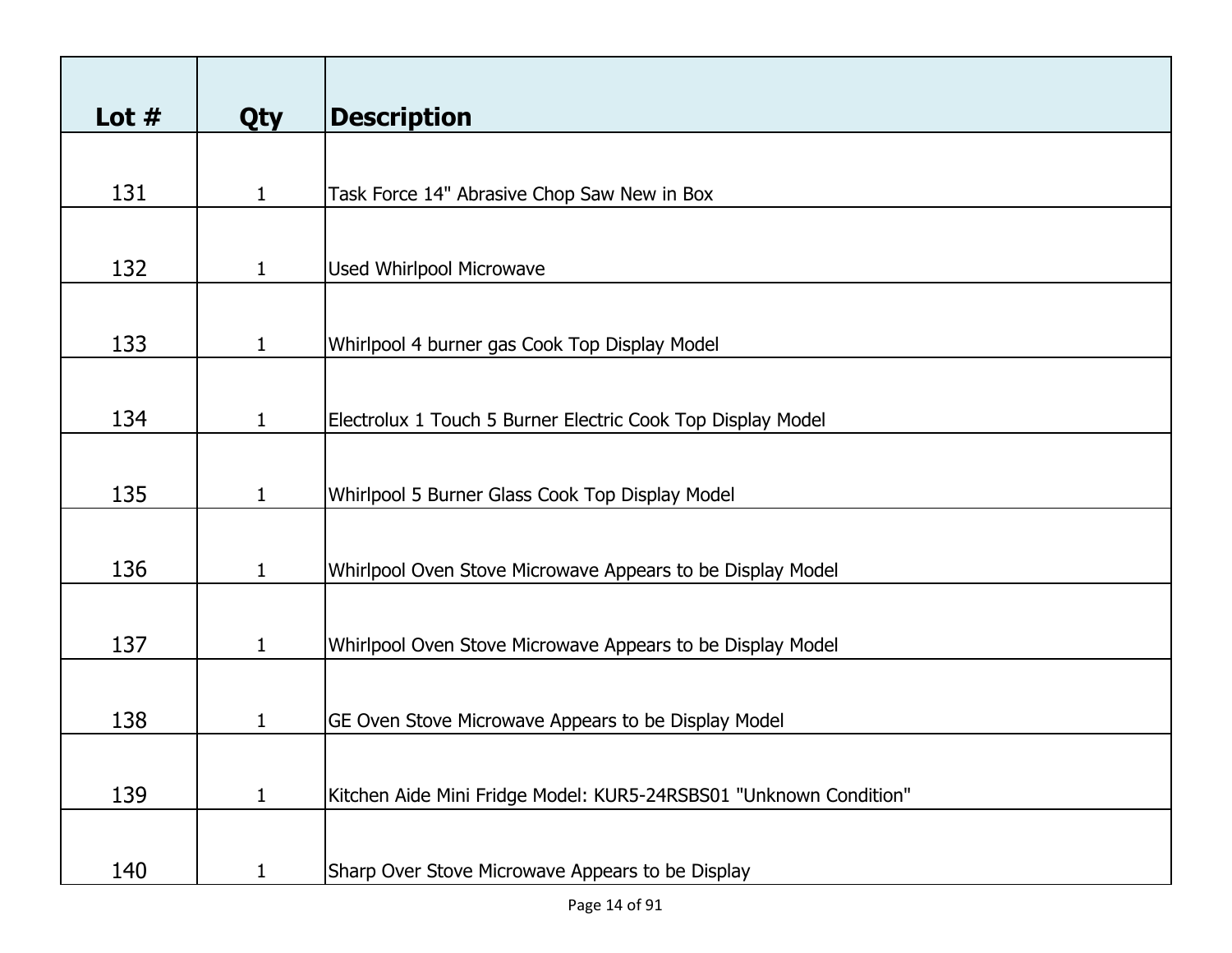| Lot # | Qty | Description |
|---|---|---|
| 131 | 1 | Task Force 14" Abrasive Chop Saw New in Box |
| 132 | 1 | Used Whirlpool Microwave |
| 133 | 1 | Whirlpool 4 burner gas Cook Top Display Model |
| 134 | 1 | Electrolux 1 Touch 5 Burner Electric Cook Top Display Model |
| 135 | 1 | Whirlpool 5 Burner Glass Cook Top Display Model |
| 136 | 1 | Whirlpool Oven Stove Microwave Appears to be Display Model |
| 137 | 1 | Whirlpool Oven Stove Microwave Appears to be Display Model |
| 138 | 1 | GE Oven Stove Microwave Appears to be Display Model |
| 139 | 1 | Kitchen Aide Mini Fridge Model: KUR5-24RSBS01 "Unknown Condition" |
| 140 | 1 | Sharp Over Stove Microwave Appears to be Display |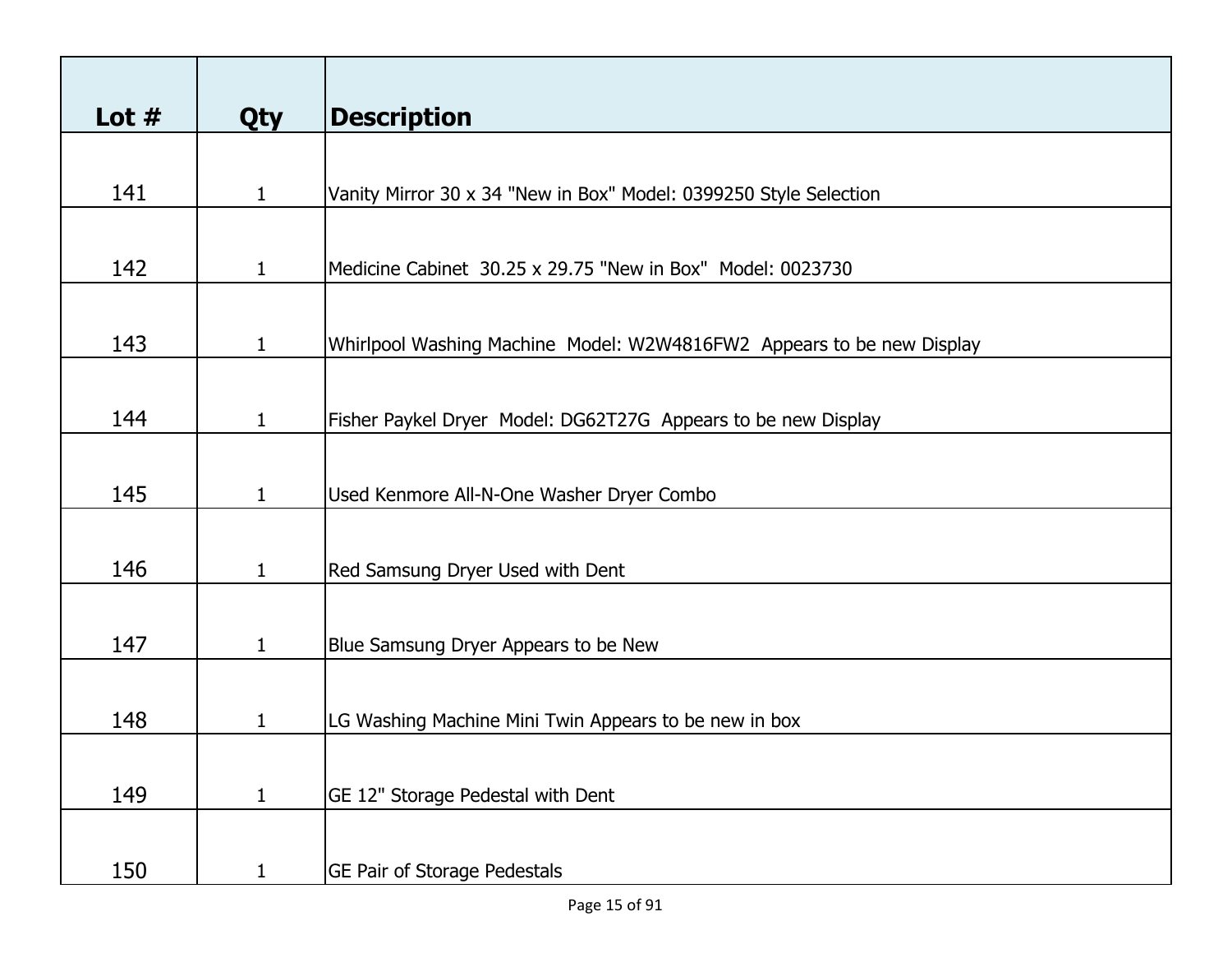| Lot # | Qty | Description |
| --- | --- | --- |
| 141 | 1 | Vanity Mirror 30 x 34 "New in Box" Model: 0399250 Style Selection |
| 142 | 1 | Medicine Cabinet 30.25 x 29.75 "New in Box" Model: 0023730 |
| 143 | 1 | Whirlpool Washing Machine Model: W2W4816FW2 Appears to be new Display |
| 144 | 1 | Fisher Paykel Dryer Model: DG62T27G Appears to be new Display |
| 145 | 1 | Used Kenmore All-N-One Washer Dryer Combo |
| 146 | 1 | Red Samsung Dryer Used with Dent |
| 147 | 1 | Blue Samsung Dryer Appears to be New |
| 148 | 1 | LG Washing Machine Mini Twin Appears to be new in box |
| 149 | 1 | GE 12" Storage Pedestal with Dent |
| 150 | 1 | GE Pair of Storage Pedestals |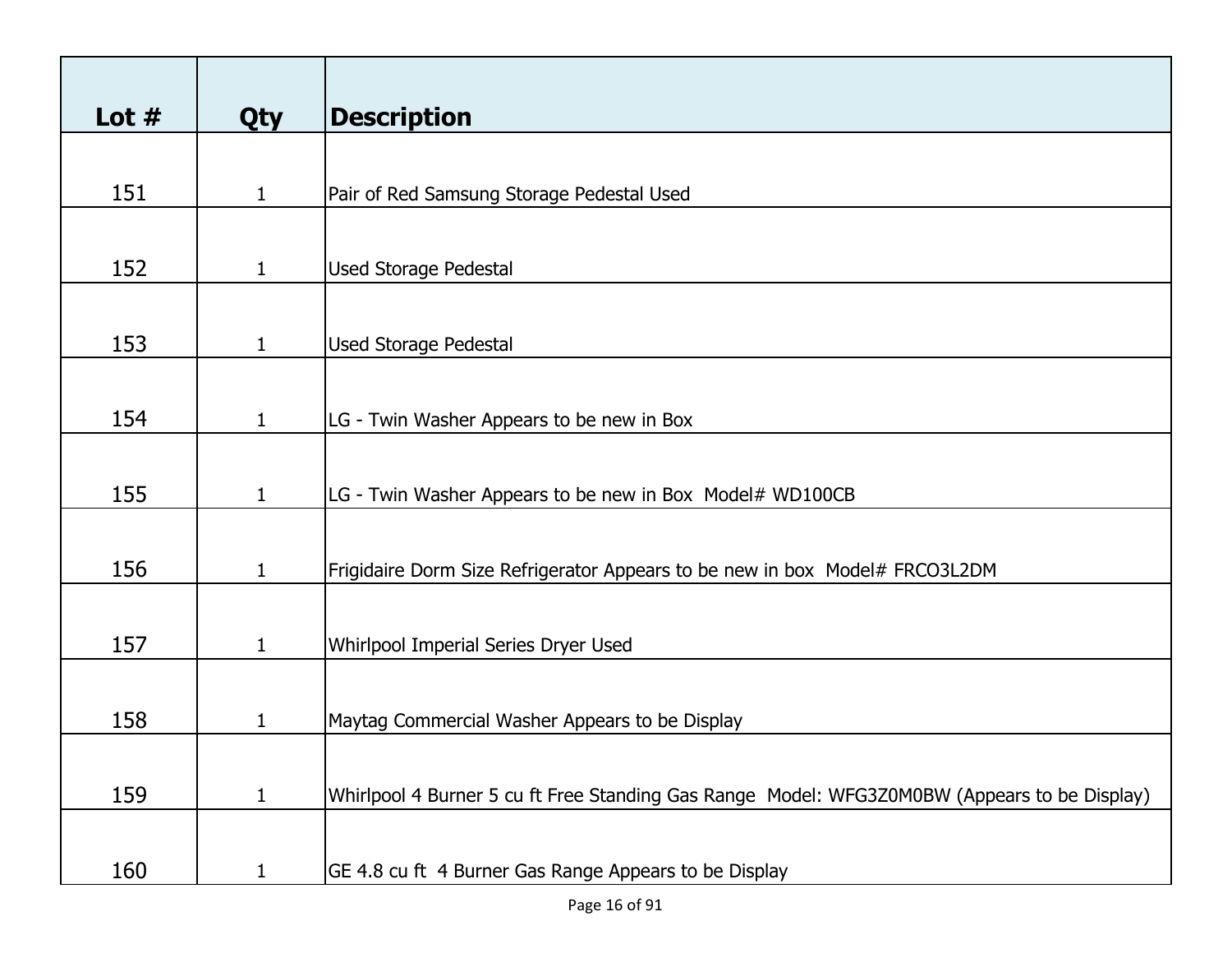| Lot # | Qty | Description |
|---|---|---|
| 151 | 1 | Pair of Red Samsung Storage Pedestal Used |
| 152 | 1 | Used Storage Pedestal |
| 153 | 1 | Used Storage Pedestal |
| 154 | 1 | LG - Twin Washer Appears to be new in Box |
| 155 | 1 | LG - Twin Washer Appears to be new in Box  Model# WD100CB |
| 156 | 1 | Frigidaire Dorm Size Refrigerator Appears to be new in box  Model# FRCO3L2DM |
| 157 | 1 | Whirlpool Imperial Series Dryer Used |
| 158 | 1 | Maytag Commercial Washer Appears to be Display |
| 159 | 1 | Whirlpool 4 Burner 5 cu ft Free Standing Gas Range  Model: WFG3Z0M0BW (Appears to be Display) |
| 160 | 1 | GE 4.8 cu ft  4 Burner Gas Range Appears to be Display |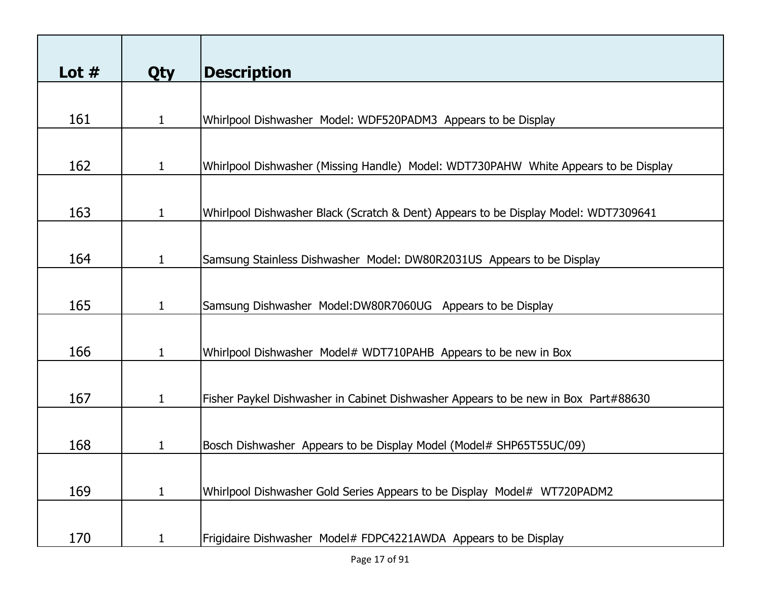| Lot # | Qty | Description |
|---|---|---|
| 161 | 1 | Whirlpool Dishwasher  Model: WDF520PADM3  Appears to be Display |
| 162 | 1 | Whirlpool Dishwasher (Missing Handle)  Model: WDT730PAHW  White Appears to be Display |
| 163 | 1 | Whirlpool Dishwasher Black (Scratch & Dent) Appears to be Display Model: WDT7309641 |
| 164 | 1 | Samsung Stainless Dishwasher  Model: DW80R2031US  Appears to be Display |
| 165 | 1 | Samsung Dishwasher  Model:DW80R7060UG   Appears to be Display |
| 166 | 1 | Whirlpool Dishwasher  Model# WDT710PAHB  Appears to be new in Box |
| 167 | 1 | Fisher Paykel Dishwasher in Cabinet Dishwasher Appears to be new in Box  Part#88630 |
| 168 | 1 | Bosch Dishwasher  Appears to be Display Model (Model# SHP65T55UC/09) |
| 169 | 1 | Whirlpool Dishwasher Gold Series Appears to be Display  Model#  WT720PADM2 |
| 170 | 1 | Frigidaire Dishwasher  Model# FDPC4221AWDA  Appears to be Display |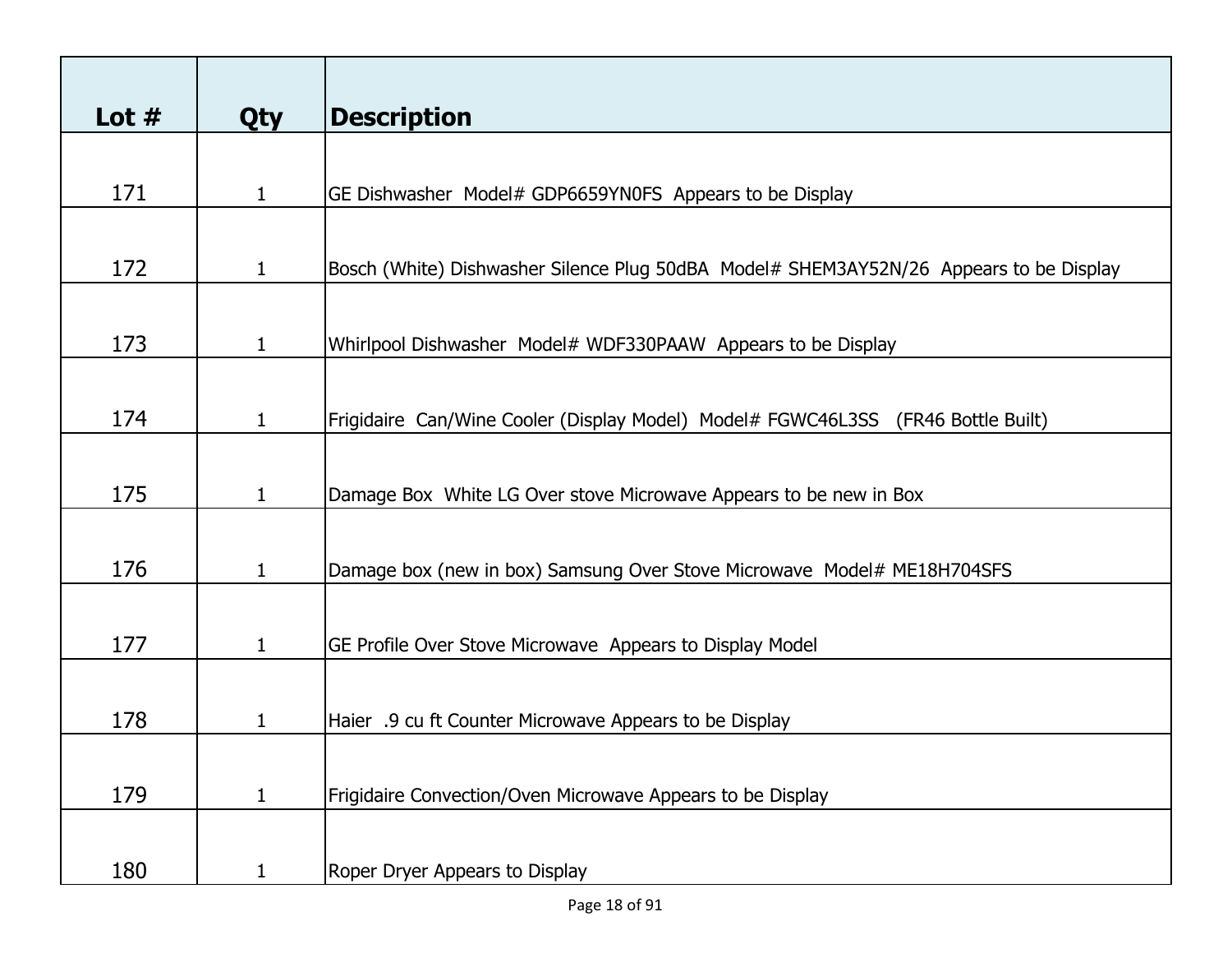| Lot # | Qty | Description |
|---|---|---|
| 171 | 1 | GE Dishwasher  Model# GDP6659YN0FS  Appears to be Display |
| 172 | 1 | Bosch (White) Dishwasher Silence Plug 50dBA  Model# SHEM3AY52N/26  Appears to be Display |
| 173 | 1 | Whirlpool Dishwasher  Model# WDF330PAAW  Appears to be Display |
| 174 | 1 | Frigidaire  Can/Wine Cooler (Display Model)  Model# FGWC46L3SS   (FR46 Bottle Built) |
| 175 | 1 | Damage Box  White LG Over stove Microwave Appears to be new in Box |
| 176 | 1 | Damage box (new in box) Samsung Over Stove Microwave  Model# ME18H704SFS |
| 177 | 1 | GE Profile Over Stove Microwave  Appears to Display Model |
| 178 | 1 | Haier  .9 cu ft Counter Microwave Appears to be Display |
| 179 | 1 | Frigidaire Convection/Oven Microwave Appears to be Display |
| 180 | 1 | Roper Dryer Appears to Display |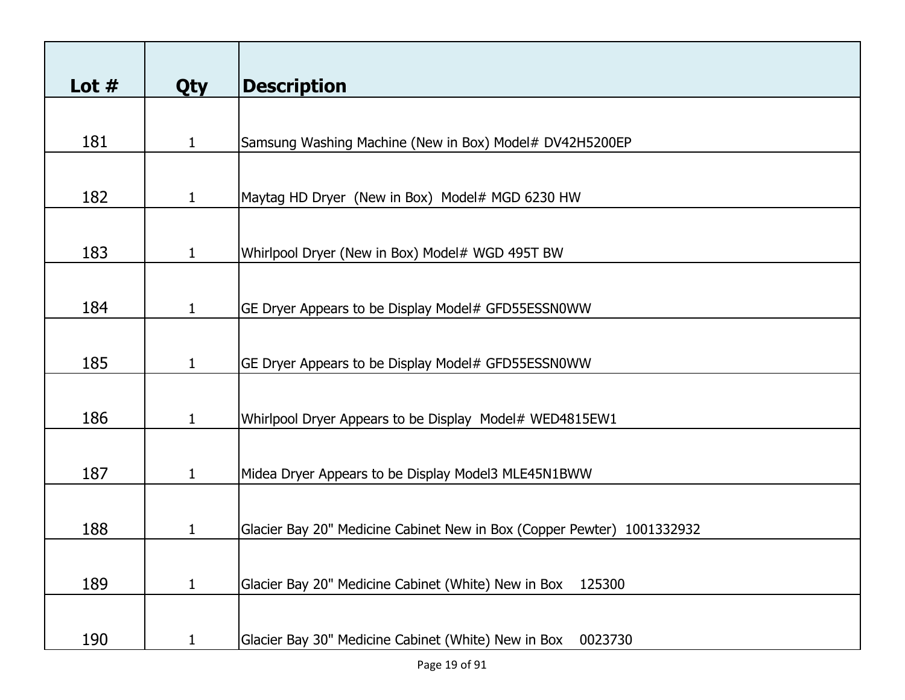| Lot # | Qty | Description |
|---|---|---|
| 181 | 1 | Samsung Washing Machine (New in Box) Model# DV42H5200EP |
| 182 | 1 | Maytag HD Dryer (New in Box) Model# MGD 6230 HW |
| 183 | 1 | Whirlpool Dryer (New in Box) Model# WGD 495T BW |
| 184 | 1 | GE Dryer Appears to be Display Model# GFD55ESSN0WW |
| 185 | 1 | GE Dryer Appears to be Display Model# GFD55ESSN0WW |
| 186 | 1 | Whirlpool Dryer Appears to be Display Model# WED4815EW1 |
| 187 | 1 | Midea Dryer Appears to be Display Model3 MLE45N1BWW |
| 188 | 1 | Glacier Bay 20" Medicine Cabinet New in Box (Copper Pewter) 1001332932 |
| 189 | 1 | Glacier Bay 20" Medicine Cabinet (White) New in Box 125300 |
| 190 | 1 | Glacier Bay 30" Medicine Cabinet (White) New in Box 0023730 |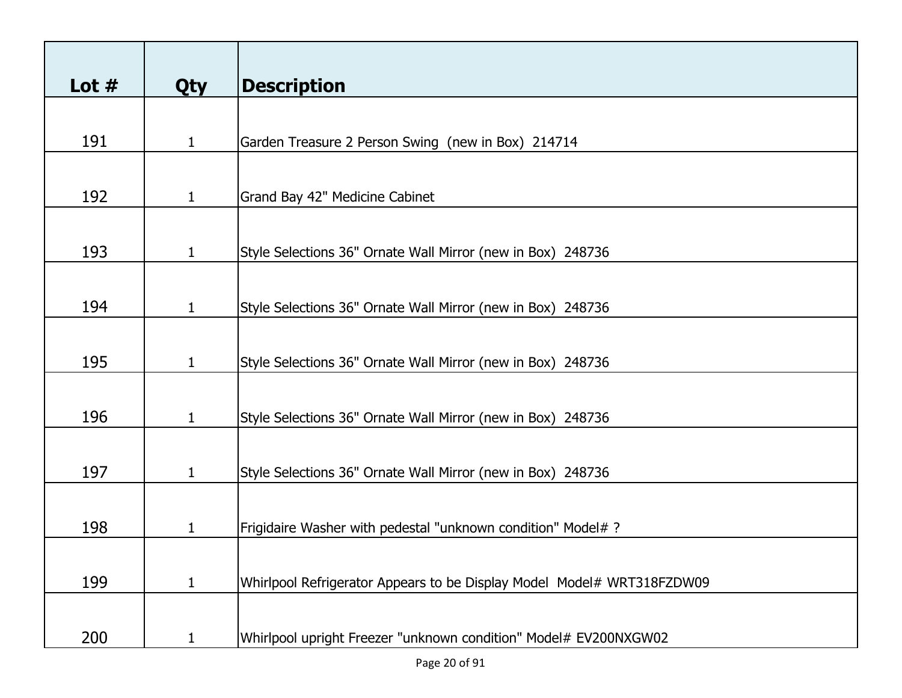| Lot # | Qty | Description |
|---|---|---|
| 191 | 1 | Garden Treasure 2 Person Swing (new in Box) 214714 |
| 192 | 1 | Grand Bay 42" Medicine Cabinet |
| 193 | 1 | Style Selections 36" Ornate Wall Mirror (new in Box) 248736 |
| 194 | 1 | Style Selections 36" Ornate Wall Mirror (new in Box) 248736 |
| 195 | 1 | Style Selections 36" Ornate Wall Mirror (new in Box) 248736 |
| 196 | 1 | Style Selections 36" Ornate Wall Mirror (new in Box) 248736 |
| 197 | 1 | Style Selections 36" Ornate Wall Mirror (new in Box) 248736 |
| 198 | 1 | Frigidaire Washer with pedestal "unknown condition" Model# ? |
| 199 | 1 | Whirlpool Refrigerator Appears to be Display Model Model# WRT318FZDW09 |
| 200 | 1 | Whirlpool upright Freezer "unknown condition" Model# EV200NXGW02 |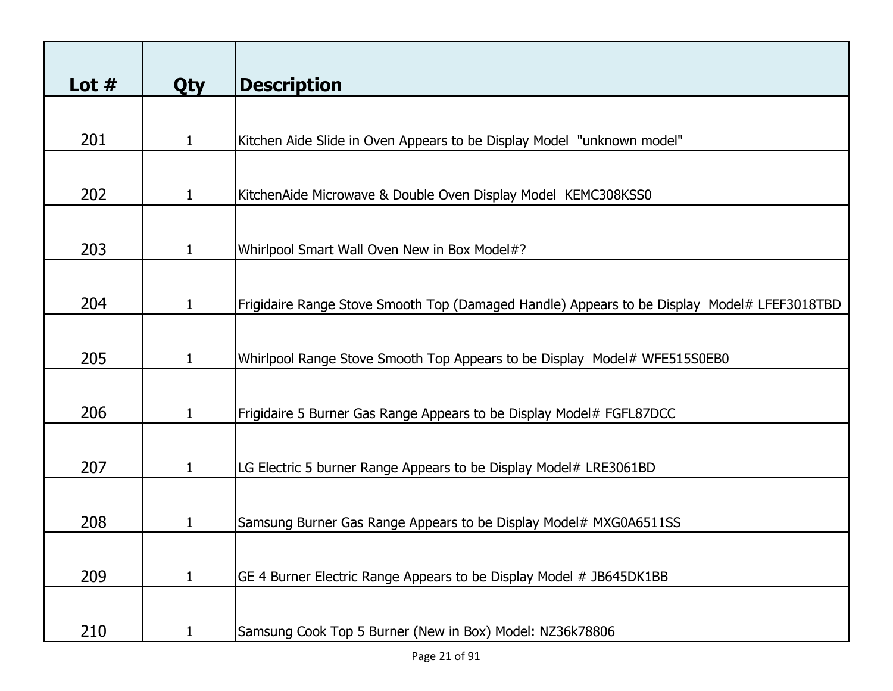| Lot # | Qty | Description |
|---|---|---|
| 201 | 1 | Kitchen Aide Slide in Oven Appears to be Display Model "unknown model" |
| 202 | 1 | KitchenAide Microwave & Double Oven Display Model KEMC308KSS0 |
| 203 | 1 | Whirlpool Smart Wall Oven New in Box Model#? |
| 204 | 1 | Frigidaire Range Stove Smooth Top (Damaged Handle) Appears to be Display Model# LFEF3018TBD |
| 205 | 1 | Whirlpool Range Stove Smooth Top Appears to be Display Model# WFE515S0EB0 |
| 206 | 1 | Frigidaire 5 Burner Gas Range Appears to be Display Model# FGFL87DCC |
| 207 | 1 | LG Electric 5 burner Range Appears to be Display Model# LRE3061BD |
| 208 | 1 | Samsung Burner Gas Range Appears to be Display Model# MXG0A6511SS |
| 209 | 1 | GE 4 Burner Electric Range Appears to be Display Model # JB645DK1BB |
| 210 | 1 | Samsung Cook Top 5 Burner (New in Box) Model: NZ36k78806 |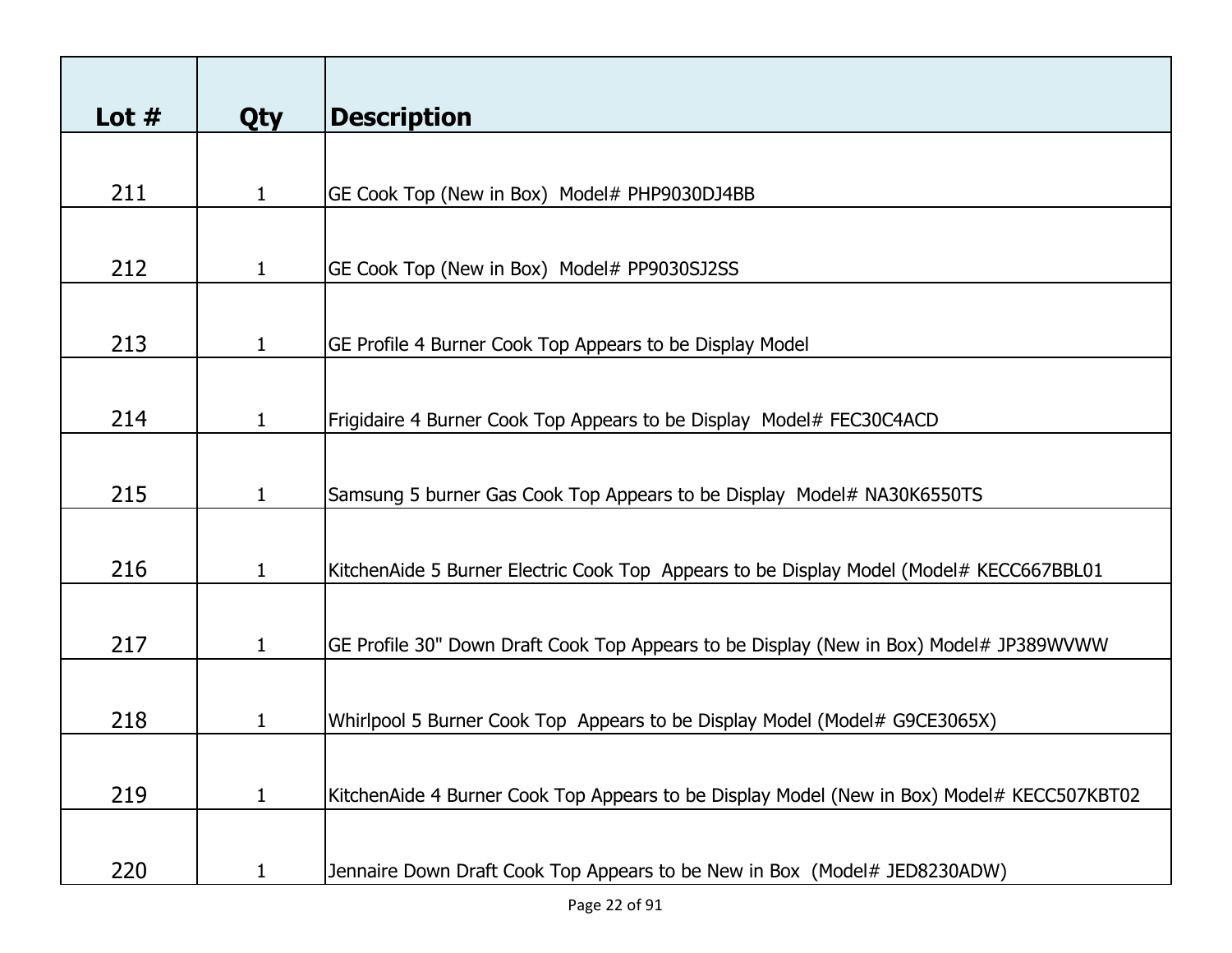| Lot # | Qty | Description |
|---|---|---|
| 211 | 1 | GE Cook Top (New in Box) Model# PHP9030DJ4BB |
| 212 | 1 | GE Cook Top (New in Box) Model# PP9030SJ2SS |
| 213 | 1 | GE Profile 4 Burner Cook Top Appears to be Display Model |
| 214 | 1 | Frigidaire 4 Burner Cook Top Appears to be Display Model# FEC30C4ACD |
| 215 | 1 | Samsung 5 burner Gas Cook Top Appears to be Display Model# NA30K6550TS |
| 216 | 1 | KitchenAide 5 Burner Electric Cook Top Appears to be Display Model (Model# KECC667BBL01 |
| 217 | 1 | GE Profile 30" Down Draft Cook Top Appears to be Display (New in Box) Model# JP389WVWW |
| 218 | 1 | Whirlpool 5 Burner Cook Top Appears to be Display Model (Model# G9CE3065X) |
| 219 | 1 | KitchenAide 4 Burner Cook Top Appears to be Display Model (New in Box) Model# KECC507KBT02 |
| 220 | 1 | Jennaire Down Draft Cook Top Appears to be New in Box (Model# JED8230ADW) |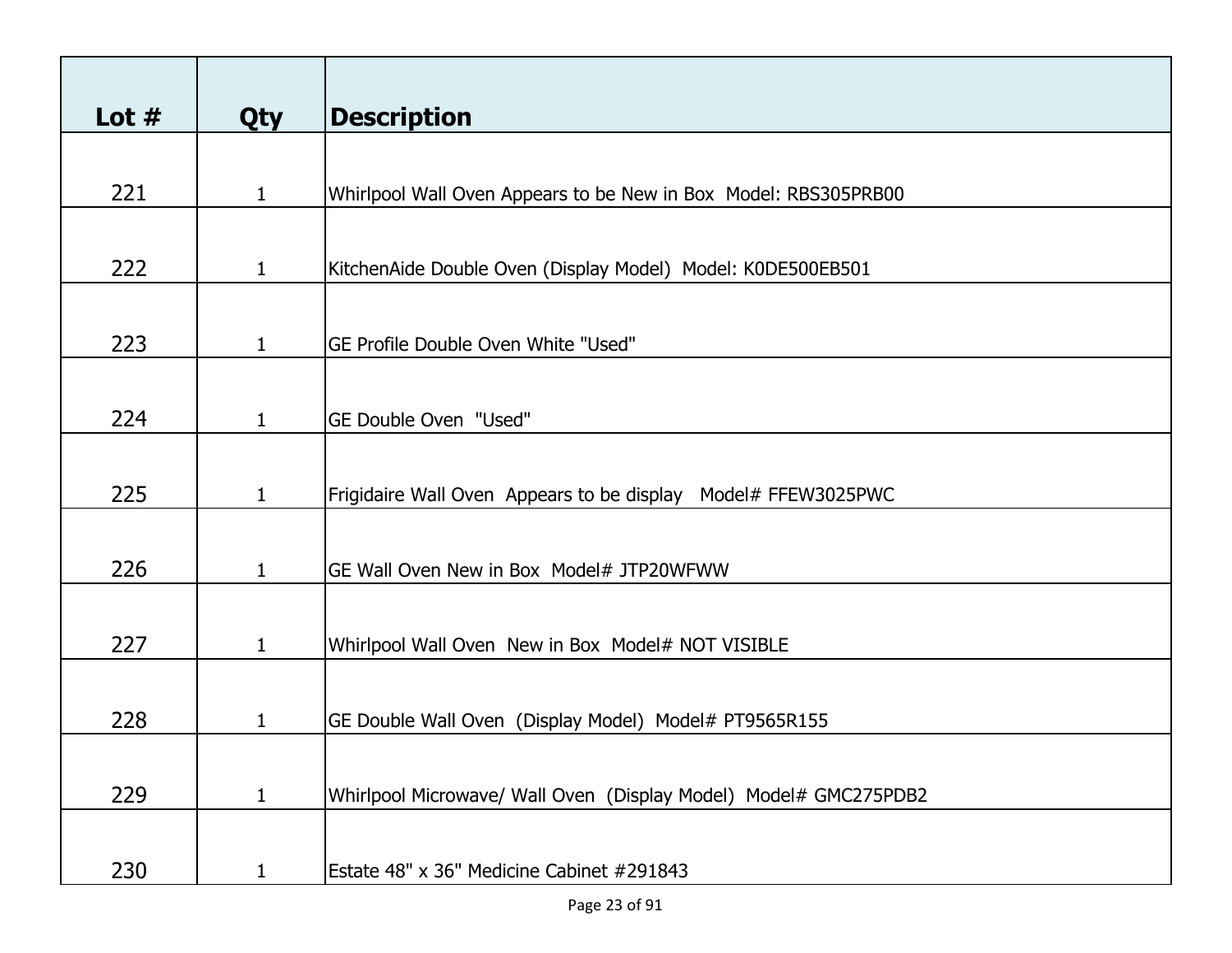| Lot # | Qty | Description |
|---|---|---|
| 221 | 1 | Whirlpool Wall Oven Appears to be New in Box  Model: RBS305PRB00 |
| 222 | 1 | KitchenAide Double Oven (Display Model)  Model: K0DE500EB501 |
| 223 | 1 | GE Profile Double Oven White "Used" |
| 224 | 1 | GE Double Oven  "Used" |
| 225 | 1 | Frigidaire Wall Oven  Appears to be display   Model# FFEW3025PWC |
| 226 | 1 | GE Wall Oven New in Box  Model# JTP20WFWW |
| 227 | 1 | Whirlpool Wall Oven  New in Box  Model# NOT VISIBLE |
| 228 | 1 | GE Double Wall Oven  (Display Model)  Model# PT9565R155 |
| 229 | 1 | Whirlpool Microwave/ Wall Oven  (Display Model)  Model# GMC275PDB2 |
| 230 | 1 | Estate 48" x 36" Medicine Cabinet #291843 |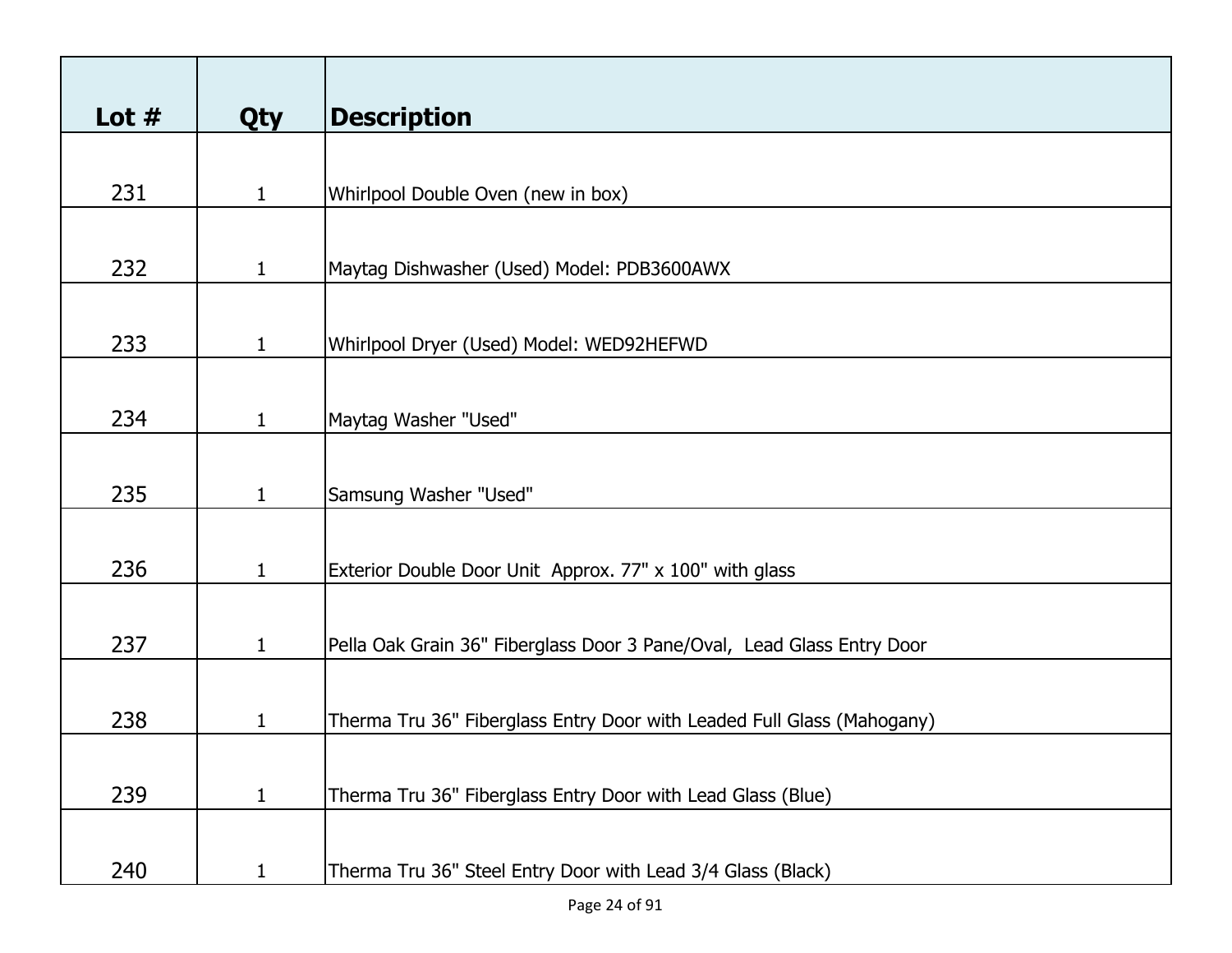| Lot # | Qty | Description |
|---|---|---|
| 231 | 1 | Whirlpool Double Oven (new in box) |
| 232 | 1 | Maytag Dishwasher (Used) Model: PDB3600AWX |
| 233 | 1 | Whirlpool Dryer (Used) Model: WED92HEFWD |
| 234 | 1 | Maytag Washer "Used" |
| 235 | 1 | Samsung Washer "Used" |
| 236 | 1 | Exterior Double Door Unit Approx. 77" x 100" with glass |
| 237 | 1 | Pella Oak Grain 36" Fiberglass Door 3 Pane/Oval, Lead Glass Entry Door |
| 238 | 1 | Therma Tru 36" Fiberglass Entry Door with Leaded Full Glass (Mahogany) |
| 239 | 1 | Therma Tru 36" Fiberglass Entry Door with Lead Glass (Blue) |
| 240 | 1 | Therma Tru 36" Steel Entry Door with Lead 3/4 Glass (Black) |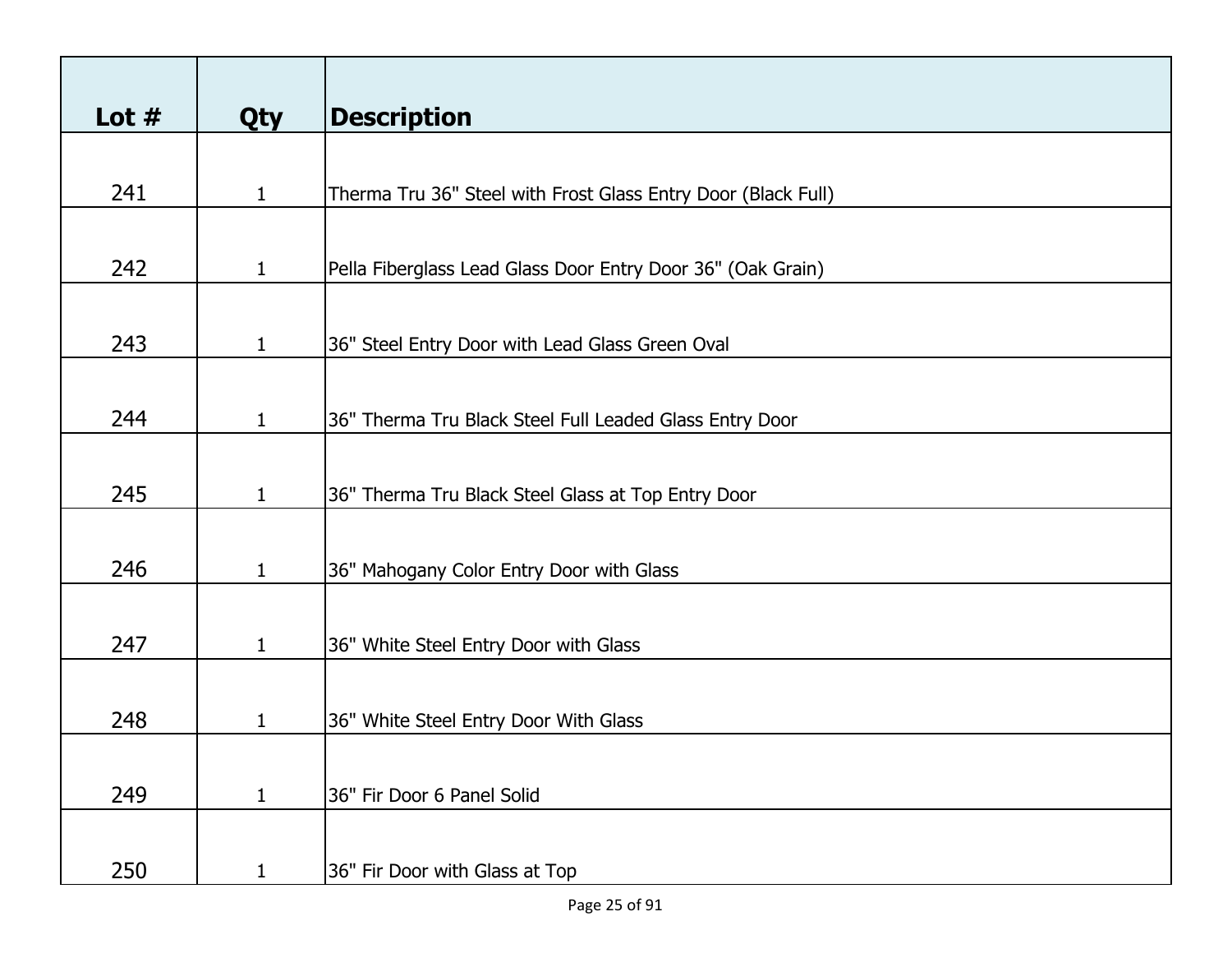| Lot # | Qty | Description |
| --- | --- | --- |
| 241 | 1 | Therma Tru 36" Steel with Frost Glass Entry Door (Black Full) |
| 242 | 1 | Pella Fiberglass Lead Glass Door Entry Door 36" (Oak Grain) |
| 243 | 1 | 36" Steel Entry Door with Lead Glass Green Oval |
| 244 | 1 | 36" Therma Tru Black Steel Full Leaded Glass Entry Door |
| 245 | 1 | 36" Therma Tru Black Steel Glass at Top Entry Door |
| 246 | 1 | 36" Mahogany Color Entry Door with Glass |
| 247 | 1 | 36" White Steel Entry Door with Glass |
| 248 | 1 | 36" White Steel Entry Door With Glass |
| 249 | 1 | 36" Fir Door 6 Panel Solid |
| 250 | 1 | 36" Fir Door with Glass at Top |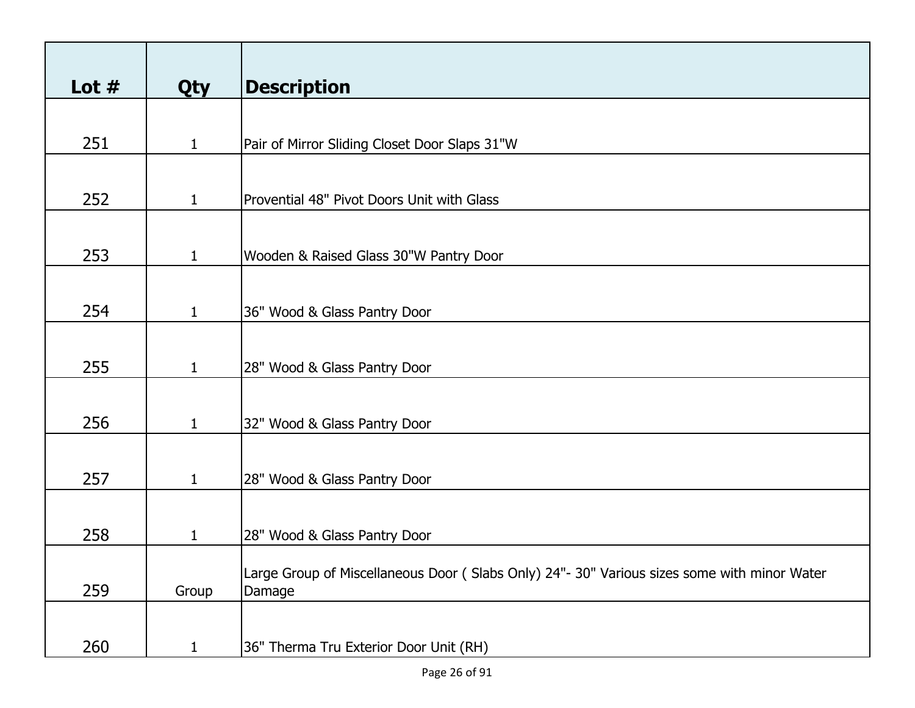| Lot # | Qty | Description |
|---|---|---|
| 251 | 1 | Pair of Mirror Sliding Closet Door Slaps 31"W |
| 252 | 1 | Provential 48" Pivot Doors Unit with Glass |
| 253 | 1 | Wooden & Raised Glass 30"W Pantry Door |
| 254 | 1 | 36" Wood & Glass Pantry Door |
| 255 | 1 | 28" Wood & Glass Pantry Door |
| 256 | 1 | 32" Wood & Glass Pantry Door |
| 257 | 1 | 28" Wood & Glass Pantry Door |
| 258 | 1 | 28" Wood & Glass Pantry Door |
| 259 | Group | Large Group of Miscellaneous Door ( Slabs Only) 24"- 30" Various sizes some with minor Water Damage |
| 260 | 1 | 36" Therma Tru Exterior Door Unit (RH) |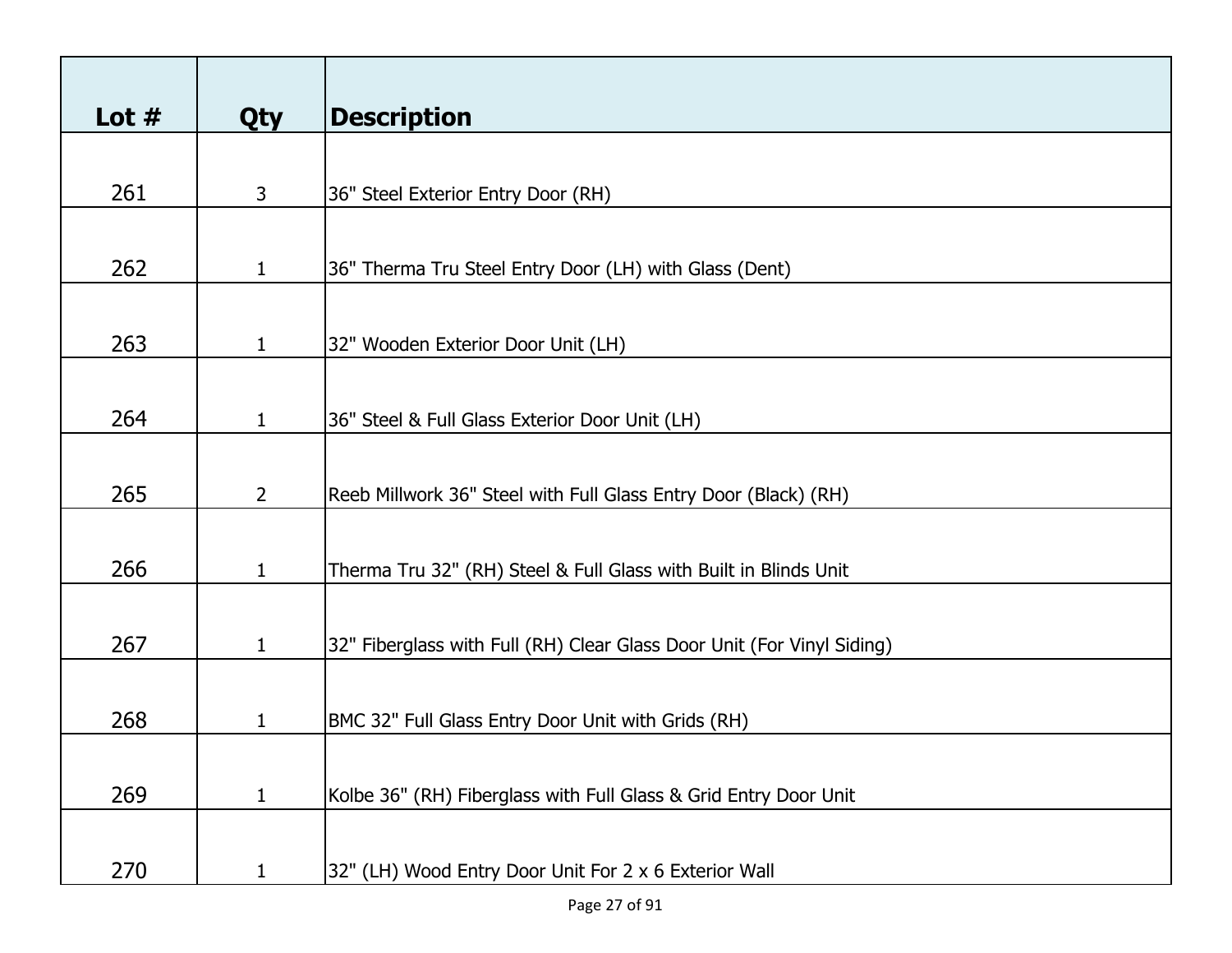| Lot # | Qty | Description |
|---|---|---|
| 261 | 3 | 36" Steel Exterior Entry Door (RH) |
| 262 | 1 | 36" Therma Tru Steel Entry Door (LH) with Glass (Dent) |
| 263 | 1 | 32" Wooden Exterior Door Unit (LH) |
| 264 | 1 | 36" Steel & Full Glass Exterior Door Unit (LH) |
| 265 | 2 | Reeb Millwork 36" Steel with Full Glass Entry Door (Black) (RH) |
| 266 | 1 | Therma Tru 32" (RH) Steel & Full Glass with Built in Blinds Unit |
| 267 | 1 | 32" Fiberglass with Full (RH) Clear Glass Door Unit (For Vinyl Siding) |
| 268 | 1 | BMC 32" Full Glass Entry Door Unit with Grids (RH) |
| 269 | 1 | Kolbe 36" (RH) Fiberglass with Full Glass & Grid Entry Door Unit |
| 270 | 1 | 32" (LH) Wood Entry Door Unit For 2 x 6 Exterior Wall |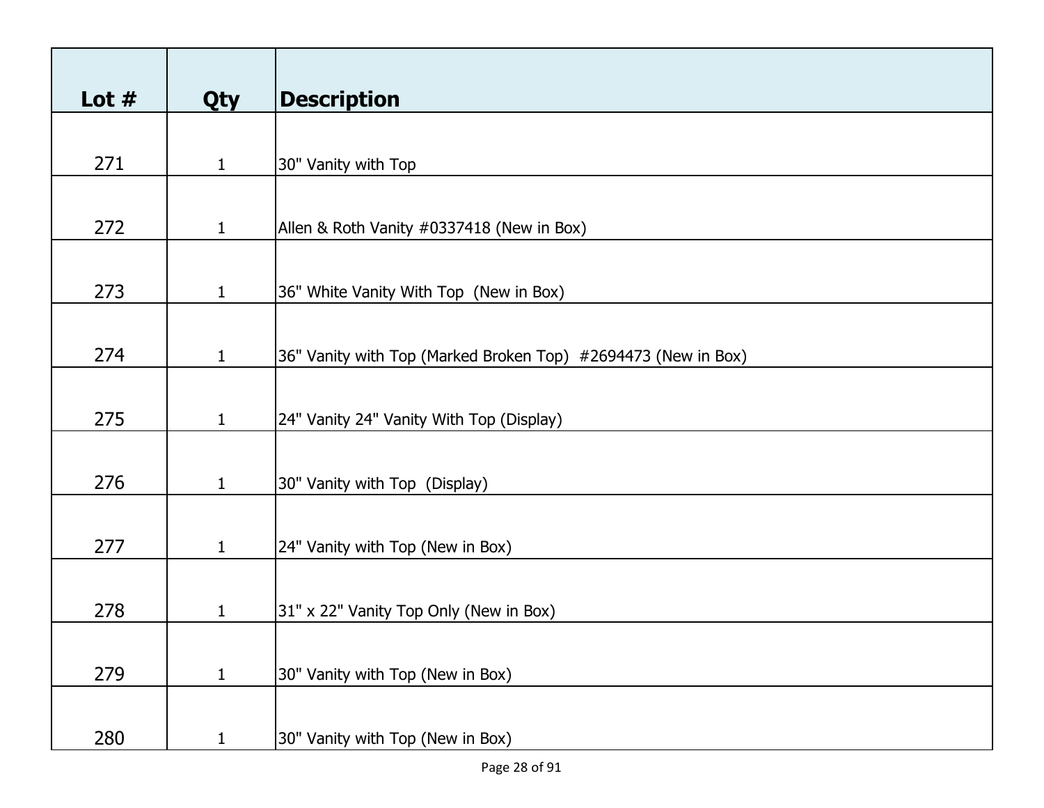| Lot # | Qty | Description |
| --- | --- | --- |
| 271 | 1 | 30" Vanity with Top |
| 272 | 1 | Allen & Roth Vanity #0337418 (New in Box) |
| 273 | 1 | 36" White Vanity With Top  (New in Box) |
| 274 | 1 | 36" Vanity with Top (Marked Broken Top)  #2694473 (New in Box) |
| 275 | 1 | 24" Vanity 24" Vanity With Top (Display) |
| 276 | 1 | 30" Vanity with Top  (Display) |
| 277 | 1 | 24" Vanity with Top (New in Box) |
| 278 | 1 | 31" x 22" Vanity Top Only (New in Box) |
| 279 | 1 | 30" Vanity with Top (New in Box) |
| 280 | 1 | 30" Vanity with Top (New in Box) |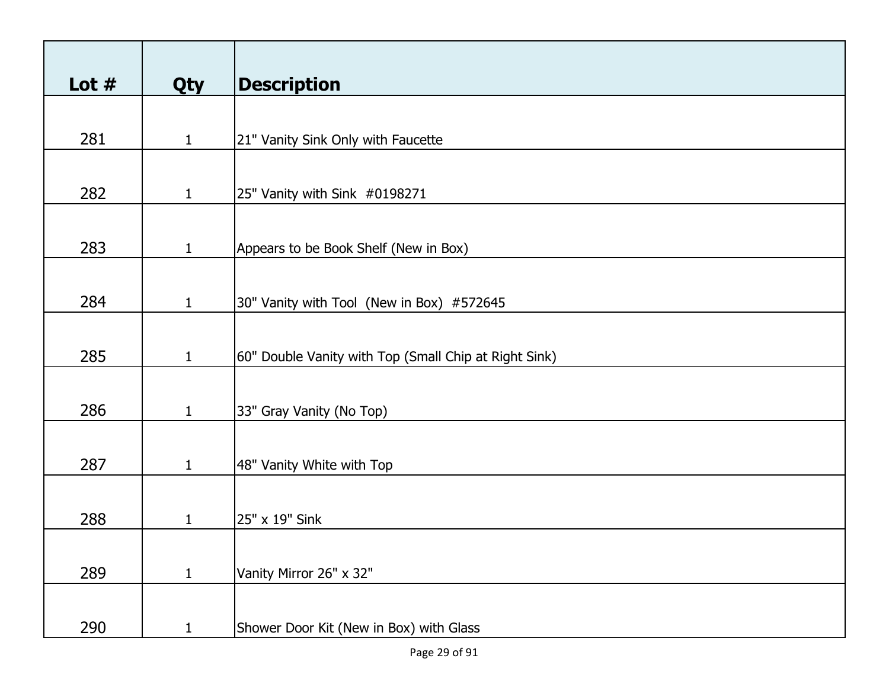| Lot # | Qty | Description |
|---|---|---|
| 281 | 1 | 21" Vanity Sink Only with Faucette |
| 282 | 1 | 25" Vanity with Sink  #0198271 |
| 283 | 1 | Appears to be Book Shelf (New in Box) |
| 284 | 1 | 30" Vanity with Tool  (New in Box)  #572645 |
| 285 | 1 | 60" Double Vanity with Top (Small Chip at Right Sink) |
| 286 | 1 | 33" Gray Vanity (No Top) |
| 287 | 1 | 48" Vanity White with Top |
| 288 | 1 | 25" x 19" Sink |
| 289 | 1 | Vanity Mirror 26" x 32" |
| 290 | 1 | Shower Door Kit (New in Box) with Glass |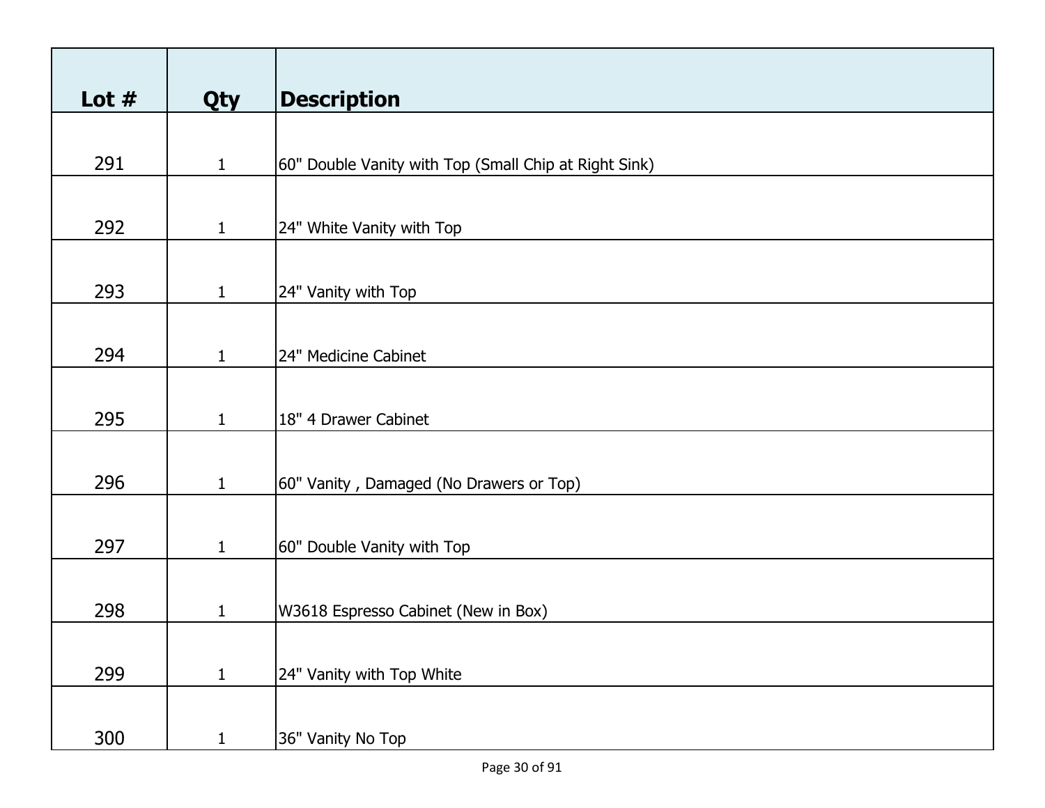| Lot # | Qty | Description |
|---|---|---|
| 291 | 1 | 60" Double Vanity with Top (Small Chip at Right Sink) |
| 292 | 1 | 24" White Vanity with Top |
| 293 | 1 | 24" Vanity with Top |
| 294 | 1 | 24" Medicine Cabinet |
| 295 | 1 | 18" 4 Drawer Cabinet |
| 296 | 1 | 60" Vanity , Damaged (No Drawers or Top) |
| 297 | 1 | 60" Double Vanity with Top |
| 298 | 1 | W3618 Espresso Cabinet (New in Box) |
| 299 | 1 | 24" Vanity with Top White |
| 300 | 1 | 36" Vanity No Top |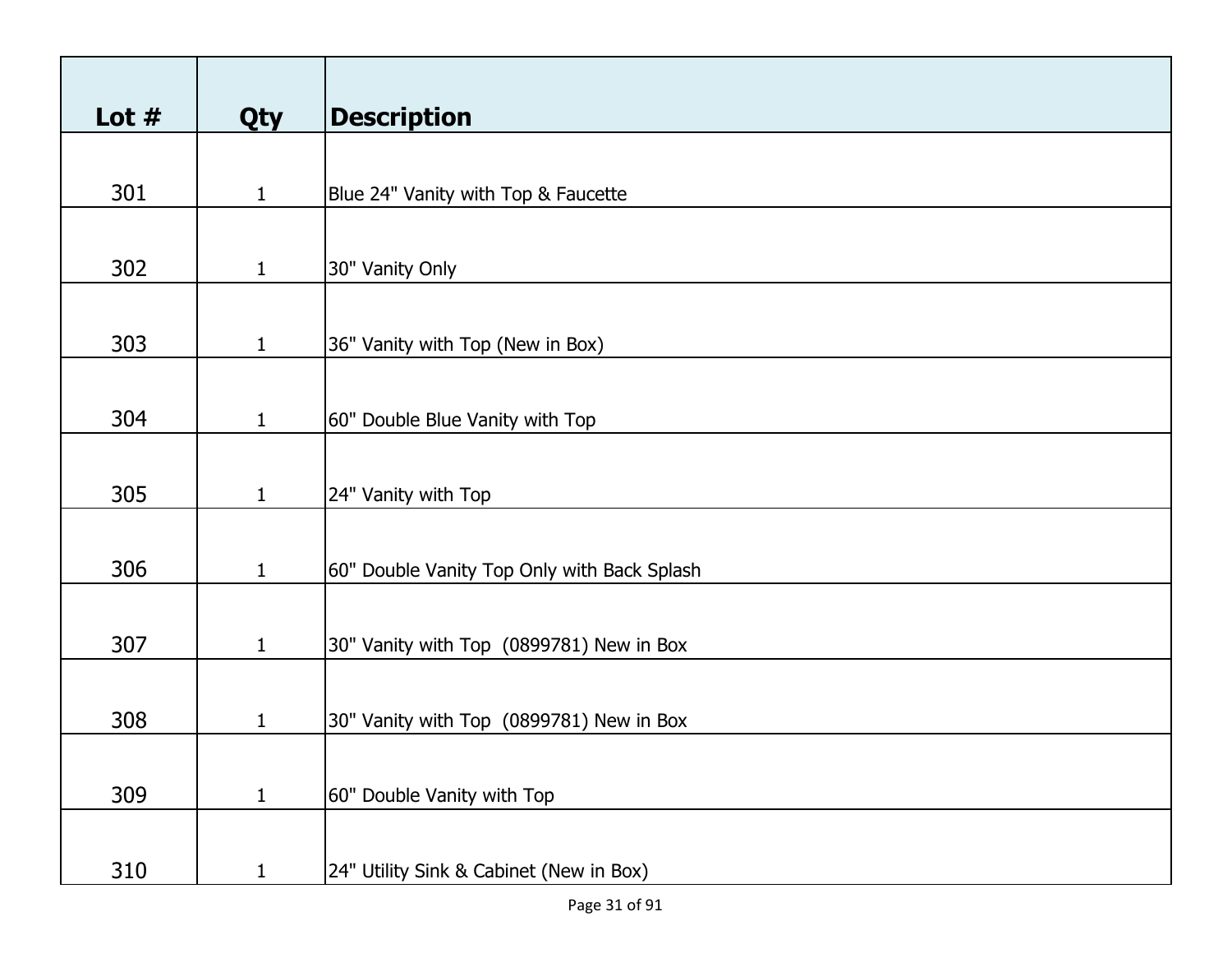| Lot # | Qty | Description |
|---|---|---|
| 301 | 1 | Blue 24" Vanity with Top & Faucette |
| 302 | 1 | 30" Vanity Only |
| 303 | 1 | 36" Vanity with Top (New in Box) |
| 304 | 1 | 60" Double Blue Vanity with Top |
| 305 | 1 | 24" Vanity with Top |
| 306 | 1 | 60" Double Vanity Top Only with Back Splash |
| 307 | 1 | 30" Vanity with Top (0899781) New in Box |
| 308 | 1 | 30" Vanity with Top (0899781) New in Box |
| 309 | 1 | 60" Double Vanity with Top |
| 310 | 1 | 24" Utility Sink & Cabinet (New in Box) |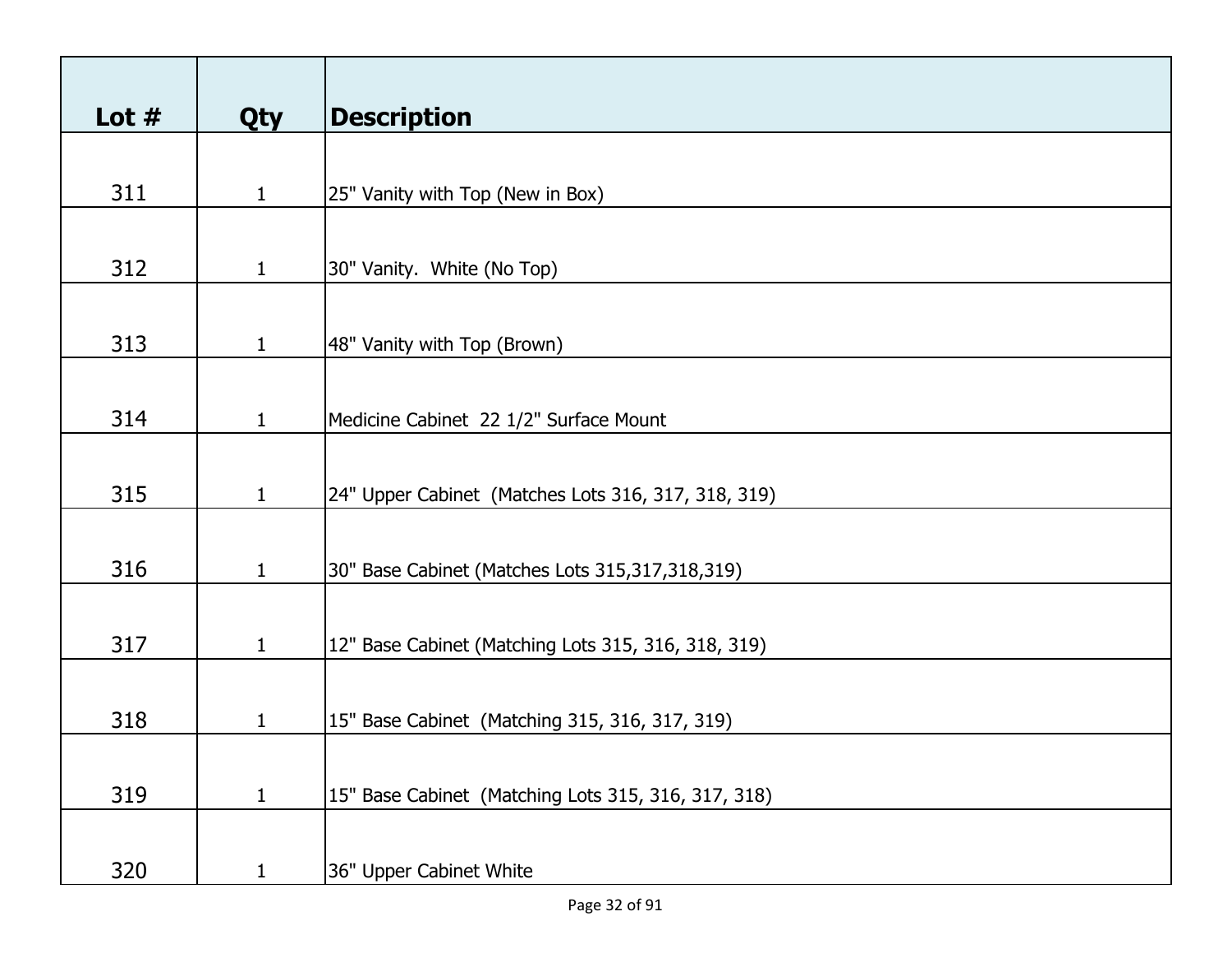| Lot # | Qty | Description |
|---|---|---|
| 311 | 1 | 25" Vanity with Top (New in Box) |
| 312 | 1 | 30" Vanity.  White (No Top) |
| 313 | 1 | 48" Vanity with Top (Brown) |
| 314 | 1 | Medicine Cabinet  22 1/2" Surface Mount |
| 315 | 1 | 24" Upper Cabinet  (Matches Lots 316, 317, 318, 319) |
| 316 | 1 | 30" Base Cabinet (Matches Lots 315,317,318,319) |
| 317 | 1 | 12" Base Cabinet (Matching Lots 315, 316, 318, 319) |
| 318 | 1 | 15" Base Cabinet  (Matching 315, 316, 317, 319) |
| 319 | 1 | 15" Base Cabinet  (Matching Lots 315, 316, 317, 318) |
| 320 | 1 | 36" Upper Cabinet White |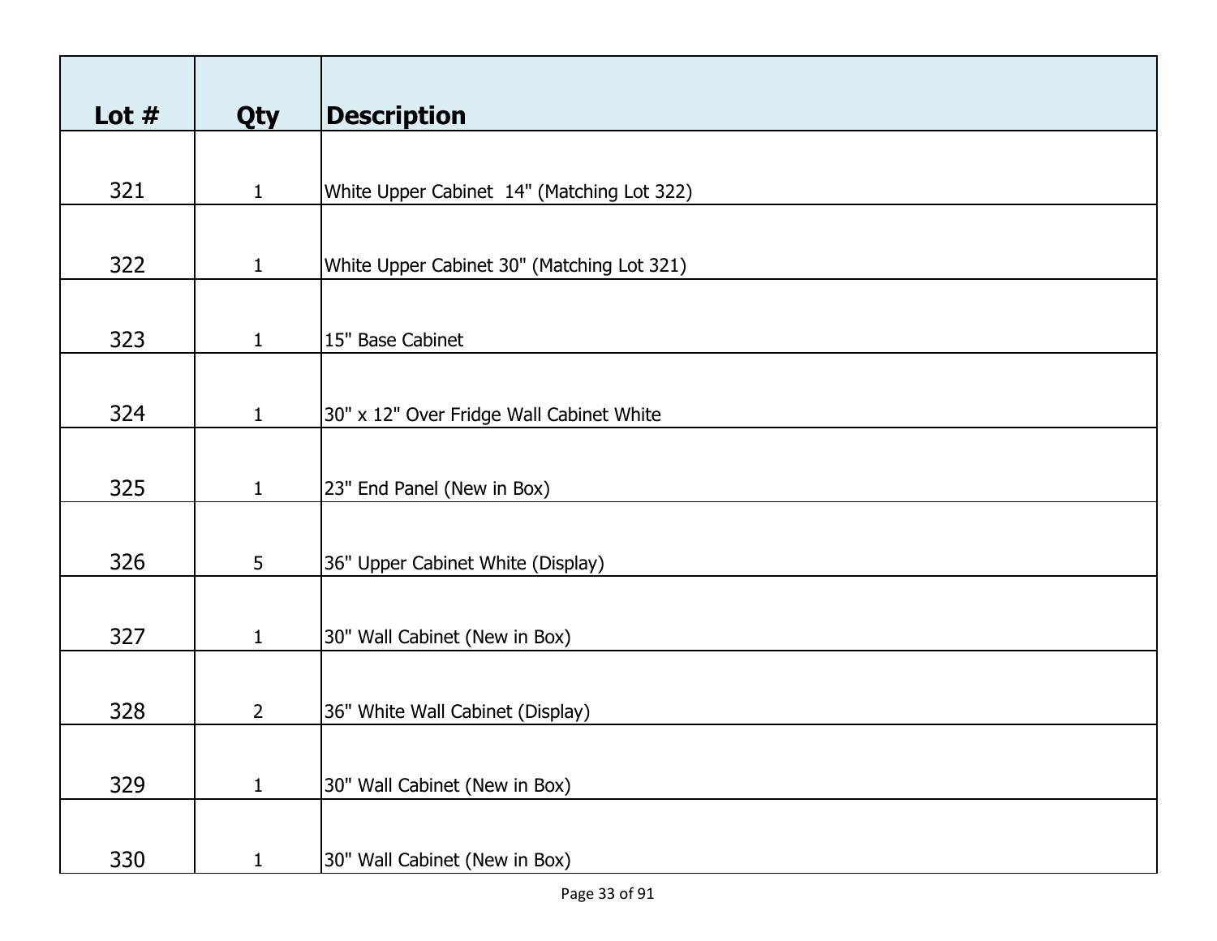| Lot # | Qty | Description |
|---|---|---|
| 321 | 1 | White Upper Cabinet  14" (Matching Lot 322) |
| 322 | 1 | White Upper Cabinet 30" (Matching Lot 321) |
| 323 | 1 | 15" Base Cabinet |
| 324 | 1 | 30" x 12" Over Fridge Wall Cabinet White |
| 325 | 1 | 23" End Panel (New in Box) |
| 326 | 5 | 36" Upper Cabinet White (Display) |
| 327 | 1 | 30" Wall Cabinet (New in Box) |
| 328 | 2 | 36" White Wall Cabinet (Display) |
| 329 | 1 | 30" Wall Cabinet (New in Box) |
| 330 | 1 | 30" Wall Cabinet (New in Box) |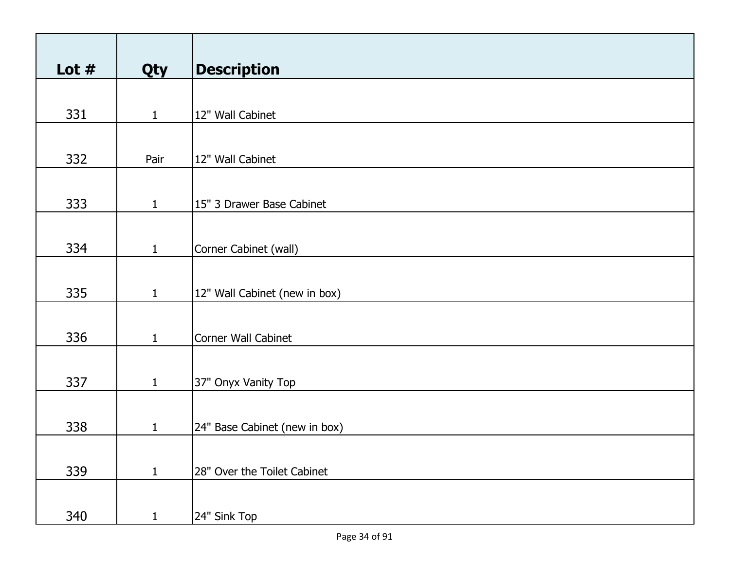| Lot # | Qty | Description |
| --- | --- | --- |
| 331 | 1 | 12" Wall Cabinet |
| 332 | Pair | 12" Wall Cabinet |
| 333 | 1 | 15" 3 Drawer Base Cabinet |
| 334 | 1 | Corner Cabinet (wall) |
| 335 | 1 | 12" Wall Cabinet (new in box) |
| 336 | 1 | Corner Wall Cabinet |
| 337 | 1 | 37" Onyx Vanity Top |
| 338 | 1 | 24" Base Cabinet (new in box) |
| 339 | 1 | 28" Over the Toilet Cabinet |
| 340 | 1 | 24" Sink Top |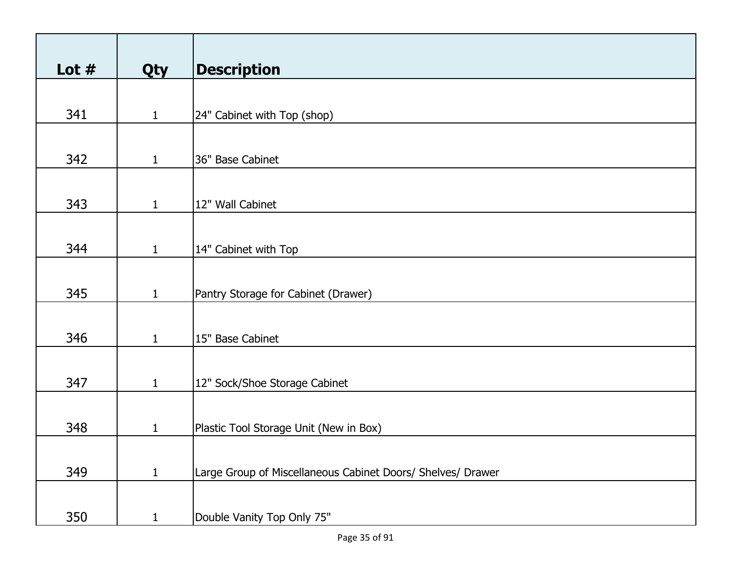| Lot # | Qty | Description |
| --- | --- | --- |
| 341 | 1 | 24" Cabinet with Top (shop) |
| 342 | 1 | 36" Base Cabinet |
| 343 | 1 | 12" Wall Cabinet |
| 344 | 1 | 14" Cabinet with Top |
| 345 | 1 | Pantry Storage for Cabinet (Drawer) |
| 346 | 1 | 15" Base Cabinet |
| 347 | 1 | 12" Sock/Shoe Storage Cabinet |
| 348 | 1 | Plastic Tool Storage Unit (New in Box) |
| 349 | 1 | Large Group of Miscellaneous Cabinet Doors/ Shelves/ Drawer |
| 350 | 1 | Double Vanity Top Only 75" |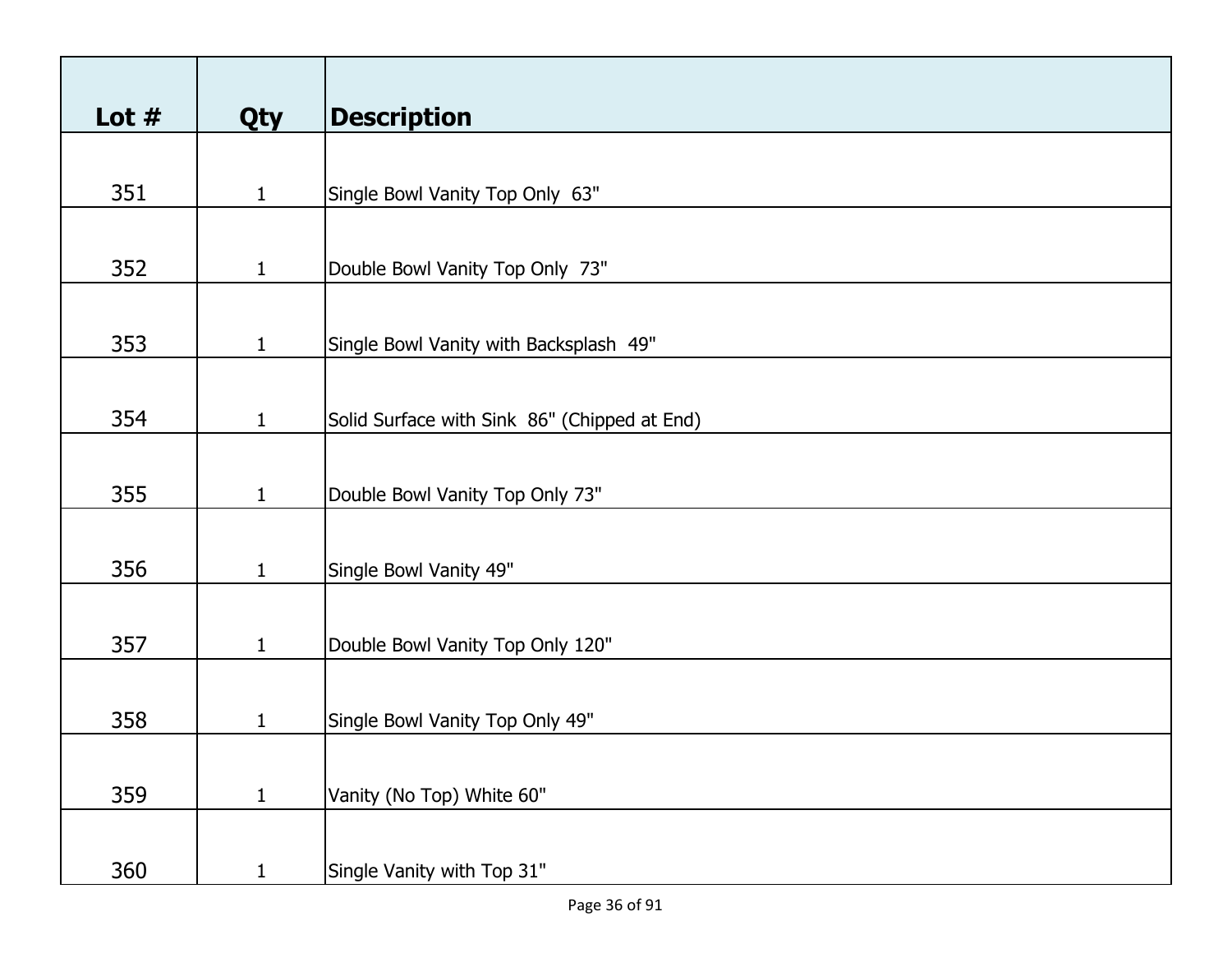| Lot # | Qty | Description |
|---|---|---|
| 351 | 1 | Single Bowl Vanity Top Only  63" |
| 352 | 1 | Double Bowl Vanity Top Only  73" |
| 353 | 1 | Single Bowl Vanity with Backsplash  49" |
| 354 | 1 | Solid Surface with Sink  86" (Chipped at End) |
| 355 | 1 | Double Bowl Vanity Top Only 73" |
| 356 | 1 | Single Bowl Vanity 49" |
| 357 | 1 | Double Bowl Vanity Top Only 120" |
| 358 | 1 | Single Bowl Vanity Top Only 49" |
| 359 | 1 | Vanity (No Top) White 60" |
| 360 | 1 | Single Vanity with Top 31" |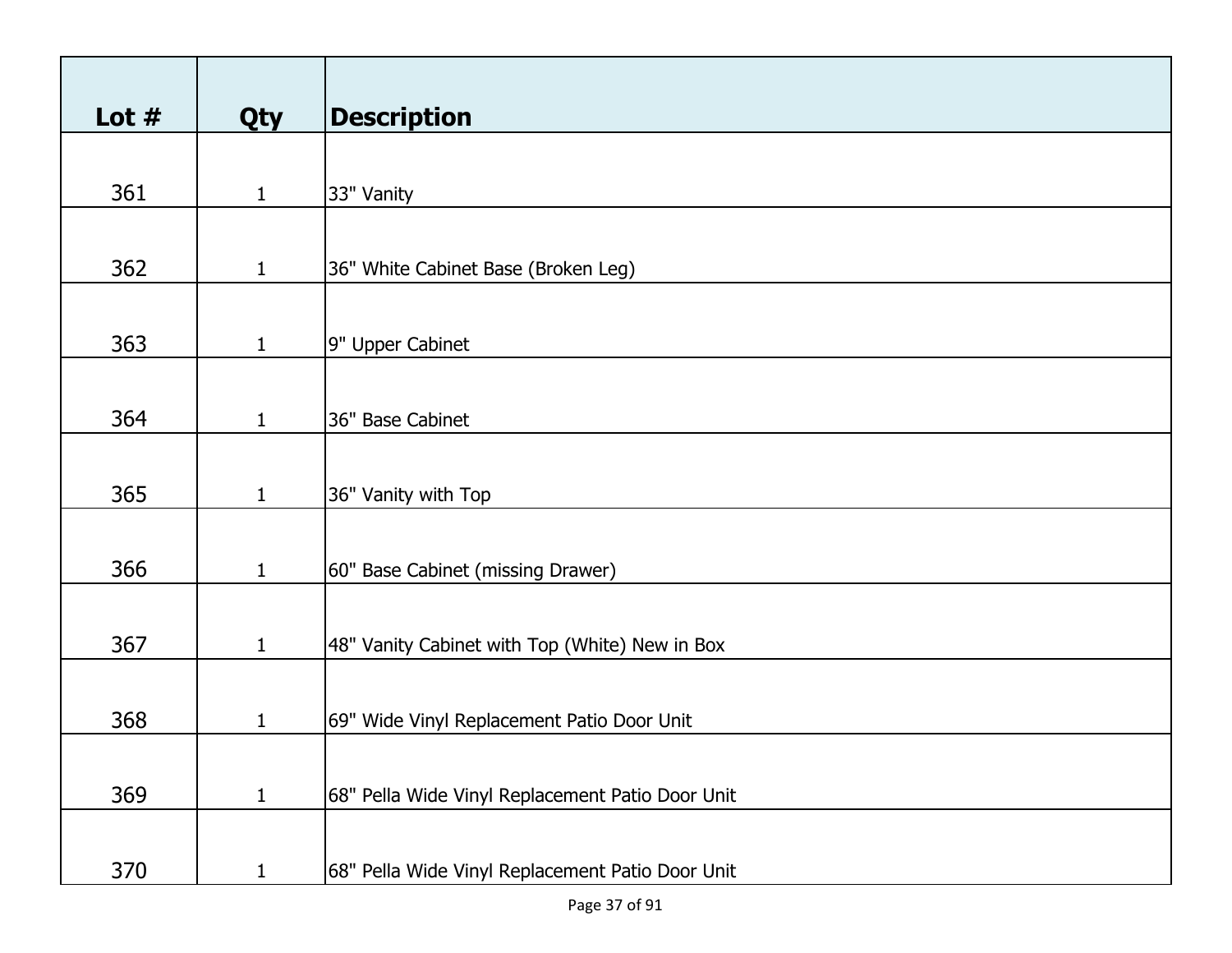| Lot # | Qty | Description |
| --- | --- | --- |
| 361 | 1 | 33" Vanity |
| 362 | 1 | 36" White Cabinet Base (Broken Leg) |
| 363 | 1 | 9" Upper Cabinet |
| 364 | 1 | 36" Base Cabinet |
| 365 | 1 | 36" Vanity with Top |
| 366 | 1 | 60" Base Cabinet (missing Drawer) |
| 367 | 1 | 48" Vanity Cabinet with Top (White) New in Box |
| 368 | 1 | 69" Wide Vinyl Replacement Patio Door Unit |
| 369 | 1 | 68" Pella Wide Vinyl Replacement Patio Door Unit |
| 370 | 1 | 68" Pella Wide Vinyl Replacement Patio Door Unit |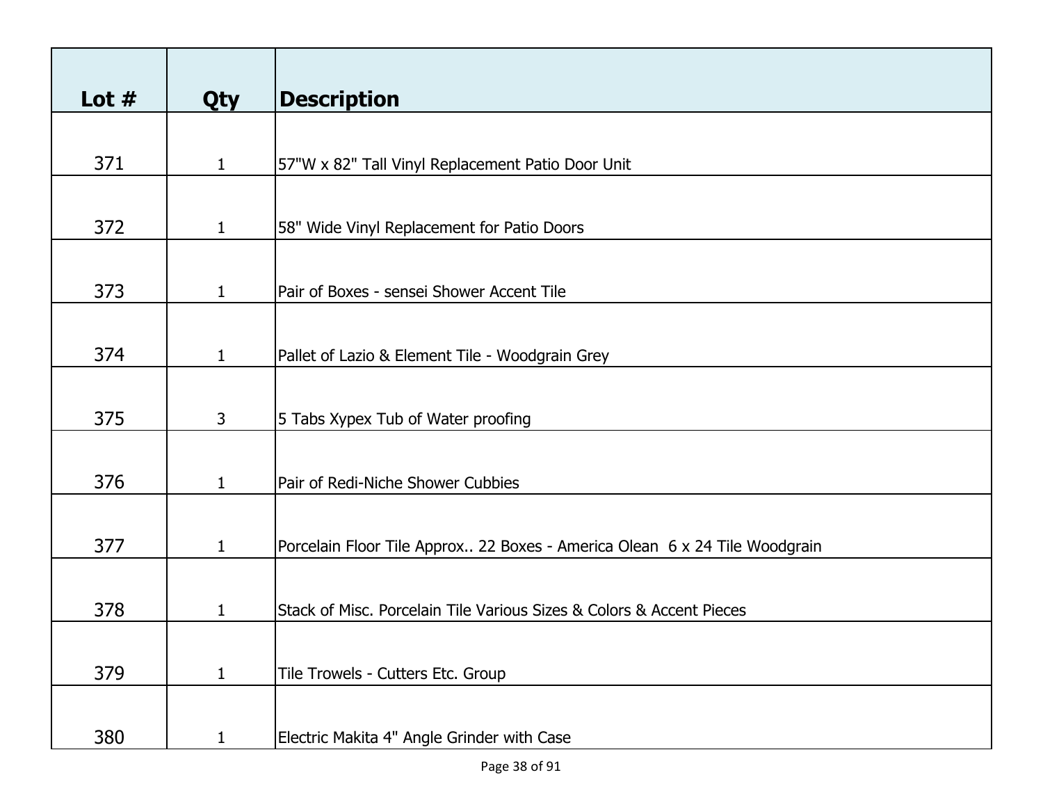| Lot # | Qty | Description |
| --- | --- | --- |
| 371 | 1 | 57"W x 82" Tall Vinyl Replacement Patio Door Unit |
| 372 | 1 | 58" Wide Vinyl Replacement for Patio Doors |
| 373 | 1 | Pair of Boxes - sensei Shower Accent Tile |
| 374 | 1 | Pallet of Lazio & Element Tile - Woodgrain Grey |
| 375 | 3 | 5 Tabs Xypex Tub of Water proofing |
| 376 | 1 | Pair of Redi-Niche Shower Cubbies |
| 377 | 1 | Porcelain Floor Tile Approx.. 22 Boxes - America Olean  6 x 24 Tile Woodgrain |
| 378 | 1 | Stack of Misc. Porcelain Tile Various Sizes & Colors & Accent Pieces |
| 379 | 1 | Tile Trowels - Cutters Etc. Group |
| 380 | 1 | Electric Makita 4" Angle Grinder with Case |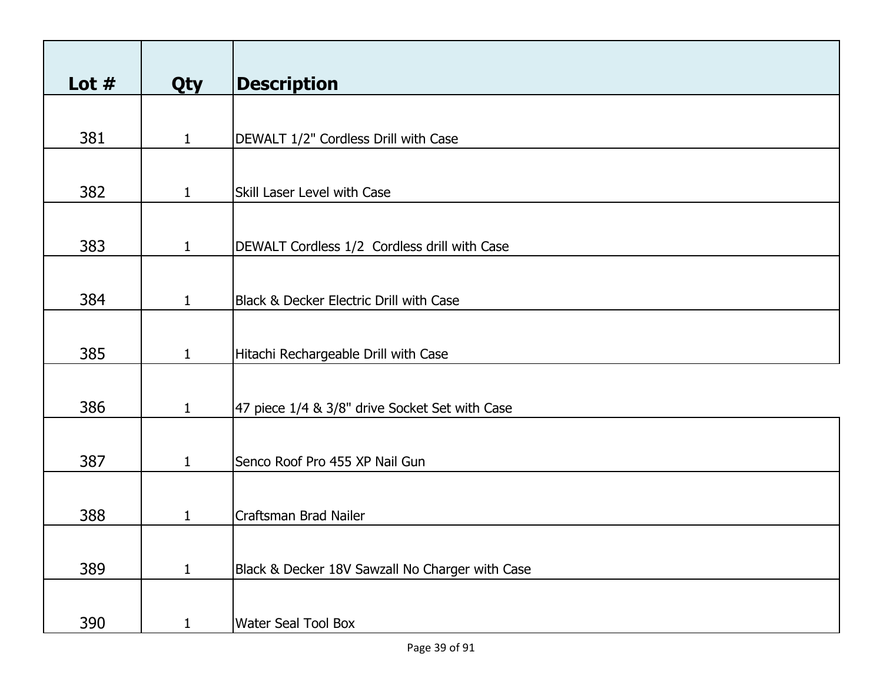| Lot # | Qty | Description |
| --- | --- | --- |
| 381 | 1 | DEWALT 1/2" Cordless Drill with Case |
| 382 | 1 | Skill Laser Level with Case |
| 383 | 1 | DEWALT Cordless 1/2  Cordless drill with Case |
| 384 | 1 | Black & Decker Electric Drill with Case |
| 385 | 1 | Hitachi Rechargeable Drill with Case |
| 386 | 1 | 47 piece 1/4 & 3/8" drive Socket Set with Case |
| 387 | 1 | Senco Roof Pro 455 XP Nail Gun |
| 388 | 1 | Craftsman Brad Nailer |
| 389 | 1 | Black & Decker 18V Sawzall No Charger with Case |
| 390 | 1 | Water Seal Tool Box |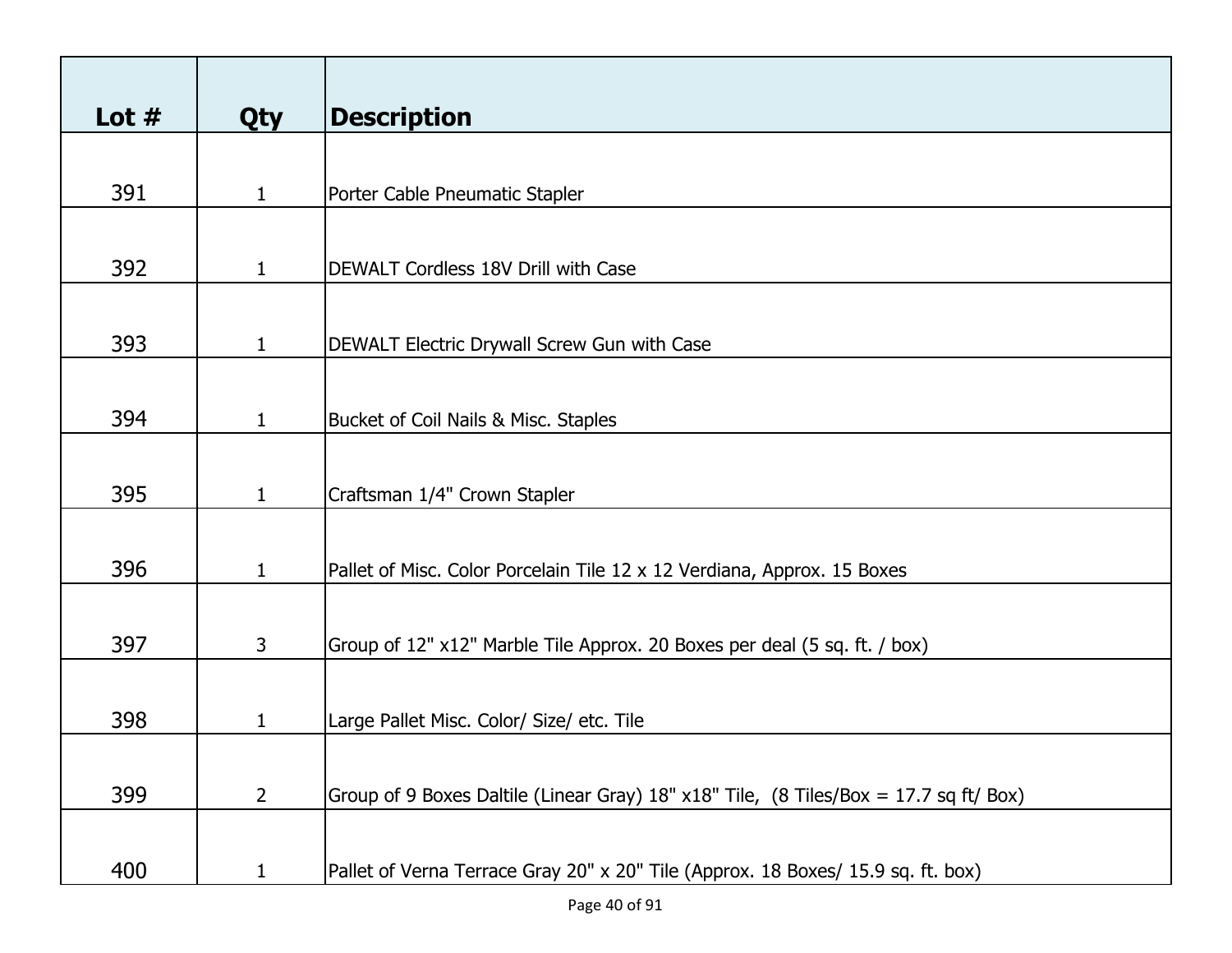| Lot # | Qty | Description |
|---|---|---|
| 391 | 1 | Porter Cable Pneumatic Stapler |
| 392 | 1 | DEWALT Cordless 18V Drill with Case |
| 393 | 1 | DEWALT Electric Drywall Screw Gun with Case |
| 394 | 1 | Bucket of Coil Nails & Misc. Staples |
| 395 | 1 | Craftsman 1/4" Crown Stapler |
| 396 | 1 | Pallet of Misc. Color Porcelain Tile 12 x 12 Verdiana, Approx. 15 Boxes |
| 397 | 3 | Group of 12" x12" Marble Tile Approx. 20 Boxes per deal (5 sq. ft. / box) |
| 398 | 1 | Large Pallet Misc. Color/ Size/ etc. Tile |
| 399 | 2 | Group of 9 Boxes Daltile (Linear Gray) 18" x18" Tile, (8 Tiles/Box = 17.7 sq ft/ Box) |
| 400 | 1 | Pallet of Verna Terrace Gray 20" x 20" Tile (Approx. 18 Boxes/ 15.9 sq. ft. box) |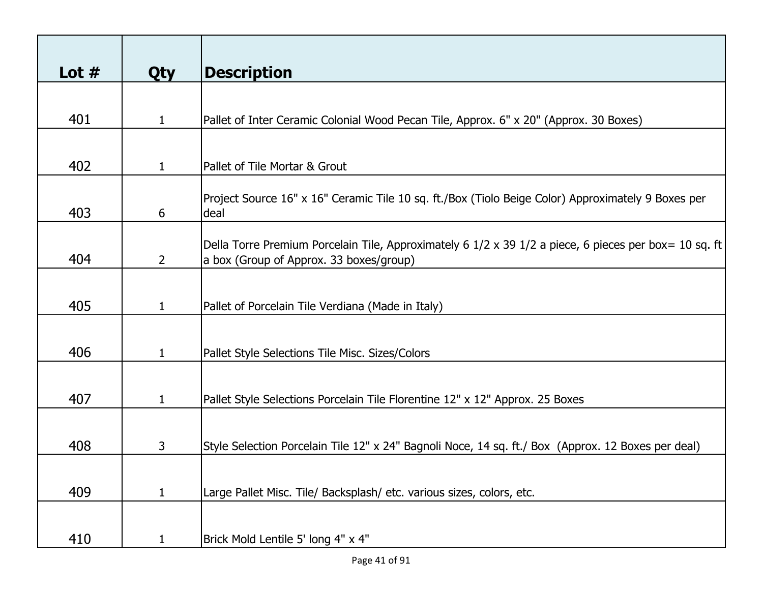| Lot # | Qty | Description |
|---|---|---|
| 401 | 1 | Pallet of Inter Ceramic Colonial Wood Pecan Tile, Approx. 6" x 20" (Approx. 30 Boxes) |
| 402 | 1 | Pallet of Tile Mortar & Grout |
| 403 | 6 | Project Source 16" x 16" Ceramic Tile 10 sq. ft./Box (Tiolo Beige Color) Approximately 9 Boxes per deal |
| 404 | 2 | Della Torre Premium Porcelain Tile, Approximately 6 1/2 x 39 1/2 a piece, 6 pieces per box= 10 sq. ft a box (Group of Approx. 33 boxes/group) |
| 405 | 1 | Pallet of Porcelain Tile Verdiana (Made in Italy) |
| 406 | 1 | Pallet Style Selections Tile Misc. Sizes/Colors |
| 407 | 1 | Pallet Style Selections Porcelain Tile Florentine 12" x 12" Approx. 25 Boxes |
| 408 | 3 | Style Selection Porcelain Tile 12" x 24" Bagnoli Noce, 14 sq. ft./ Box (Approx. 12 Boxes per deal) |
| 409 | 1 | Large Pallet Misc. Tile/ Backsplash/ etc. various sizes, colors, etc. |
| 410 | 1 | Brick Mold Lentile 5' long 4" x 4" |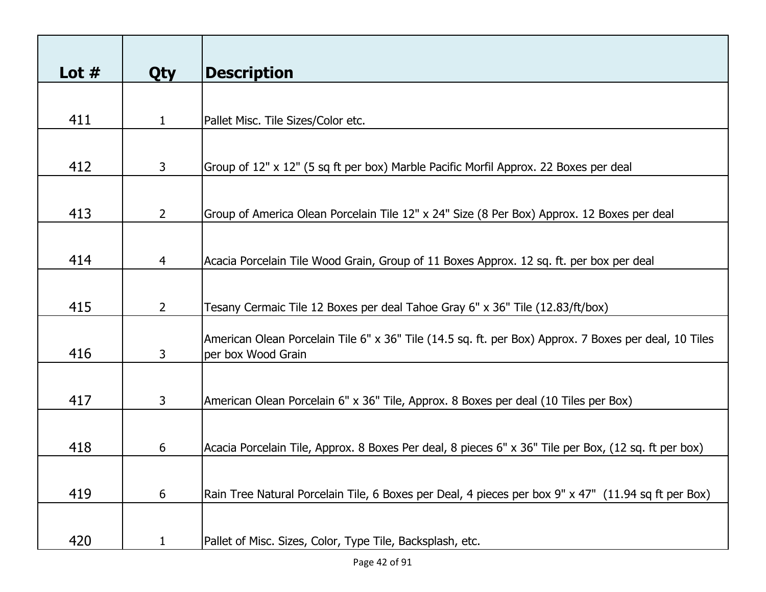| Lot # | Qty | Description |
|---|---|---|
| 411 | 1 | Pallet Misc. Tile Sizes/Color etc. |
| 412 | 3 | Group of 12" x 12" (5 sq ft per box) Marble Pacific Morfil Approx. 22 Boxes per deal |
| 413 | 2 | Group of America Olean Porcelain Tile 12" x 24" Size (8 Per Box) Approx. 12 Boxes per deal |
| 414 | 4 | Acacia Porcelain Tile Wood Grain, Group of 11 Boxes Approx. 12 sq. ft. per box per deal |
| 415 | 2 | Tesany Cermaic Tile 12 Boxes per deal Tahoe Gray 6" x 36" Tile (12.83/ft/box) |
| 416 | 3 | American Olean Porcelain Tile 6" x 36" Tile (14.5 sq. ft. per Box) Approx. 7 Boxes per deal, 10 Tiles per box Wood Grain |
| 417 | 3 | American Olean Porcelain 6" x 36" Tile, Approx. 8 Boxes per deal (10 Tiles per Box) |
| 418 | 6 | Acacia Porcelain Tile, Approx. 8 Boxes Per deal, 8 pieces 6" x 36" Tile per Box, (12 sq. ft per box) |
| 419 | 6 | Rain Tree Natural Porcelain Tile, 6 Boxes per Deal, 4 pieces per box 9" x 47" (11.94 sq ft per Box) |
| 420 | 1 | Pallet of Misc. Sizes, Color, Type Tile, Backsplash, etc. |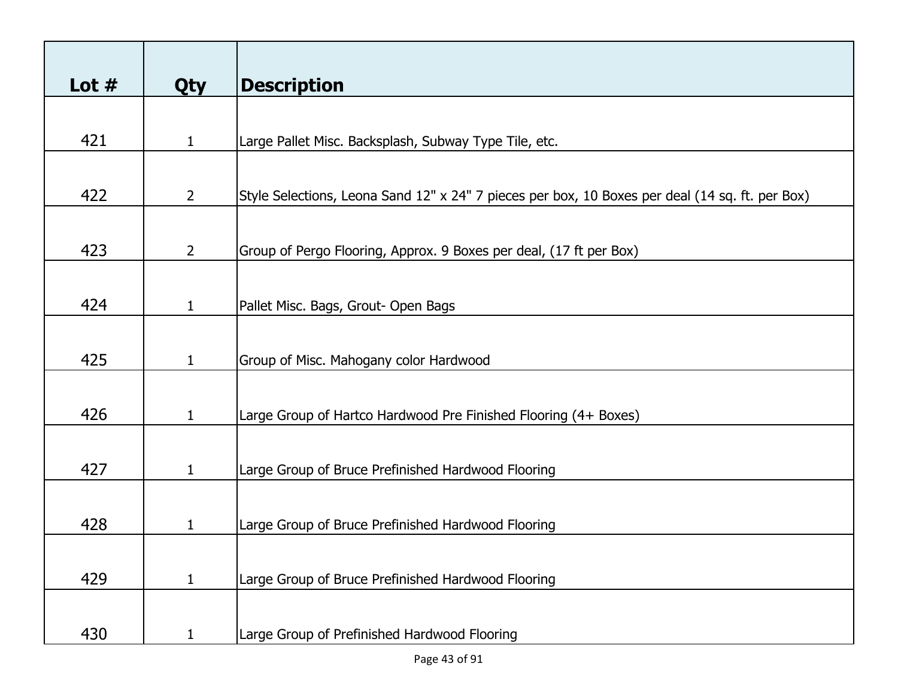| Lot # | Qty | Description |
|---|---|---|
| 421 | 1 | Large Pallet Misc. Backsplash, Subway Type Tile, etc. |
| 422 | 2 | Style Selections, Leona Sand 12" x 24" 7 pieces per box, 10 Boxes per deal (14 sq. ft. per Box) |
| 423 | 2 | Group of Pergo Flooring, Approx. 9 Boxes per deal, (17 ft per Box) |
| 424 | 1 | Pallet Misc. Bags, Grout- Open Bags |
| 425 | 1 | Group of Misc. Mahogany color Hardwood |
| 426 | 1 | Large Group of Hartco Hardwood Pre Finished Flooring (4+ Boxes) |
| 427 | 1 | Large Group of Bruce Prefinished Hardwood Flooring |
| 428 | 1 | Large Group of Bruce Prefinished Hardwood Flooring |
| 429 | 1 | Large Group of Bruce Prefinished Hardwood Flooring |
| 430 | 1 | Large Group of Prefinished Hardwood Flooring |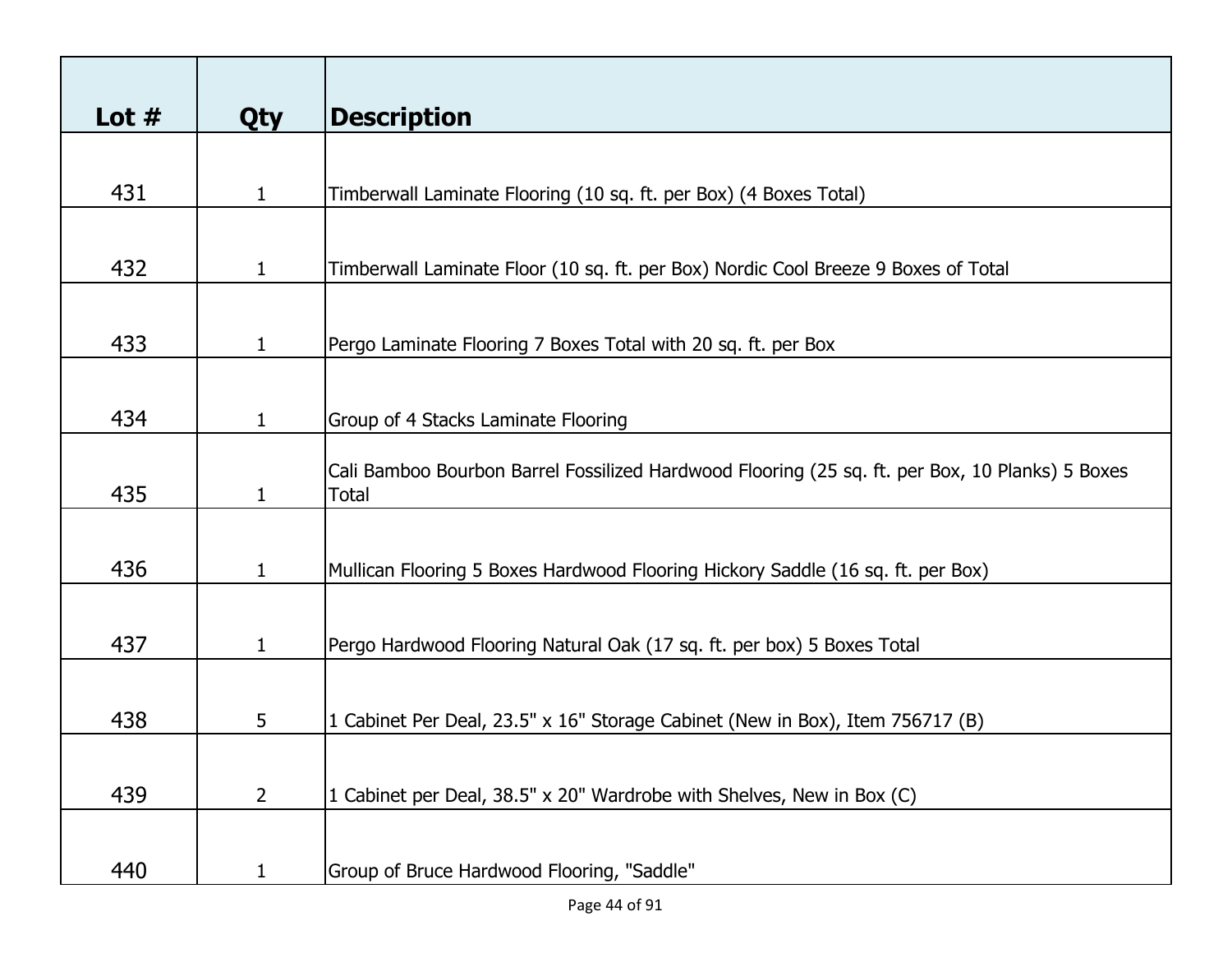| Lot # | Qty | Description |
|---|---|---|
| 431 | 1 | Timberwall Laminate Flooring (10 sq. ft. per Box) (4 Boxes Total) |
| 432 | 1 | Timberwall Laminate Floor (10 sq. ft. per Box) Nordic Cool Breeze 9 Boxes of Total |
| 433 | 1 | Pergo Laminate Flooring 7 Boxes Total with 20 sq. ft. per Box |
| 434 | 1 | Group of 4 Stacks Laminate Flooring |
| 435 | 1 | Cali Bamboo Bourbon Barrel Fossilized Hardwood Flooring (25 sq. ft. per Box, 10 Planks) 5 Boxes Total |
| 436 | 1 | Mullican Flooring 5 Boxes Hardwood Flooring Hickory Saddle (16 sq. ft. per Box) |
| 437 | 1 | Pergo Hardwood Flooring Natural Oak (17 sq. ft. per box) 5 Boxes Total |
| 438 | 5 | 1 Cabinet Per Deal, 23.5" x 16" Storage Cabinet (New in Box), Item 756717 (B) |
| 439 | 2 | 1 Cabinet per Deal, 38.5" x 20" Wardrobe with Shelves, New in Box (C) |
| 440 | 1 | Group of Bruce Hardwood Flooring, "Saddle" |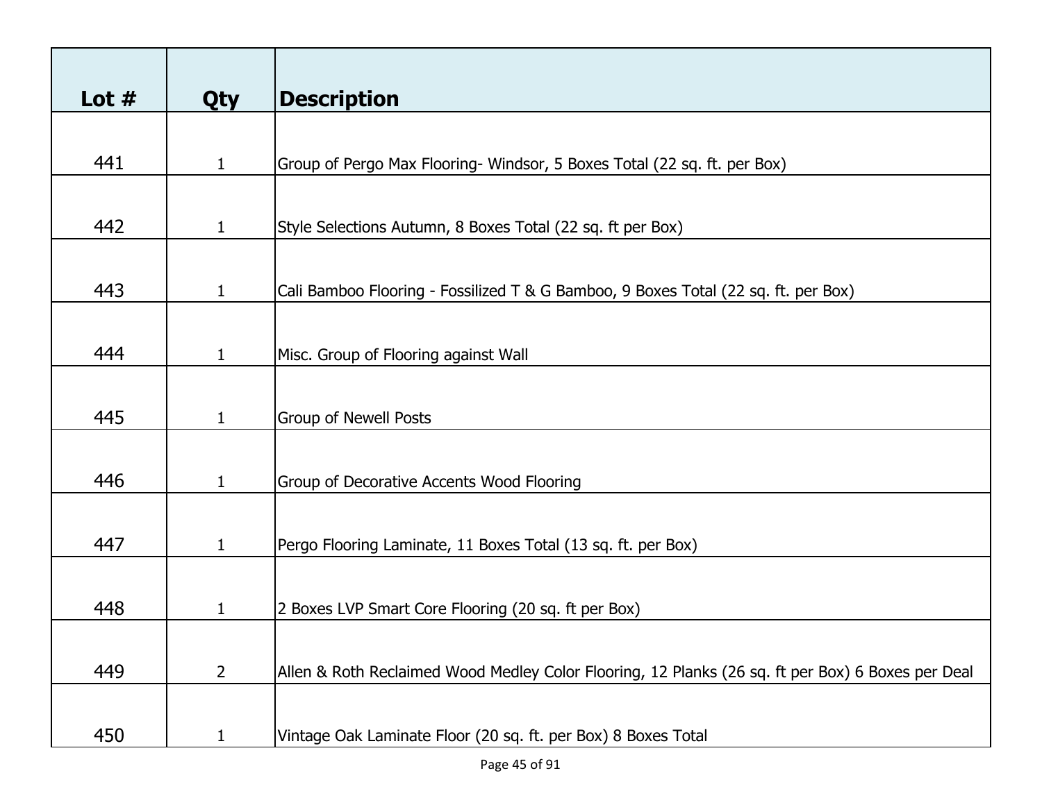| Lot # | Qty | Description |
| --- | --- | --- |
| 441 | 1 | Group of Pergo Max Flooring- Windsor, 5 Boxes Total (22 sq. ft. per Box) |
| 442 | 1 | Style Selections Autumn, 8 Boxes Total (22 sq. ft per Box) |
| 443 | 1 | Cali Bamboo Flooring - Fossilized T & G Bamboo, 9 Boxes Total (22 sq. ft. per Box) |
| 444 | 1 | Misc. Group of Flooring against Wall |
| 445 | 1 | Group of Newell Posts |
| 446 | 1 | Group of Decorative Accents Wood Flooring |
| 447 | 1 | Pergo Flooring Laminate, 11 Boxes Total (13 sq. ft. per Box) |
| 448 | 1 | 2 Boxes LVP Smart Core Flooring (20 sq. ft per Box) |
| 449 | 2 | Allen & Roth Reclaimed Wood Medley Color Flooring, 12 Planks (26 sq. ft per Box) 6 Boxes per Deal |
| 450 | 1 | Vintage Oak Laminate Floor (20 sq. ft. per Box) 8 Boxes Total |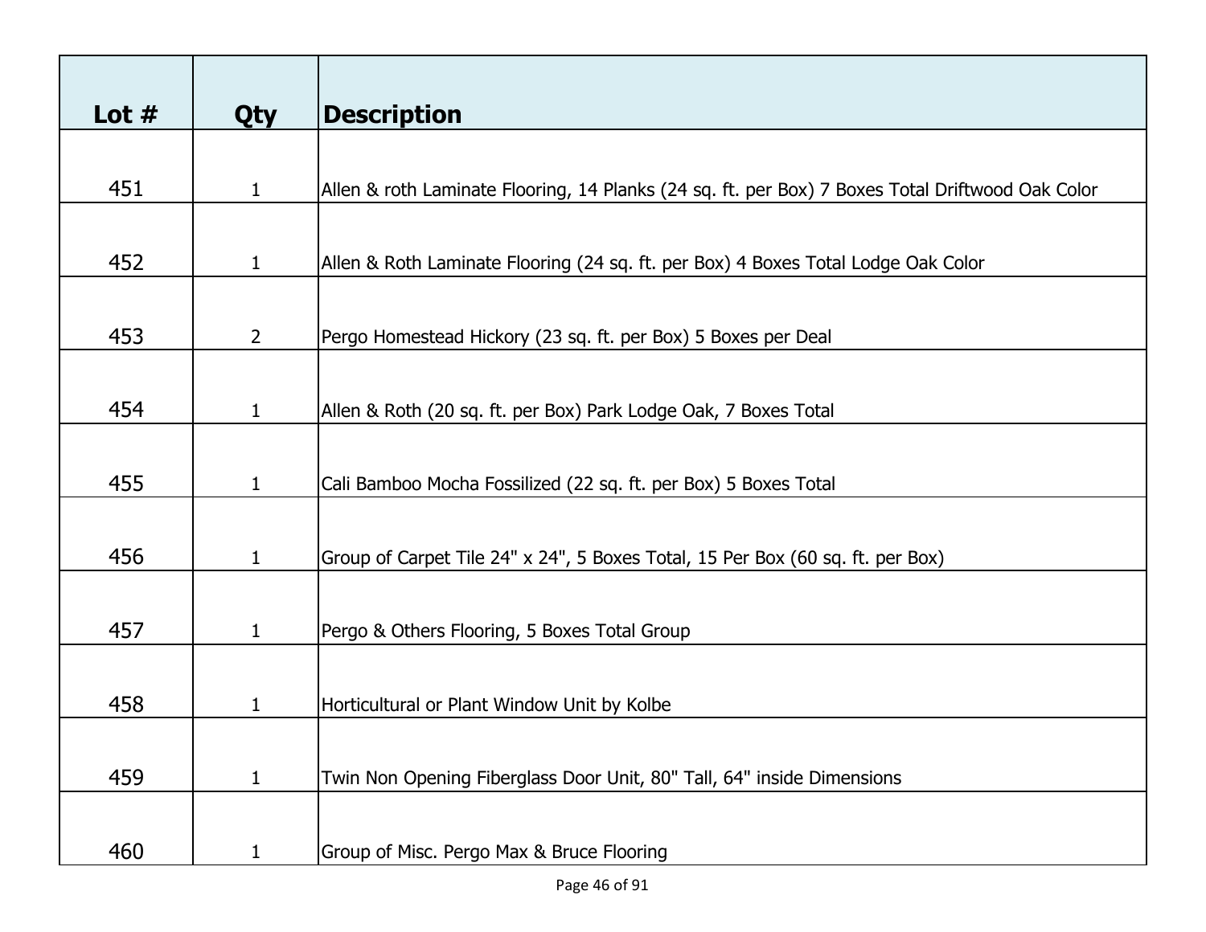| Lot # | Qty | Description |
| --- | --- | --- |
| 451 | 1 | Allen & roth Laminate Flooring, 14 Planks (24 sq. ft. per Box) 7 Boxes Total Driftwood Oak Color |
| 452 | 1 | Allen & Roth Laminate Flooring (24 sq. ft. per Box) 4 Boxes Total Lodge Oak Color |
| 453 | 2 | Pergo Homestead Hickory (23 sq. ft. per Box) 5 Boxes per Deal |
| 454 | 1 | Allen & Roth (20 sq. ft. per Box) Park Lodge Oak, 7 Boxes Total |
| 455 | 1 | Cali Bamboo Mocha Fossilized (22 sq. ft. per Box) 5 Boxes Total |
| 456 | 1 | Group of Carpet Tile 24" x 24", 5 Boxes Total, 15 Per Box (60 sq. ft. per Box) |
| 457 | 1 | Pergo & Others Flooring, 5 Boxes Total Group |
| 458 | 1 | Horticultural or Plant Window Unit by Kolbe |
| 459 | 1 | Twin Non Opening Fiberglass Door Unit, 80" Tall, 64" inside Dimensions |
| 460 | 1 | Group of Misc. Pergo Max & Bruce Flooring |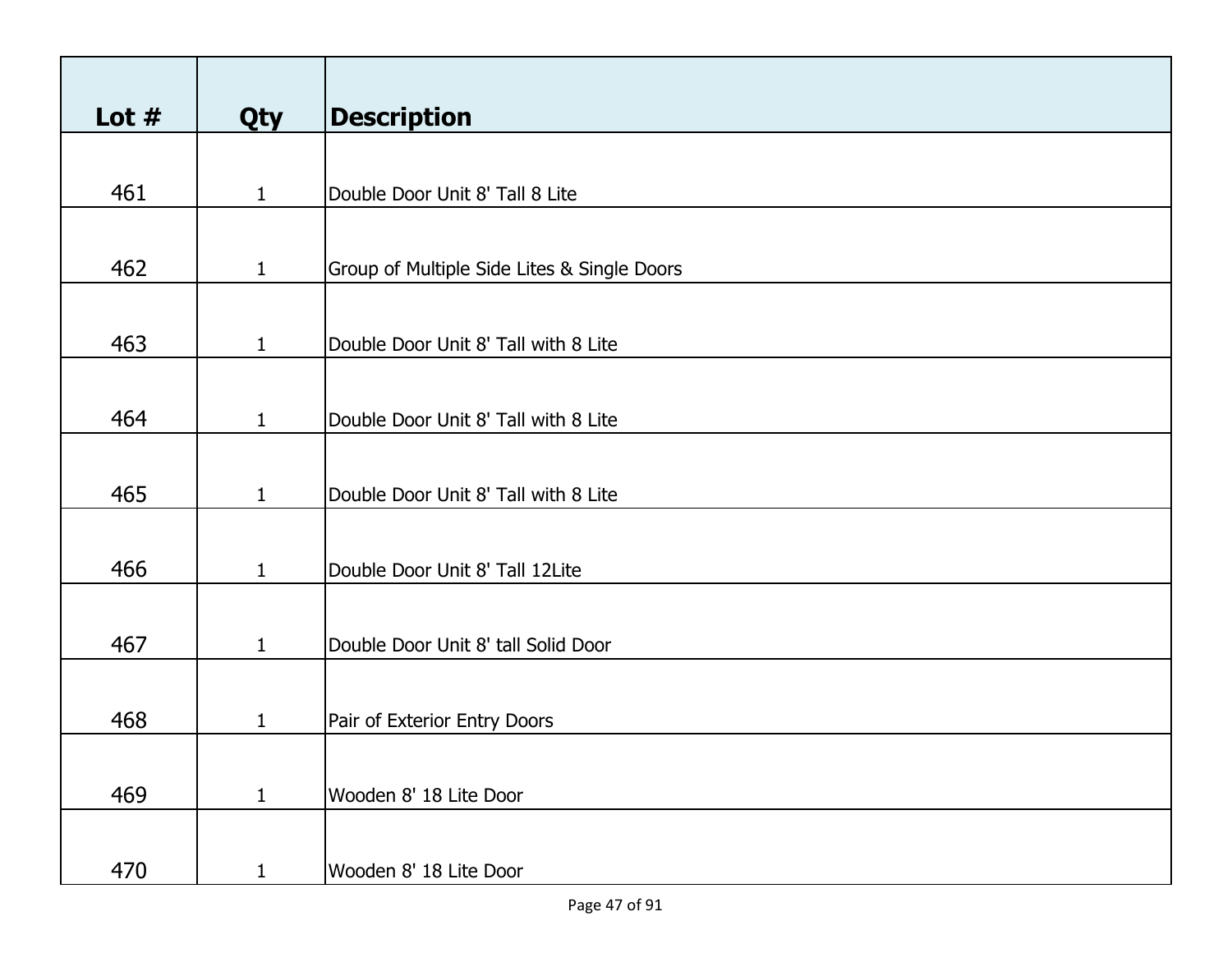| Lot # | Qty | Description |
| --- | --- | --- |
| 461 | 1 | Double Door Unit 8' Tall 8 Lite |
| 462 | 1 | Group of Multiple Side Lites & Single Doors |
| 463 | 1 | Double Door Unit 8' Tall with 8 Lite |
| 464 | 1 | Double Door Unit 8' Tall with 8 Lite |
| 465 | 1 | Double Door Unit 8' Tall with 8 Lite |
| 466 | 1 | Double Door Unit 8' Tall 12Lite |
| 467 | 1 | Double Door Unit 8' tall Solid Door |
| 468 | 1 | Pair of Exterior Entry Doors |
| 469 | 1 | Wooden 8' 18 Lite Door |
| 470 | 1 | Wooden 8' 18 Lite Door |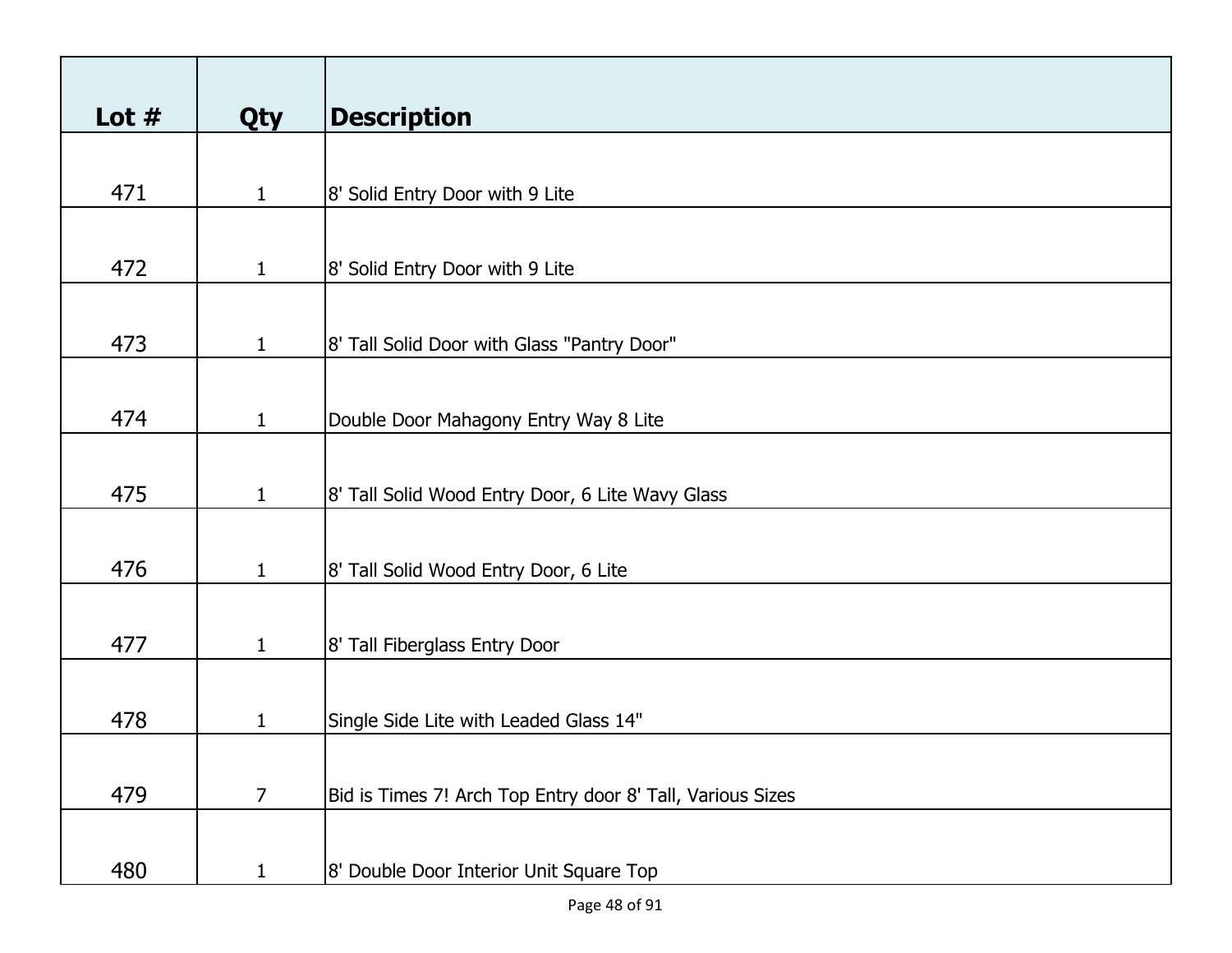| Lot # | Qty | Description |
|---|---|---|
| 471 | 1 | 8' Solid Entry Door with 9 Lite |
| 472 | 1 | 8' Solid Entry Door with 9 Lite |
| 473 | 1 | 8' Tall Solid Door with Glass "Pantry Door" |
| 474 | 1 | Double Door Mahagony Entry Way 8 Lite |
| 475 | 1 | 8' Tall Solid Wood Entry Door, 6 Lite Wavy Glass |
| 476 | 1 | 8' Tall Solid Wood Entry Door, 6 Lite |
| 477 | 1 | 8' Tall Fiberglass Entry Door |
| 478 | 1 | Single Side Lite with Leaded Glass 14" |
| 479 | 7 | Bid is Times 7! Arch Top Entry door 8' Tall, Various Sizes |
| 480 | 1 | 8' Double Door Interior Unit Square Top |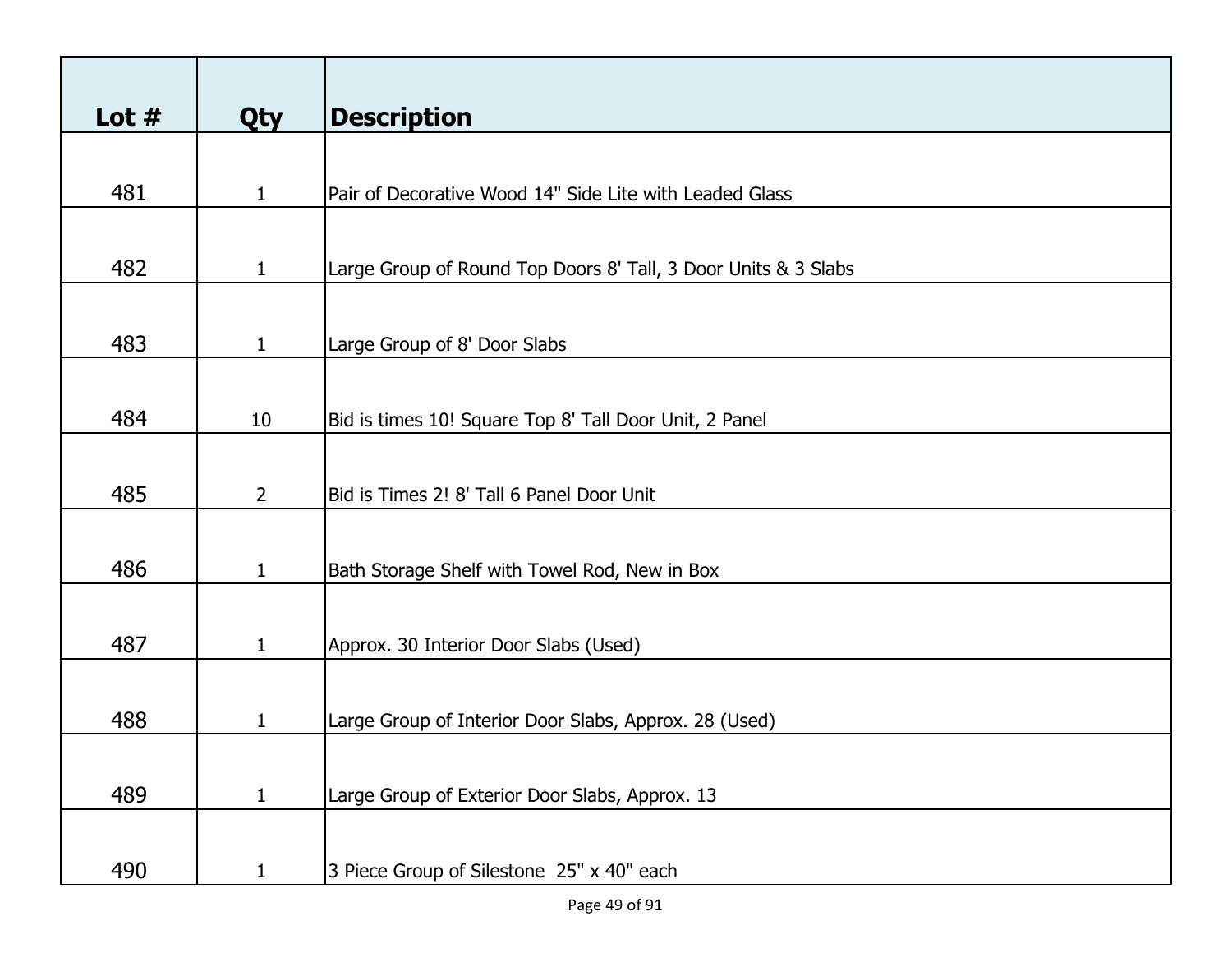| Lot # | Qty | Description |
| --- | --- | --- |
| 481 | 1 | Pair of Decorative Wood 14" Side Lite with Leaded Glass |
| 482 | 1 | Large Group of Round Top Doors 8' Tall, 3 Door Units & 3 Slabs |
| 483 | 1 | Large Group of 8' Door Slabs |
| 484 | 10 | Bid is times 10! Square Top 8' Tall Door Unit, 2 Panel |
| 485 | 2 | Bid is Times 2! 8' Tall 6 Panel Door Unit |
| 486 | 1 | Bath Storage Shelf with Towel Rod, New in Box |
| 487 | 1 | Approx. 30 Interior Door Slabs (Used) |
| 488 | 1 | Large Group of Interior Door Slabs, Approx. 28 (Used) |
| 489 | 1 | Large Group of Exterior Door Slabs, Approx. 13 |
| 490 | 1 | 3 Piece Group of Silestone 25" x 40" each |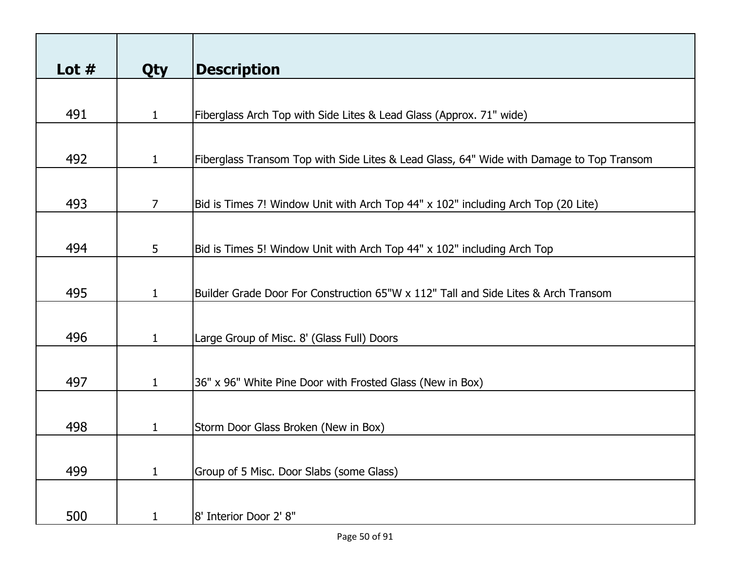| Lot # | Qty | Description |
| --- | --- | --- |
| 491 | 1 | Fiberglass Arch Top with Side Lites & Lead Glass (Approx. 71" wide) |
| 492 | 1 | Fiberglass Transom Top with Side Lites & Lead Glass, 64" Wide with Damage to Top Transom |
| 493 | 7 | Bid is Times 7! Window Unit with Arch Top 44" x 102" including Arch Top (20 Lite) |
| 494 | 5 | Bid is Times 5! Window Unit with Arch Top 44" x 102" including Arch Top |
| 495 | 1 | Builder Grade Door For Construction 65"W x 112" Tall and Side Lites & Arch Transom |
| 496 | 1 | Large Group of Misc. 8' (Glass Full) Doors |
| 497 | 1 | 36" x 96" White Pine Door with Frosted Glass (New in Box) |
| 498 | 1 | Storm Door Glass Broken (New in Box) |
| 499 | 1 | Group of 5 Misc. Door Slabs (some Glass) |
| 500 | 1 | 8' Interior Door 2' 8" |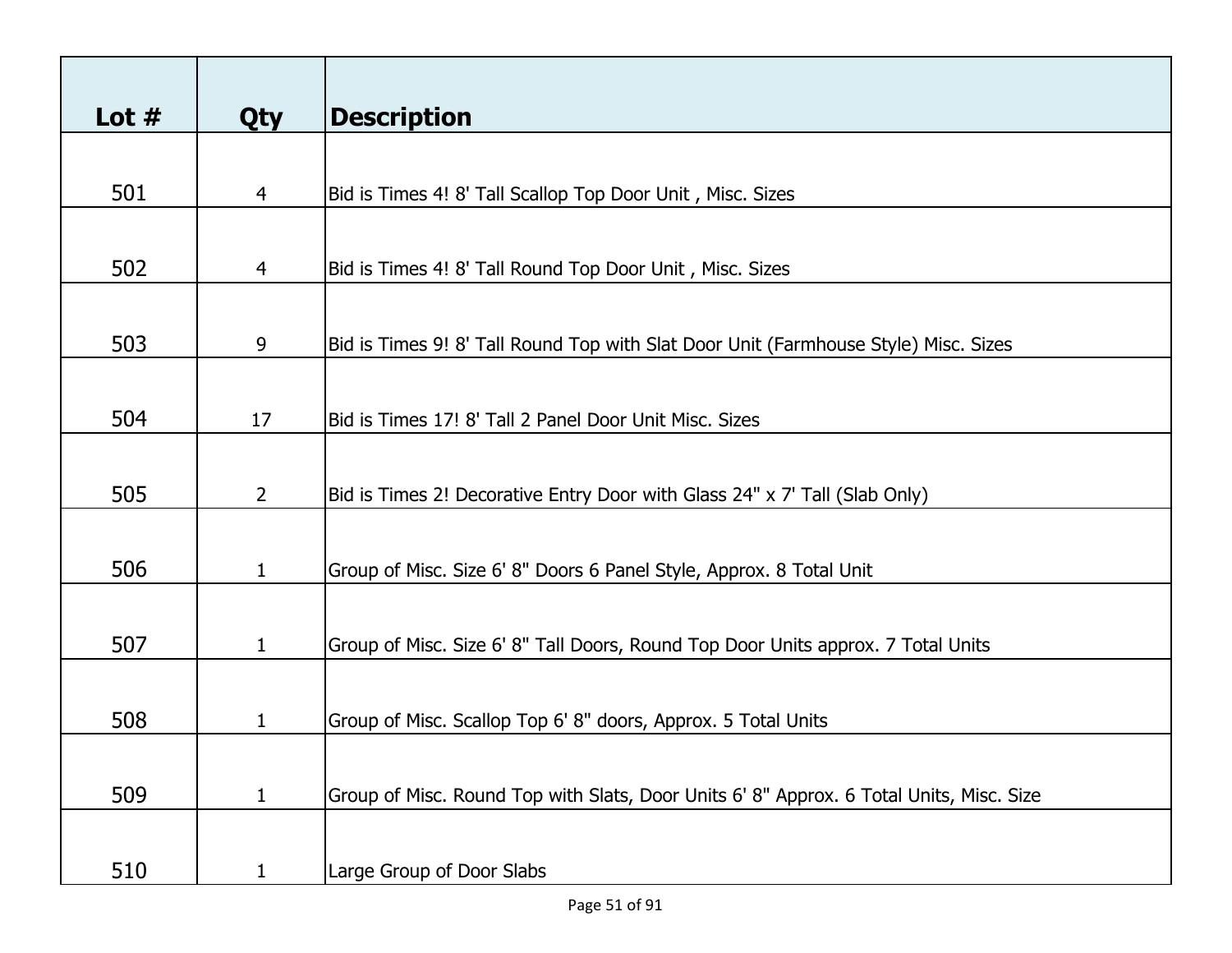| Lot # | Qty | Description |
|---|---|---|
| 501 | 4 | Bid is Times 4! 8' Tall Scallop Top Door Unit , Misc. Sizes |
| 502 | 4 | Bid is Times 4! 8' Tall Round Top Door Unit , Misc. Sizes |
| 503 | 9 | Bid is Times 9! 8' Tall Round Top with Slat Door Unit (Farmhouse Style) Misc. Sizes |
| 504 | 17 | Bid is Times 17! 8' Tall 2 Panel Door Unit Misc. Sizes |
| 505 | 2 | Bid is Times 2! Decorative Entry Door with Glass 24" x 7' Tall (Slab Only) |
| 506 | 1 | Group of Misc. Size 6' 8" Doors 6 Panel Style, Approx. 8 Total Unit |
| 507 | 1 | Group of Misc. Size 6' 8" Tall Doors, Round Top Door Units approx. 7 Total Units |
| 508 | 1 | Group of Misc. Scallop Top 6' 8" doors, Approx. 5 Total Units |
| 509 | 1 | Group of Misc. Round Top with Slats, Door Units 6' 8" Approx. 6 Total Units, Misc. Size |
| 510 | 1 | Large Group of Door Slabs |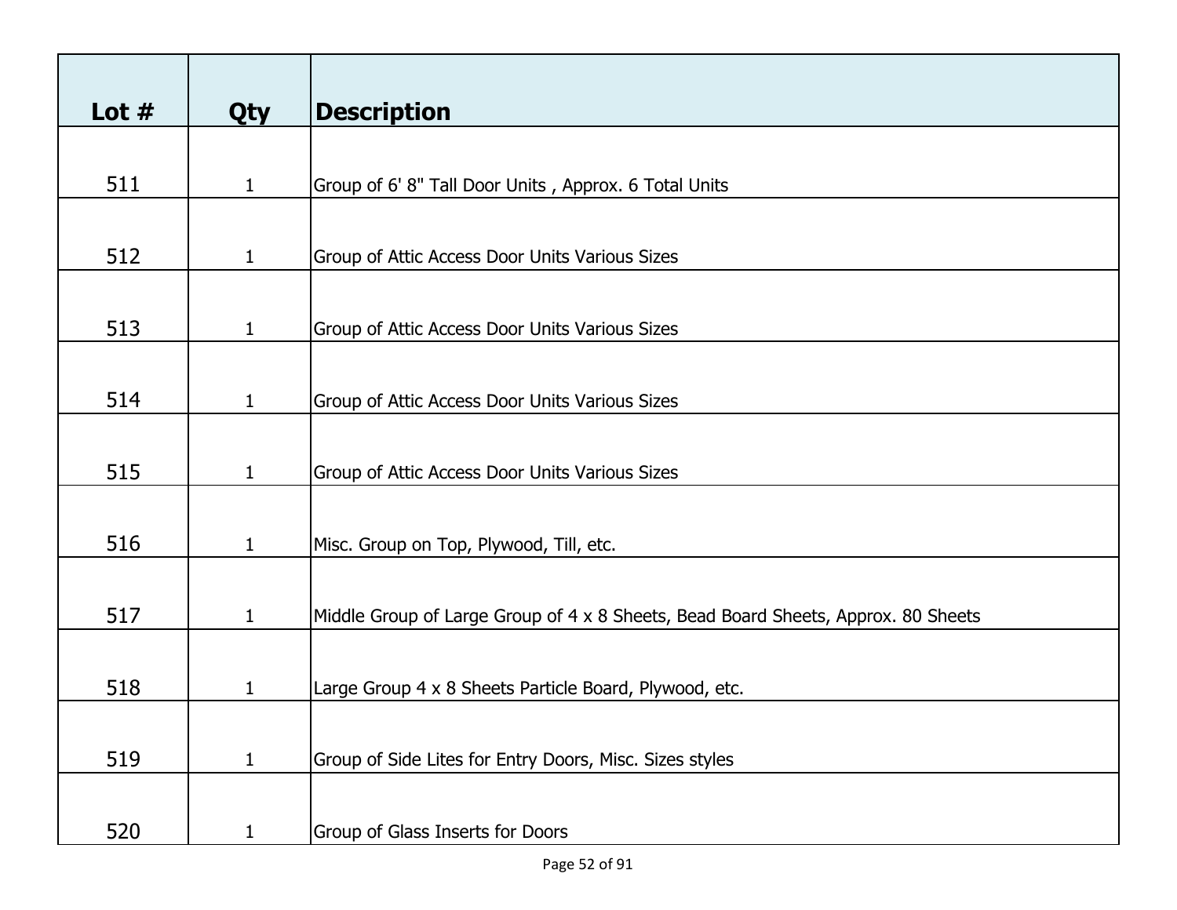| Lot # | Qty | Description |
| --- | --- | --- |
| 511 | 1 | Group of 6' 8" Tall Door Units , Approx. 6 Total Units |
| 512 | 1 | Group of Attic Access Door Units Various Sizes |
| 513 | 1 | Group of Attic Access Door Units Various Sizes |
| 514 | 1 | Group of Attic Access Door Units Various Sizes |
| 515 | 1 | Group of Attic Access Door Units Various Sizes |
| 516 | 1 | Misc. Group on Top, Plywood, Till, etc. |
| 517 | 1 | Middle Group of Large Group of 4 x 8 Sheets, Bead Board Sheets, Approx. 80 Sheets |
| 518 | 1 | Large Group 4 x 8 Sheets Particle Board, Plywood, etc. |
| 519 | 1 | Group of Side Lites for Entry Doors, Misc. Sizes styles |
| 520 | 1 | Group of Glass Inserts for Doors |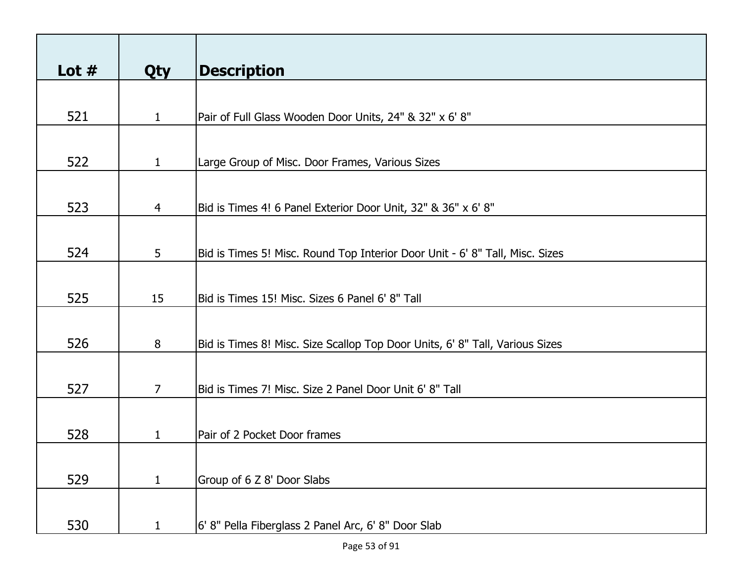| Lot # | Qty | Description |
|---|---|---|
| 521 | 1 | Pair of Full Glass Wooden Door Units, 24" & 32" x 6' 8" |
| 522 | 1 | Large Group of Misc. Door Frames, Various Sizes |
| 523 | 4 | Bid is Times 4! 6 Panel Exterior Door Unit, 32" & 36" x 6' 8" |
| 524 | 5 | Bid is Times 5! Misc. Round Top Interior Door Unit - 6' 8" Tall, Misc. Sizes |
| 525 | 15 | Bid is Times 15! Misc. Sizes 6 Panel 6' 8" Tall |
| 526 | 8 | Bid is Times 8! Misc. Size Scallop Top Door Units, 6' 8" Tall, Various Sizes |
| 527 | 7 | Bid is Times 7! Misc. Size 2 Panel Door Unit 6' 8" Tall |
| 528 | 1 | Pair of 2 Pocket Door frames |
| 529 | 1 | Group of 6 Z 8' Door Slabs |
| 530 | 1 | 6' 8" Pella Fiberglass 2 Panel Arc, 6' 8" Door Slab |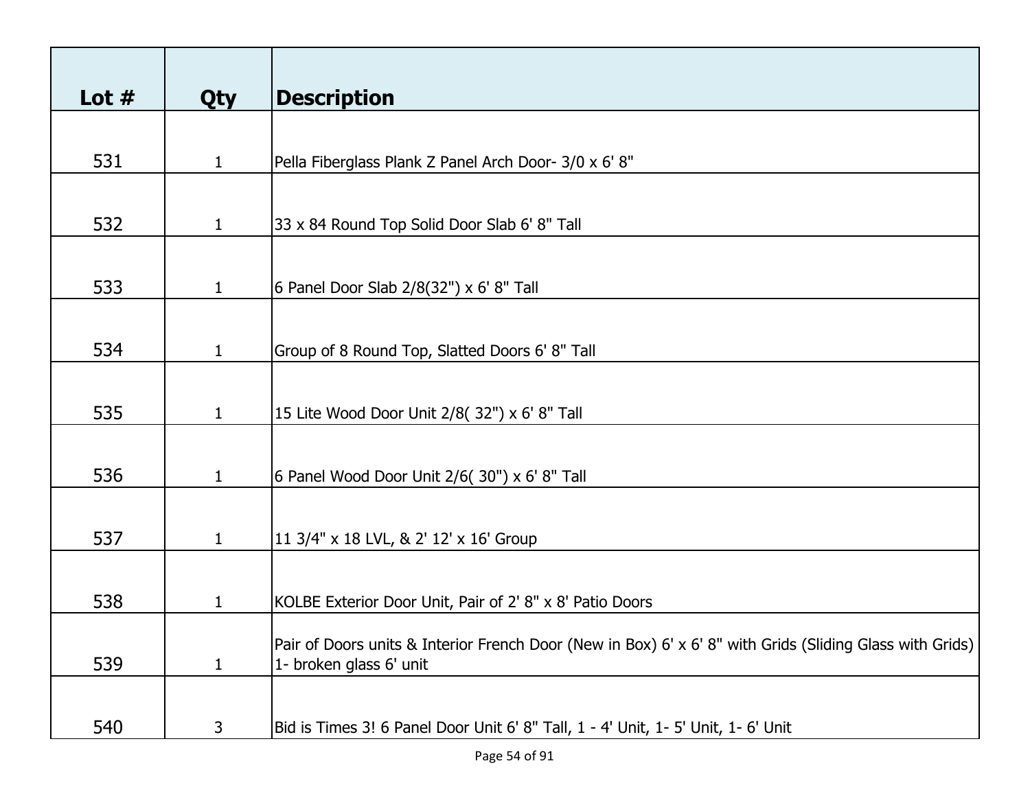| Lot # | Qty | Description |
| --- | --- | --- |
| 531 | 1 | Pella Fiberglass Plank Z Panel Arch Door- 3/0 x 6' 8" |
| 532 | 1 | 33 x 84 Round Top Solid Door Slab 6' 8" Tall |
| 533 | 1 | 6 Panel Door Slab 2/8(32") x 6' 8" Tall |
| 534 | 1 | Group of 8 Round Top, Slatted Doors 6' 8" Tall |
| 535 | 1 | 15 Lite Wood Door Unit 2/8( 32") x 6' 8" Tall |
| 536 | 1 | 6 Panel Wood Door Unit 2/6( 30") x 6' 8" Tall |
| 537 | 1 | 11 3/4" x 18 LVL, & 2' 12' x 16' Group |
| 538 | 1 | KOLBE Exterior Door Unit, Pair of 2' 8" x 8' Patio Doors |
| 539 | 1 | Pair of Doors units & Interior French Door (New in Box) 6' x 6' 8" with Grids (Sliding Glass with Grids) 1- broken glass 6' unit |
| 540 | 3 | Bid is Times 3! 6 Panel Door Unit 6' 8" Tall, 1 - 4' Unit, 1- 5' Unit, 1- 6' Unit |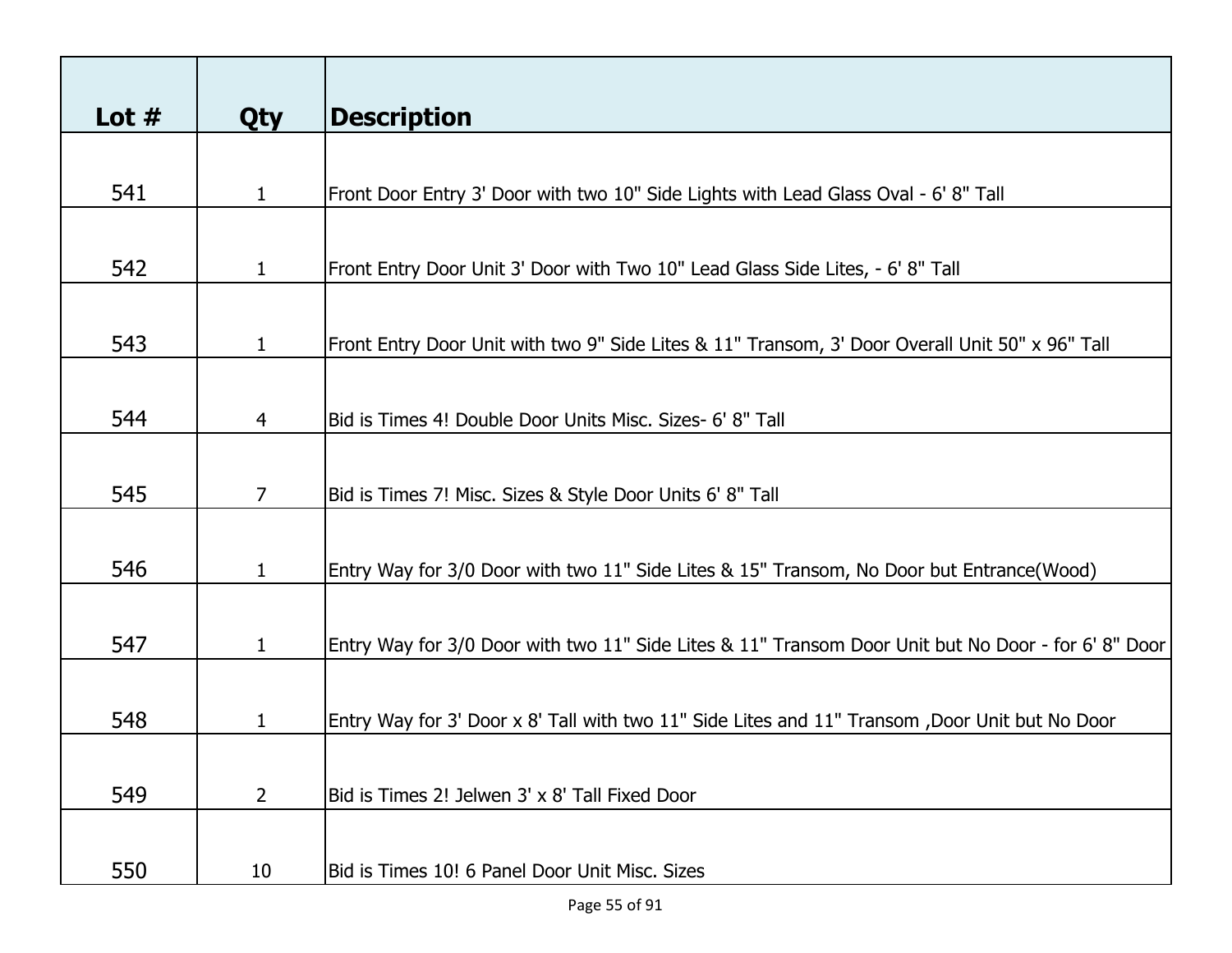| Lot # | Qty | Description |
|---|---|---|
| 541 | 1 | Front Door Entry 3' Door with two 10" Side Lights with Lead Glass Oval - 6' 8" Tall |
| 542 | 1 | Front Entry Door Unit 3' Door with Two 10" Lead Glass Side Lites, - 6' 8" Tall |
| 543 | 1 | Front Entry Door Unit with two 9" Side Lites & 11" Transom, 3' Door Overall Unit 50" x 96" Tall |
| 544 | 4 | Bid is Times 4! Double Door Units Misc. Sizes- 6' 8" Tall |
| 545 | 7 | Bid is Times 7! Misc. Sizes & Style Door Units 6' 8" Tall |
| 546 | 1 | Entry Way for 3/0 Door with two 11" Side Lites & 15" Transom, No Door but Entrance(Wood) |
| 547 | 1 | Entry Way for 3/0 Door with two 11" Side Lites & 11" Transom Door Unit but No Door - for 6' 8" Door |
| 548 | 1 | Entry Way for 3' Door x 8' Tall with two 11" Side Lites and 11" Transom ,Door Unit but No Door |
| 549 | 2 | Bid is Times 2! Jelwen 3' x 8' Tall Fixed Door |
| 550 | 10 | Bid is Times 10! 6 Panel Door Unit Misc. Sizes |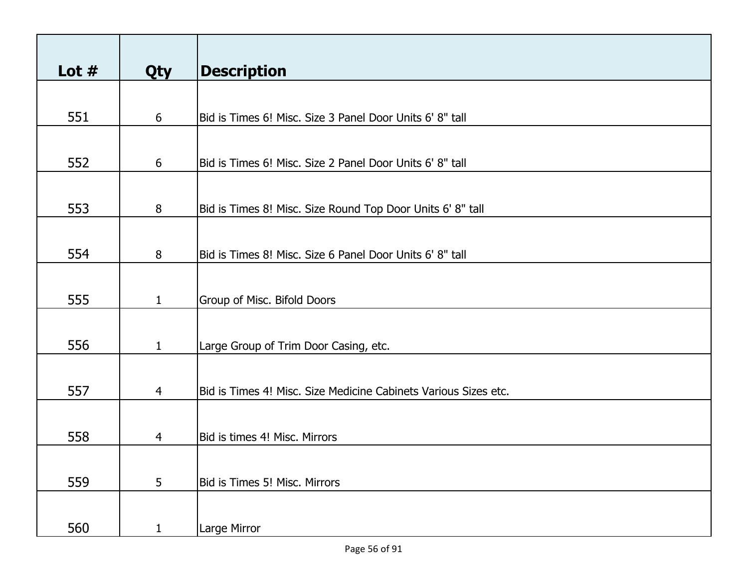| Lot # | Qty | Description |
| --- | --- | --- |
| 551 | 6 | Bid is Times 6! Misc. Size 3 Panel Door Units 6' 8" tall |
| 552 | 6 | Bid is Times 6! Misc. Size 2 Panel Door Units 6' 8" tall |
| 553 | 8 | Bid is Times 8! Misc. Size Round Top Door Units 6' 8" tall |
| 554 | 8 | Bid is Times 8! Misc. Size 6 Panel Door Units 6' 8" tall |
| 555 | 1 | Group of Misc. Bifold Doors |
| 556 | 1 | Large Group of Trim Door Casing, etc. |
| 557 | 4 | Bid is Times 4! Misc. Size Medicine Cabinets Various Sizes etc. |
| 558 | 4 | Bid is times 4! Misc. Mirrors |
| 559 | 5 | Bid is Times 5! Misc. Mirrors |
| 560 | 1 | Large Mirror |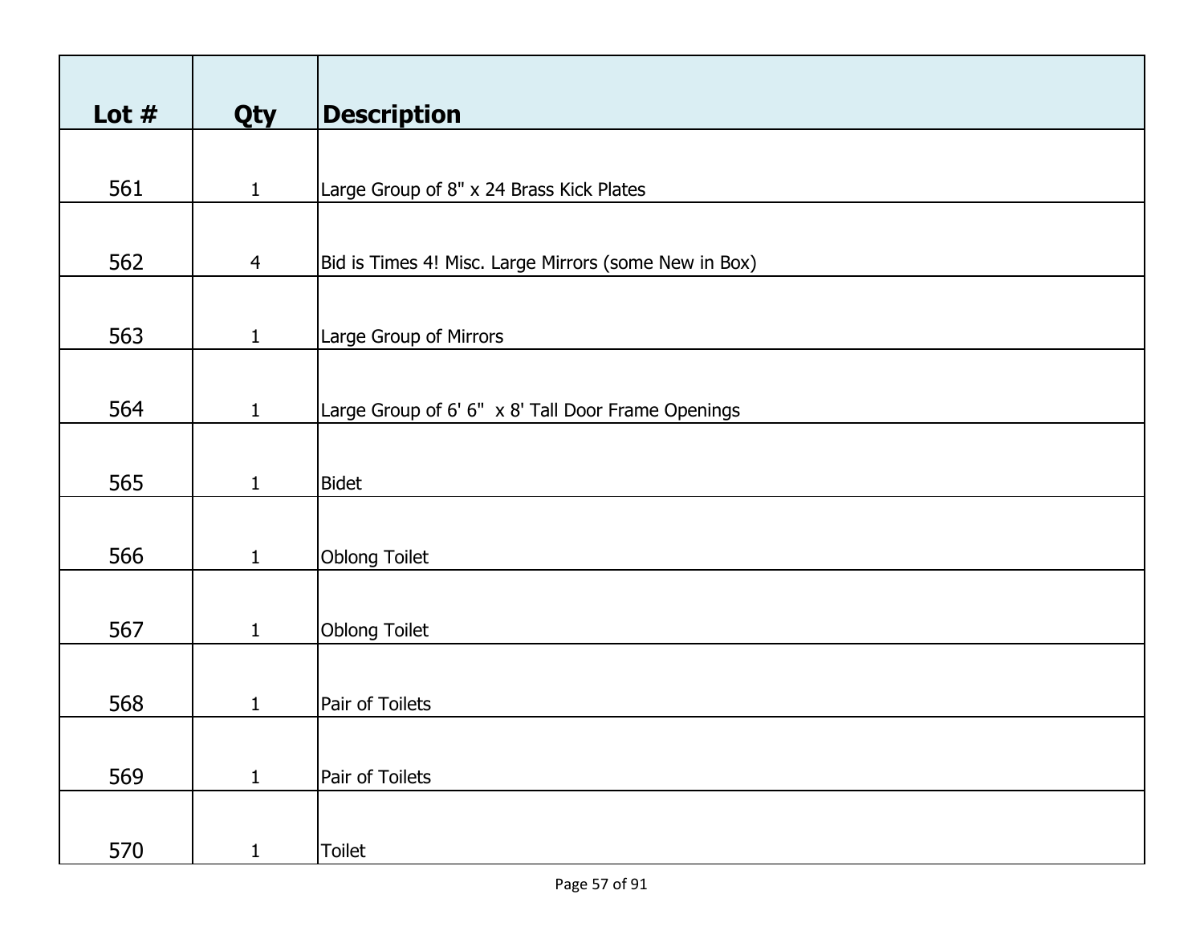| Lot # | Qty | Description |
|---|---|---|
| 561 | 1 | Large Group of 8" x 24 Brass Kick Plates |
| 562 | 4 | Bid is Times 4! Misc. Large Mirrors (some New in Box) |
| 563 | 1 | Large Group of Mirrors |
| 564 | 1 | Large Group of 6' 6"  x 8' Tall Door Frame Openings |
| 565 | 1 | Bidet |
| 566 | 1 | Oblong Toilet |
| 567 | 1 | Oblong Toilet |
| 568 | 1 | Pair of Toilets |
| 569 | 1 | Pair of Toilets |
| 570 | 1 | Toilet |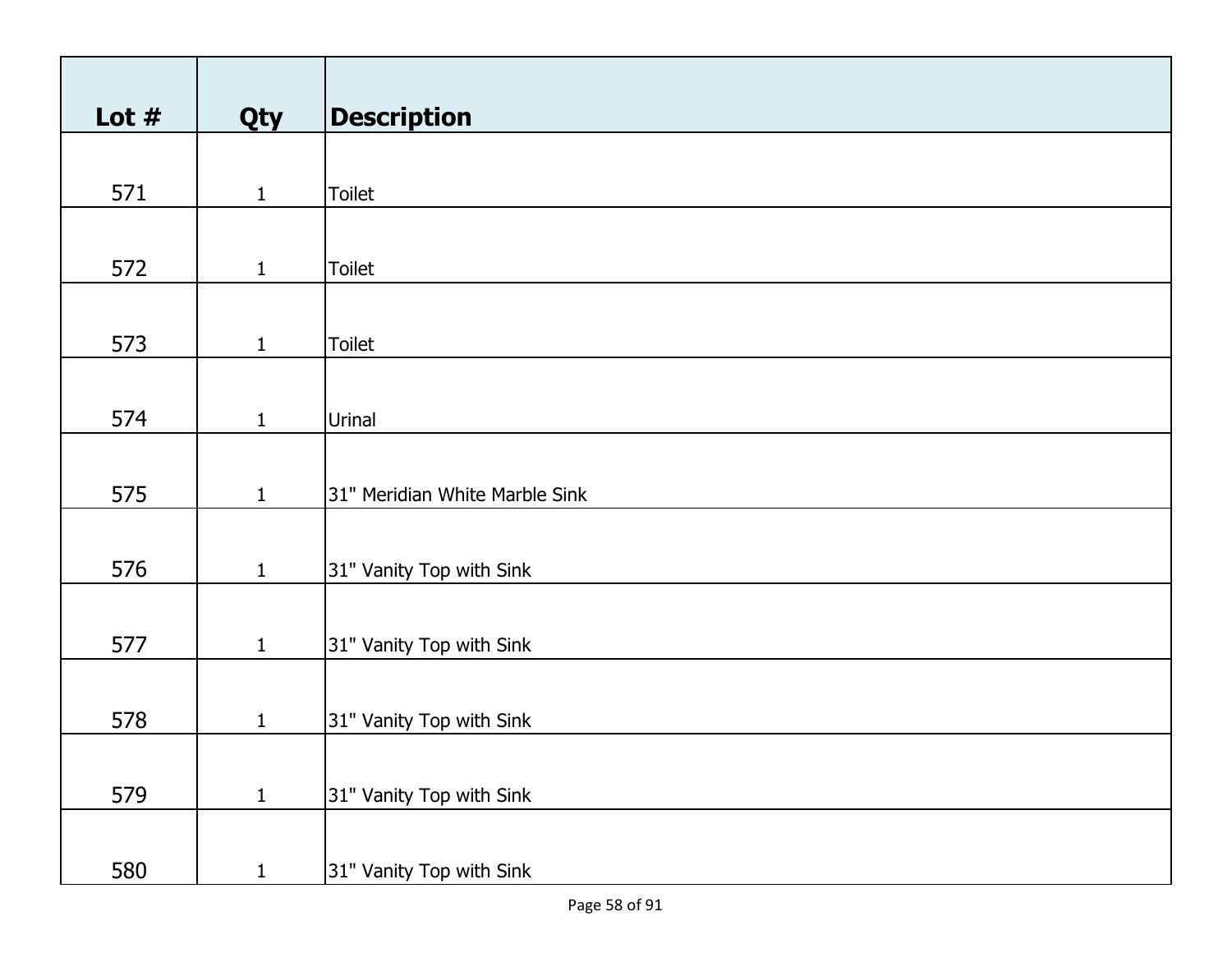| Lot # | Qty | Description |
| --- | --- | --- |
| 571 | 1 | Toilet |
| 572 | 1 | Toilet |
| 573 | 1 | Toilet |
| 574 | 1 | Urinal |
| 575 | 1 | 31" Meridian White Marble Sink |
| 576 | 1 | 31" Vanity Top with Sink |
| 577 | 1 | 31" Vanity Top with Sink |
| 578 | 1 | 31" Vanity Top with Sink |
| 579 | 1 | 31" Vanity Top with Sink |
| 580 | 1 | 31" Vanity Top with Sink |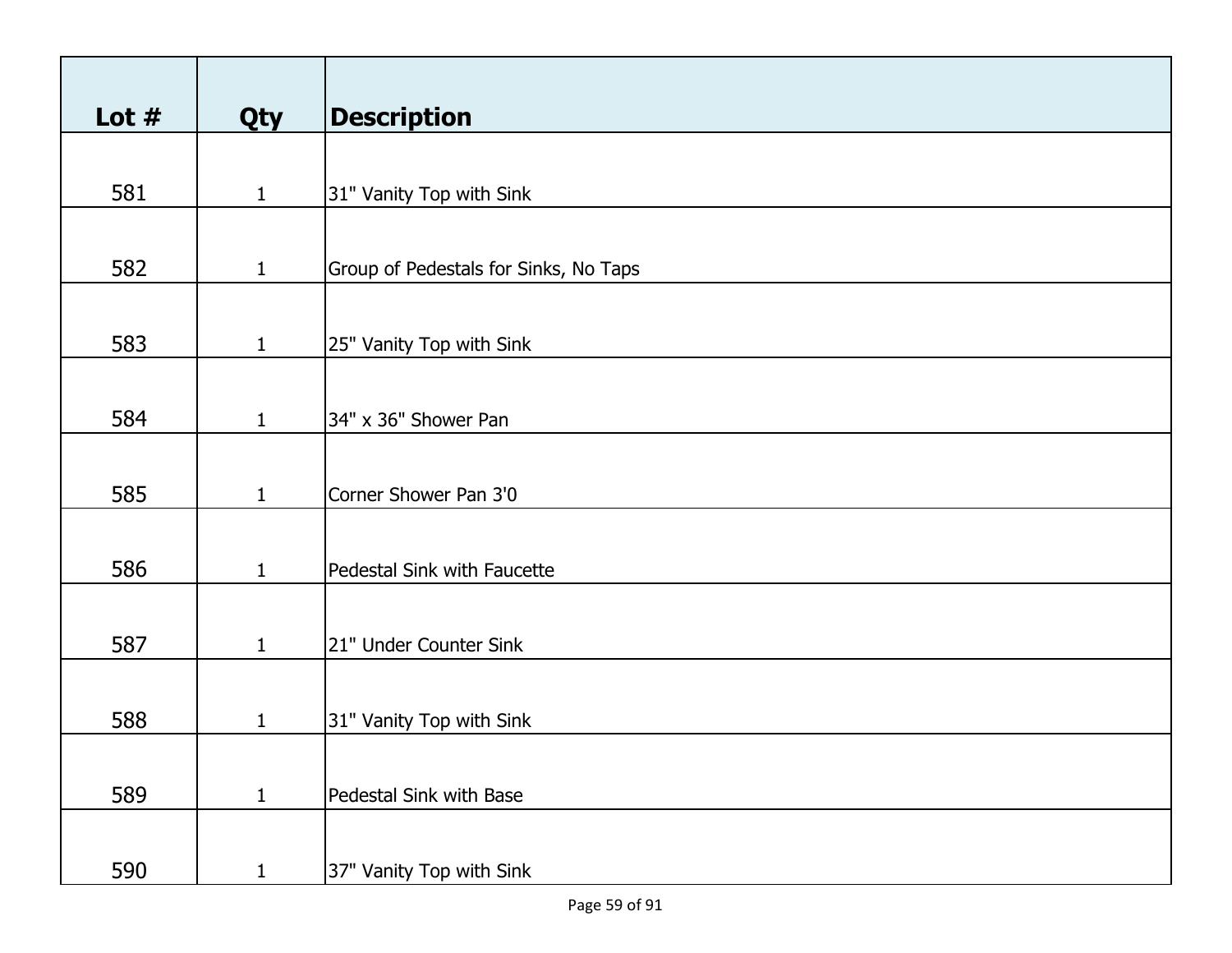| Lot # | Qty | Description |
|---|---|---|
| 581 | 1 | 31" Vanity Top with Sink |
| 582 | 1 | Group of Pedestals for Sinks, No Taps |
| 583 | 1 | 25" Vanity Top with Sink |
| 584 | 1 | 34" x 36" Shower Pan |
| 585 | 1 | Corner Shower Pan 3'0 |
| 586 | 1 | Pedestal Sink with Faucette |
| 587 | 1 | 21" Under Counter Sink |
| 588 | 1 | 31" Vanity Top with Sink |
| 589 | 1 | Pedestal Sink with Base |
| 590 | 1 | 37" Vanity Top with Sink |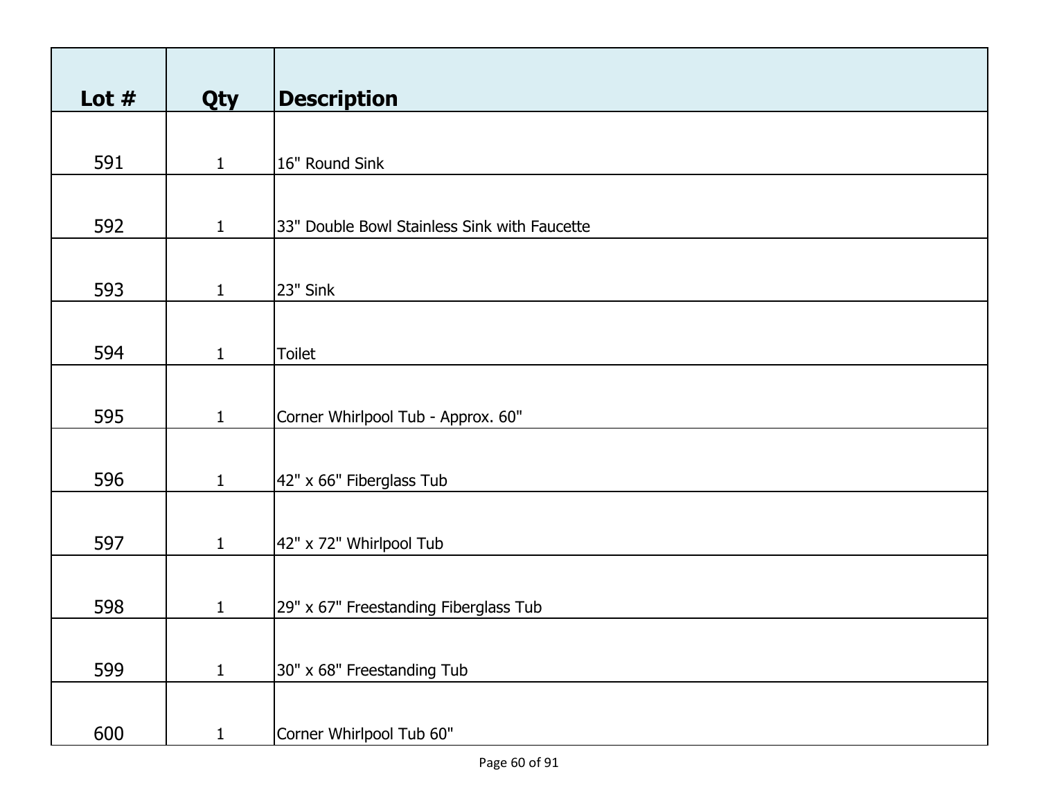| Lot # | Qty | Description |
|---|---|---|
| 591 | 1 | 16" Round Sink |
| 592 | 1 | 33" Double Bowl Stainless Sink with Faucette |
| 593 | 1 | 23" Sink |
| 594 | 1 | Toilet |
| 595 | 1 | Corner Whirlpool Tub - Approx. 60" |
| 596 | 1 | 42" x 66" Fiberglass Tub |
| 597 | 1 | 42" x 72" Whirlpool Tub |
| 598 | 1 | 29" x 67" Freestanding Fiberglass Tub |
| 599 | 1 | 30" x 68" Freestanding Tub |
| 600 | 1 | Corner Whirlpool Tub 60" |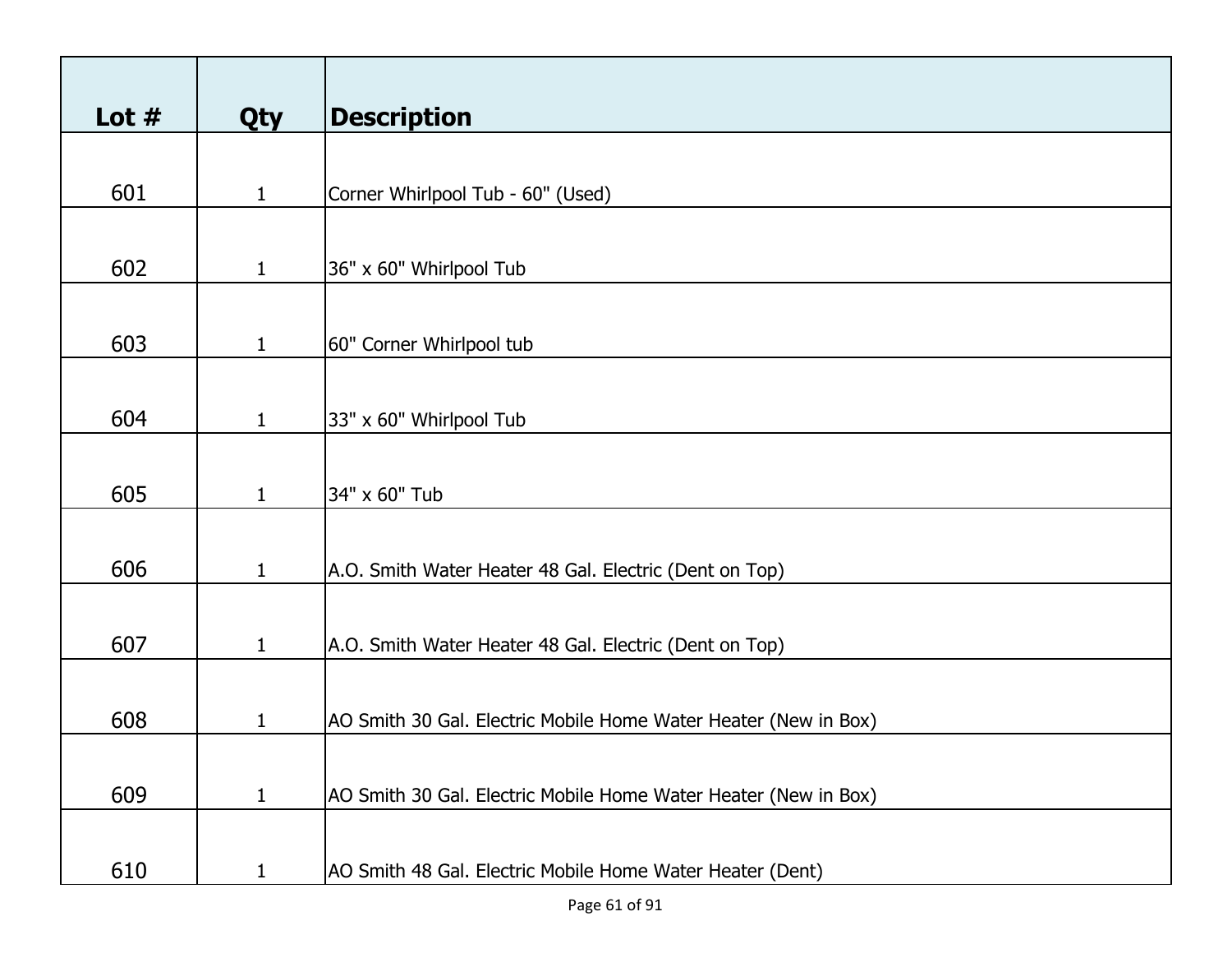| Lot # | Qty | Description |
|---|---|---|
| 601 | 1 | Corner Whirlpool Tub - 60" (Used) |
| 602 | 1 | 36" x 60" Whirlpool Tub |
| 603 | 1 | 60" Corner Whirlpool tub |
| 604 | 1 | 33" x 60" Whirlpool Tub |
| 605 | 1 | 34" x 60" Tub |
| 606 | 1 | A.O. Smith Water Heater 48 Gal. Electric (Dent on Top) |
| 607 | 1 | A.O. Smith Water Heater 48 Gal. Electric (Dent on Top) |
| 608 | 1 | AO Smith 30 Gal. Electric Mobile Home Water Heater (New in Box) |
| 609 | 1 | AO Smith 30 Gal. Electric Mobile Home Water Heater (New in Box) |
| 610 | 1 | AO Smith 48 Gal. Electric Mobile Home Water Heater (Dent) |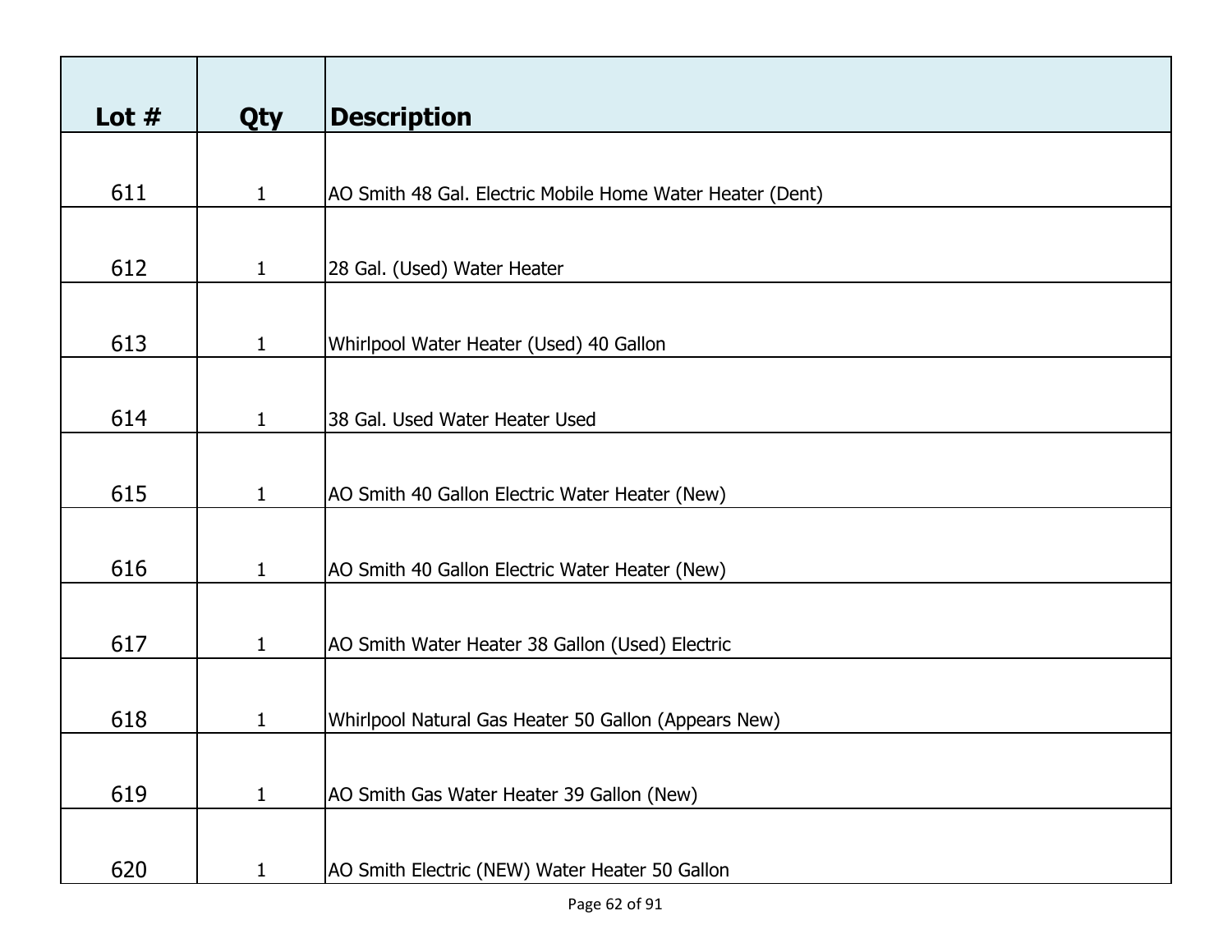| Lot # | Qty | Description |
|---|---|---|
| 611 | 1 | AO Smith 48 Gal. Electric Mobile Home Water Heater (Dent) |
| 612 | 1 | 28 Gal. (Used) Water Heater |
| 613 | 1 | Whirlpool Water Heater (Used) 40 Gallon |
| 614 | 1 | 38 Gal. Used Water Heater Used |
| 615 | 1 | AO Smith 40 Gallon Electric Water Heater (New) |
| 616 | 1 | AO Smith 40 Gallon Electric Water Heater (New) |
| 617 | 1 | AO Smith Water Heater 38 Gallon (Used) Electric |
| 618 | 1 | Whirlpool Natural Gas Heater 50 Gallon (Appears New) |
| 619 | 1 | AO Smith Gas Water Heater 39 Gallon (New) |
| 620 | 1 | AO Smith Electric (NEW) Water Heater 50 Gallon |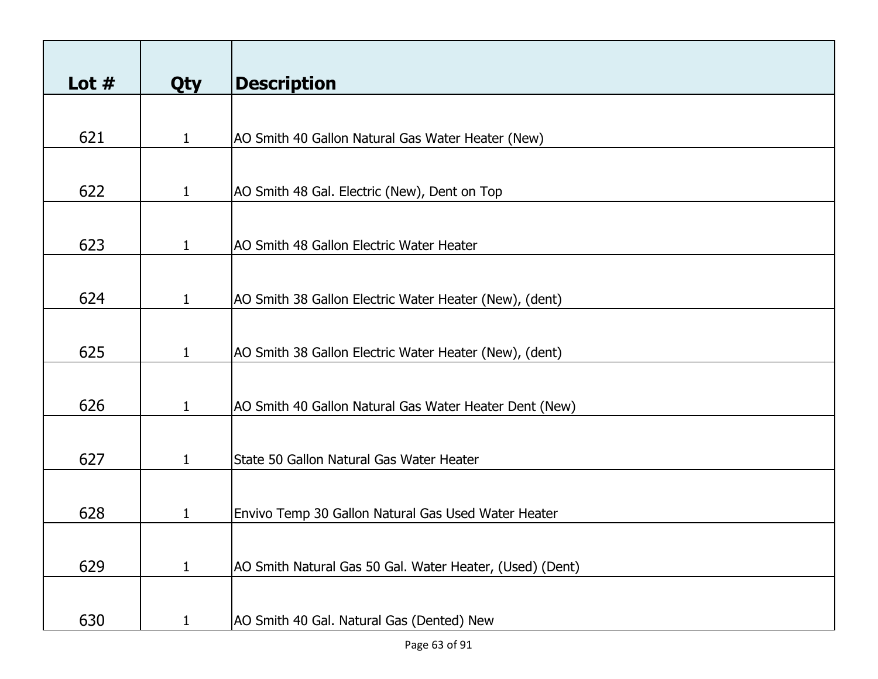| Lot # | Qty | Description |
| --- | --- | --- |
| 621 | 1 | AO Smith 40 Gallon Natural Gas Water Heater (New) |
| 622 | 1 | AO Smith 48 Gal. Electric (New), Dent on Top |
| 623 | 1 | AO Smith 48 Gallon Electric Water Heater |
| 624 | 1 | AO Smith 38 Gallon Electric Water Heater (New), (dent) |
| 625 | 1 | AO Smith 38 Gallon Electric Water Heater (New), (dent) |
| 626 | 1 | AO Smith 40 Gallon Natural Gas Water Heater Dent (New) |
| 627 | 1 | State 50 Gallon Natural Gas Water Heater |
| 628 | 1 | Envivo Temp 30 Gallon Natural Gas Used Water Heater |
| 629 | 1 | AO Smith Natural Gas 50 Gal. Water Heater, (Used) (Dent) |
| 630 | 1 | AO Smith 40 Gal. Natural Gas (Dented) New |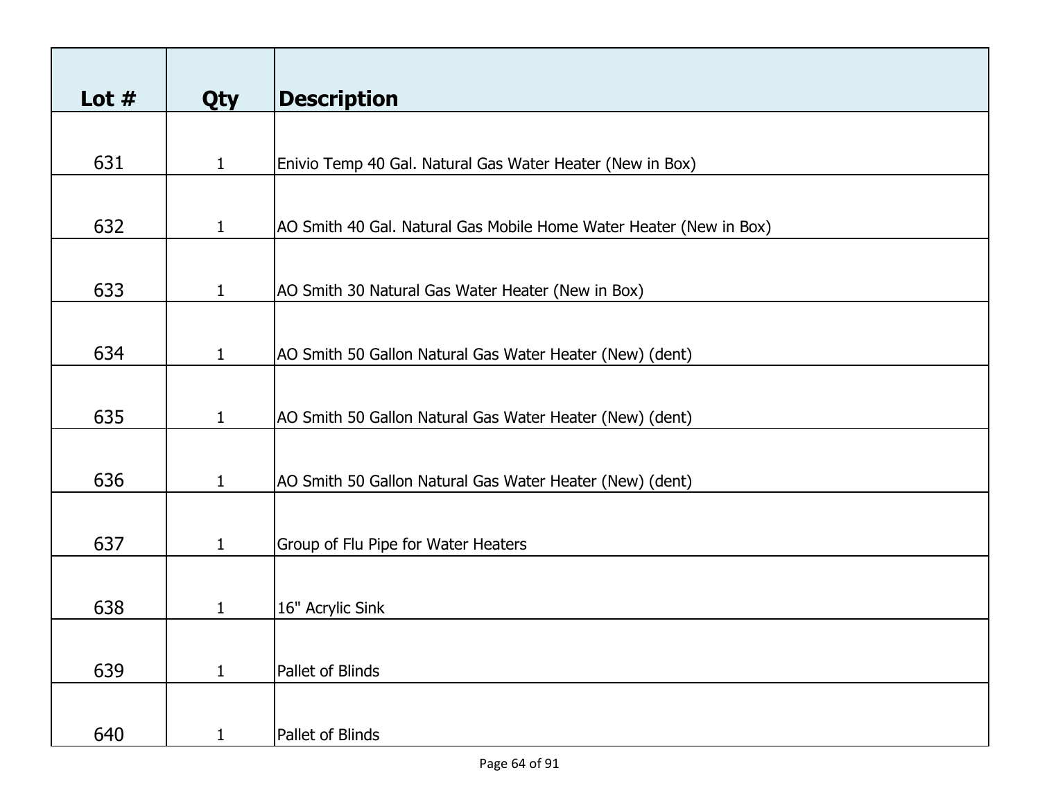| Lot # | Qty | Description |
|---|---|---|
| 631 | 1 | Enivio Temp 40 Gal. Natural Gas Water Heater (New in Box) |
| 632 | 1 | AO Smith 40 Gal. Natural Gas Mobile Home Water Heater (New in Box) |
| 633 | 1 | AO Smith 30 Natural Gas Water Heater (New in Box) |
| 634 | 1 | AO Smith 50 Gallon Natural Gas Water Heater (New) (dent) |
| 635 | 1 | AO Smith 50 Gallon Natural Gas Water Heater (New) (dent) |
| 636 | 1 | AO Smith 50 Gallon Natural Gas Water Heater (New) (dent) |
| 637 | 1 | Group of Flu Pipe for Water Heaters |
| 638 | 1 | 16" Acrylic Sink |
| 639 | 1 | Pallet of Blinds |
| 640 | 1 | Pallet of Blinds |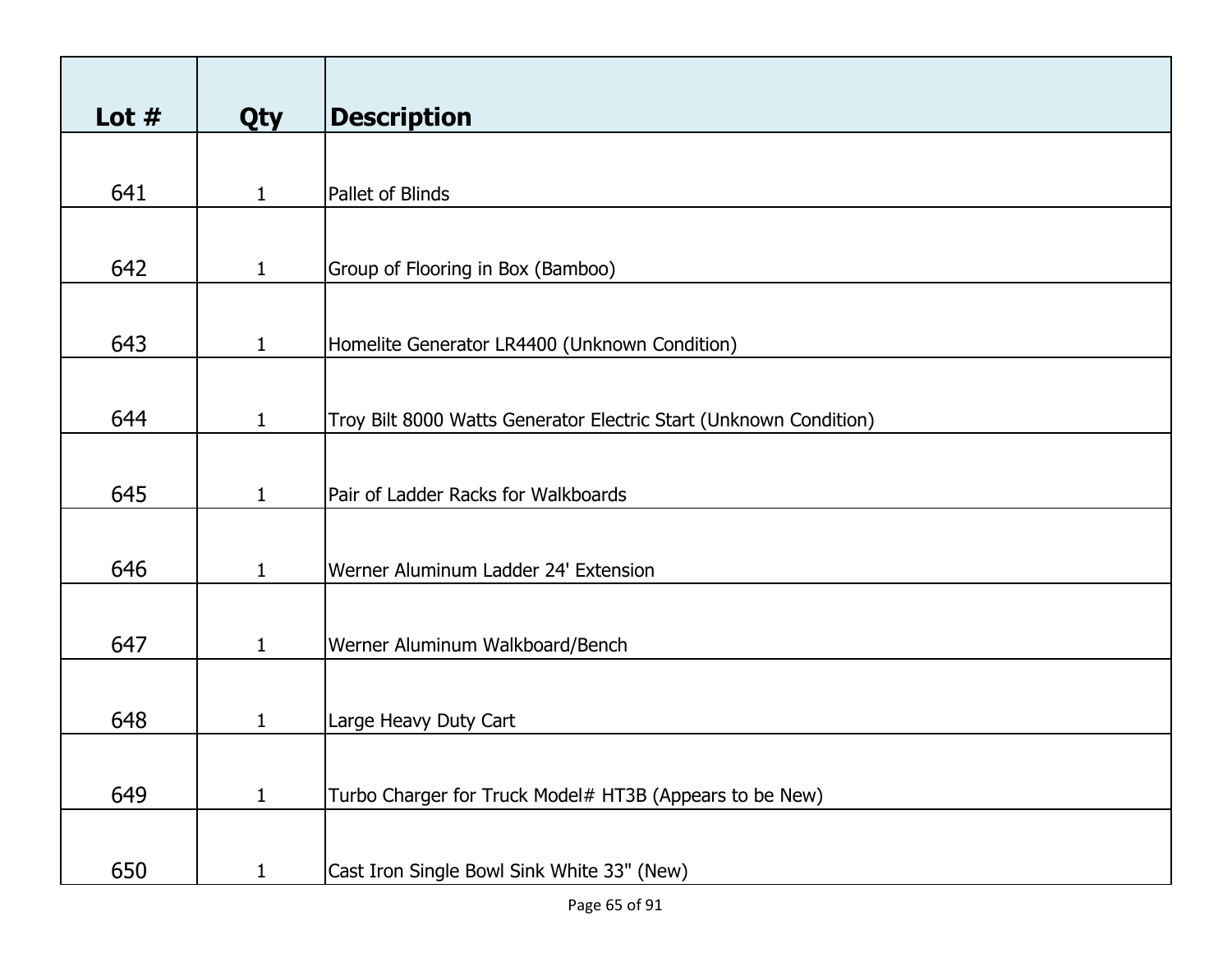| Lot # | Qty | Description |
| --- | --- | --- |
| 641 | 1 | Pallet of Blinds |
| 642 | 1 | Group of Flooring in Box (Bamboo) |
| 643 | 1 | Homelite Generator LR4400 (Unknown Condition) |
| 644 | 1 | Troy Bilt 8000 Watts Generator Electric Start (Unknown Condition) |
| 645 | 1 | Pair of Ladder Racks for Walkboards |
| 646 | 1 | Werner Aluminum Ladder 24' Extension |
| 647 | 1 | Werner Aluminum Walkboard/Bench |
| 648 | 1 | Large Heavy Duty Cart |
| 649 | 1 | Turbo Charger for Truck Model# HT3B (Appears to be New) |
| 650 | 1 | Cast Iron Single Bowl Sink White 33" (New) |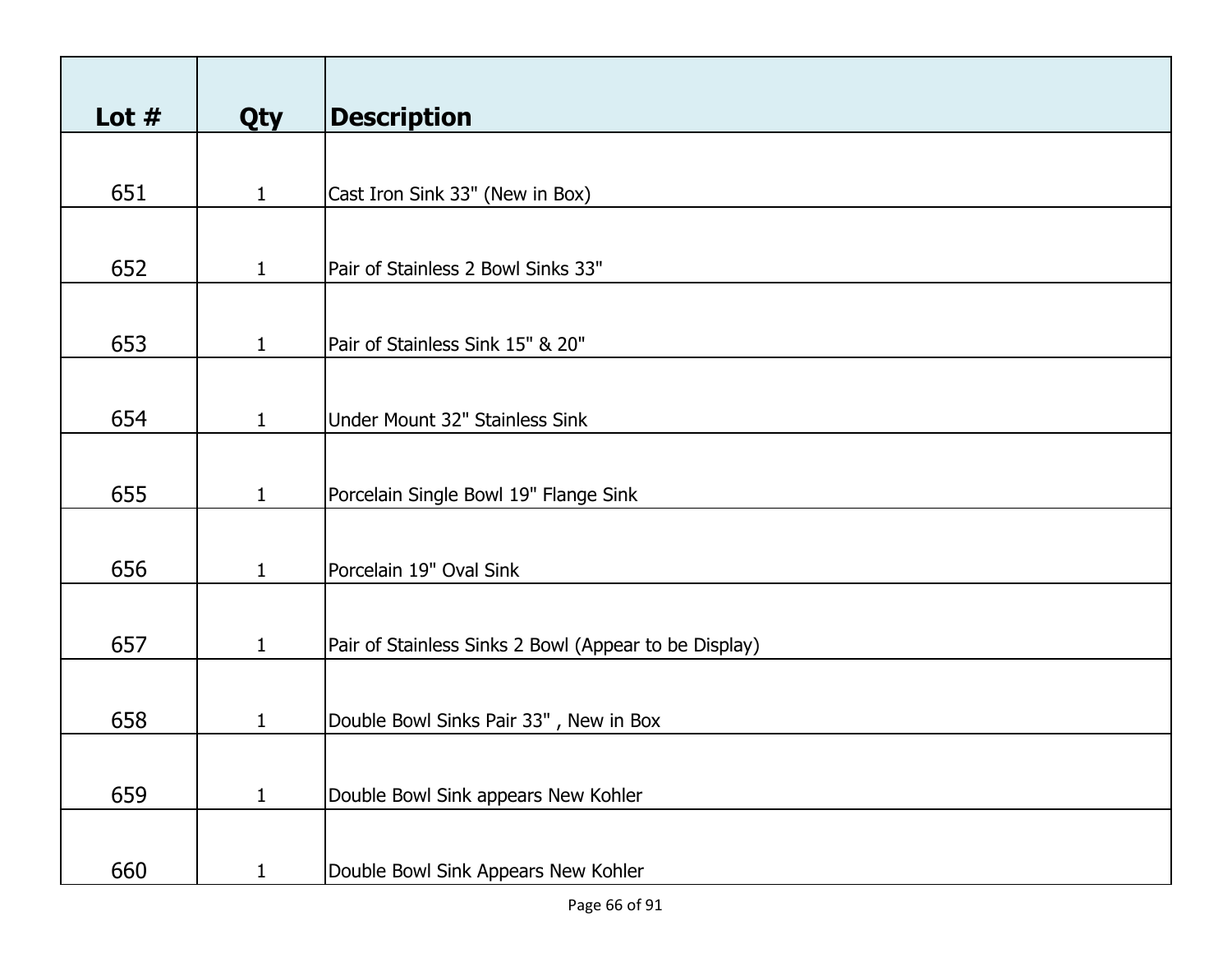| Lot # | Qty | Description |
|---|---|---|
| 651 | 1 | Cast Iron Sink 33" (New in Box) |
| 652 | 1 | Pair of Stainless 2 Bowl Sinks 33" |
| 653 | 1 | Pair of Stainless Sink 15" & 20" |
| 654 | 1 | Under Mount 32" Stainless Sink |
| 655 | 1 | Porcelain Single Bowl 19" Flange Sink |
| 656 | 1 | Porcelain 19" Oval Sink |
| 657 | 1 | Pair of Stainless Sinks 2 Bowl (Appear to be Display) |
| 658 | 1 | Double Bowl Sinks Pair 33" , New in Box |
| 659 | 1 | Double Bowl Sink appears New Kohler |
| 660 | 1 | Double Bowl Sink Appears New Kohler |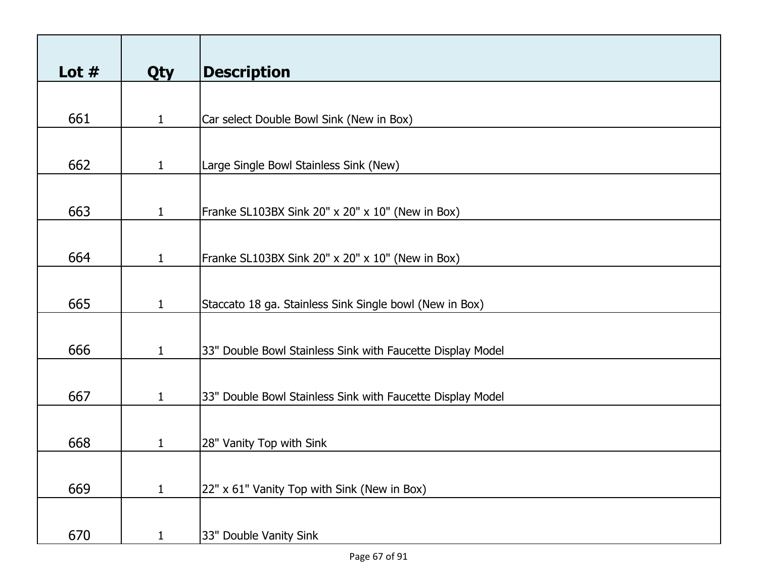| Lot # | Qty | Description |
|---|---|---|
| 661 | 1 | Car select Double Bowl Sink (New in Box) |
| 662 | 1 | Large Single Bowl Stainless Sink (New) |
| 663 | 1 | Franke SL103BX Sink 20" x 20" x 10" (New in Box) |
| 664 | 1 | Franke SL103BX Sink 20" x 20" x 10" (New in Box) |
| 665 | 1 | Staccato 18 ga. Stainless Sink Single bowl (New in Box) |
| 666 | 1 | 33" Double Bowl Stainless Sink with Faucette Display Model |
| 667 | 1 | 33" Double Bowl Stainless Sink with Faucette Display Model |
| 668 | 1 | 28" Vanity Top with Sink |
| 669 | 1 | 22" x 61" Vanity Top with Sink (New in Box) |
| 670 | 1 | 33" Double Vanity Sink |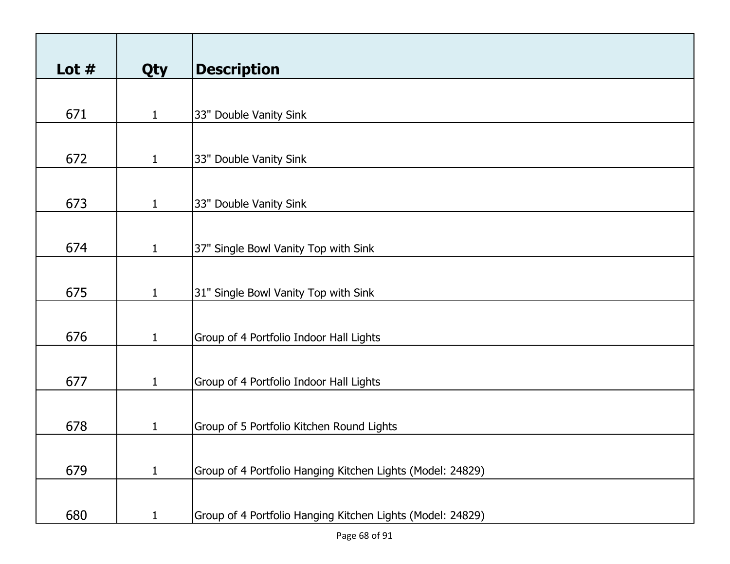| Lot # | Qty | Description |
|---|---|---|
| 671 | 1 | 33" Double Vanity Sink |
| 672 | 1 | 33" Double Vanity Sink |
| 673 | 1 | 33" Double Vanity Sink |
| 674 | 1 | 37" Single Bowl Vanity Top with Sink |
| 675 | 1 | 31" Single Bowl Vanity Top with Sink |
| 676 | 1 | Group of 4 Portfolio Indoor Hall Lights |
| 677 | 1 | Group of 4 Portfolio Indoor Hall Lights |
| 678 | 1 | Group of 5 Portfolio Kitchen Round Lights |
| 679 | 1 | Group of 4 Portfolio Hanging Kitchen Lights (Model: 24829) |
| 680 | 1 | Group of 4 Portfolio Hanging Kitchen Lights (Model: 24829) |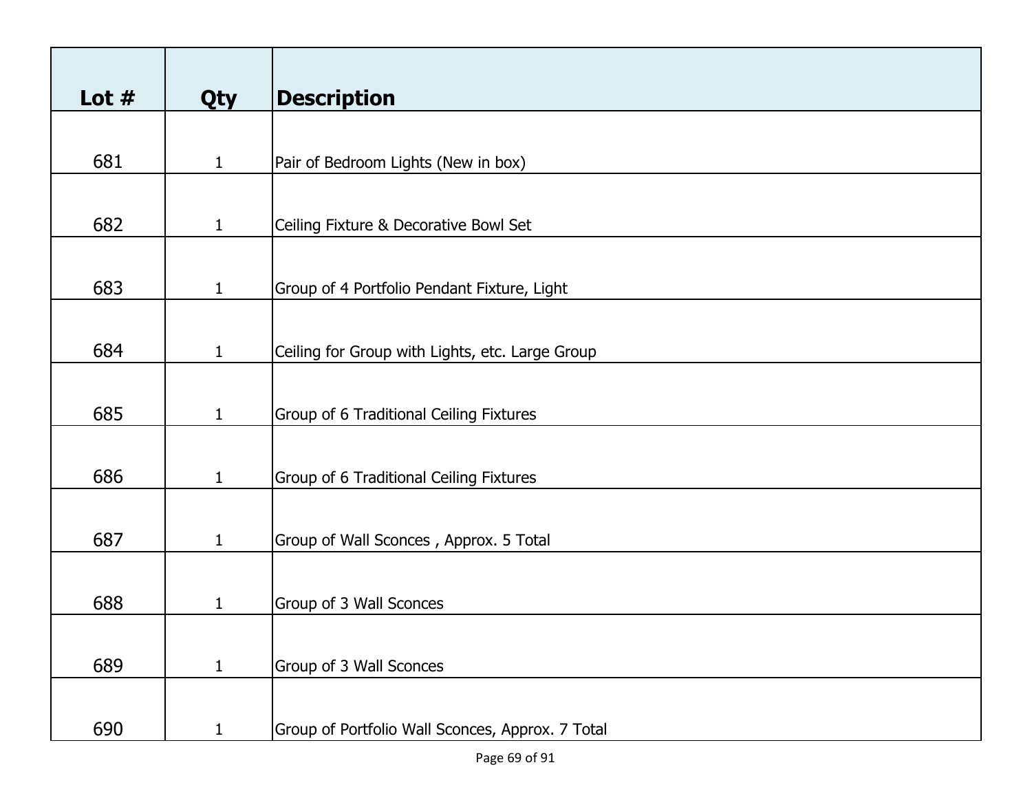| Lot # | Qty | Description |
| --- | --- | --- |
| 681 | 1 | Pair of Bedroom Lights (New in box) |
| 682 | 1 | Ceiling Fixture & Decorative Bowl Set |
| 683 | 1 | Group of 4 Portfolio Pendant Fixture, Light |
| 684 | 1 | Ceiling for Group with Lights, etc. Large Group |
| 685 | 1 | Group of 6 Traditional Ceiling Fixtures |
| 686 | 1 | Group of 6 Traditional Ceiling Fixtures |
| 687 | 1 | Group of Wall Sconces , Approx. 5 Total |
| 688 | 1 | Group of 3 Wall Sconces |
| 689 | 1 | Group of 3 Wall Sconces |
| 690 | 1 | Group of Portfolio Wall Sconces, Approx. 7 Total |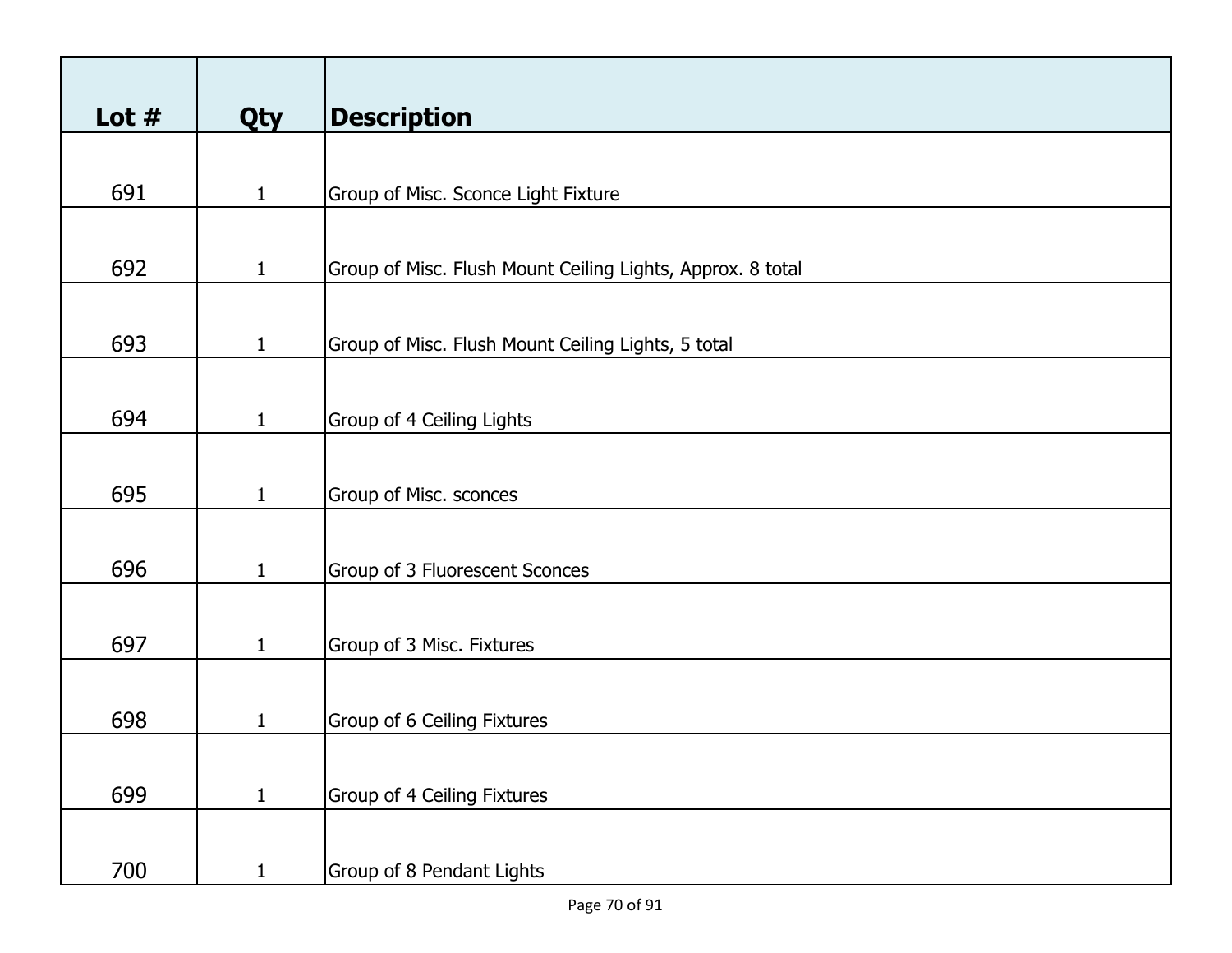| Lot # | Qty | Description |
|---|---|---|
| 691 | 1 | Group of Misc. Sconce Light Fixture |
| 692 | 1 | Group of Misc. Flush Mount Ceiling Lights, Approx. 8 total |
| 693 | 1 | Group of Misc. Flush Mount Ceiling Lights, 5 total |
| 694 | 1 | Group of 4 Ceiling Lights |
| 695 | 1 | Group of Misc. sconces |
| 696 | 1 | Group of 3 Fluorescent Sconces |
| 697 | 1 | Group of 3 Misc. Fixtures |
| 698 | 1 | Group of 6 Ceiling Fixtures |
| 699 | 1 | Group of 4 Ceiling Fixtures |
| 700 | 1 | Group of 8 Pendant Lights |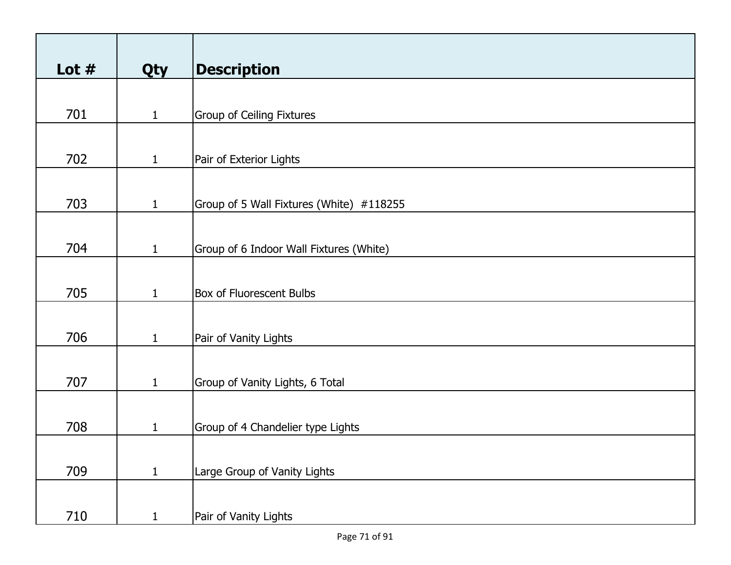| Lot # | Qty | Description |
| --- | --- | --- |
| 701 | 1 | Group of Ceiling Fixtures |
| 702 | 1 | Pair of Exterior Lights |
| 703 | 1 | Group of 5 Wall Fixtures (White) #118255 |
| 704 | 1 | Group of 6 Indoor Wall Fixtures (White) |
| 705 | 1 | Box of Fluorescent Bulbs |
| 706 | 1 | Pair of Vanity Lights |
| 707 | 1 | Group of Vanity Lights, 6 Total |
| 708 | 1 | Group of 4 Chandelier type Lights |
| 709 | 1 | Large Group of Vanity Lights |
| 710 | 1 | Pair of Vanity Lights |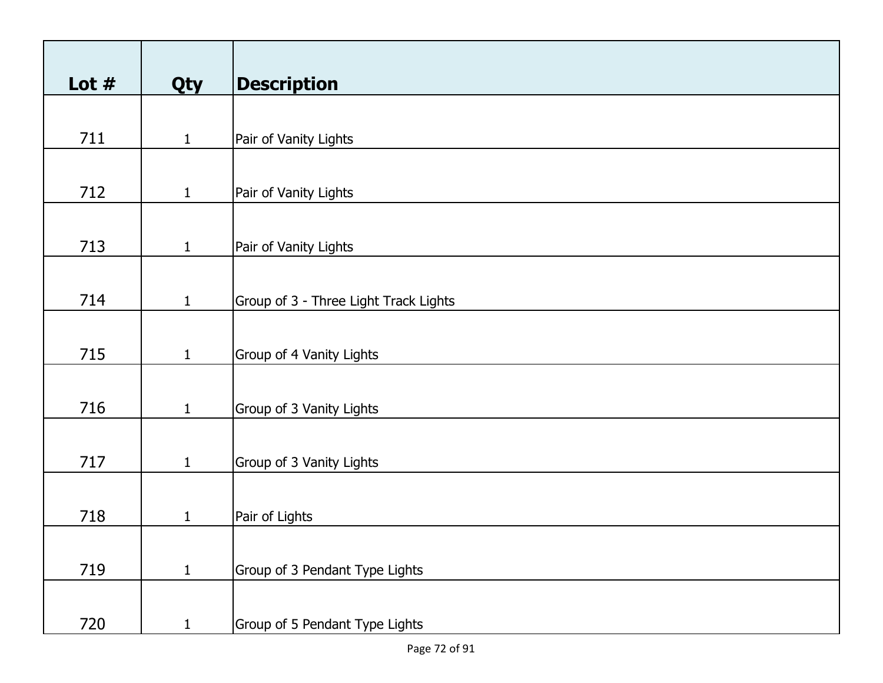| Lot # | Qty | Description |
|---|---|---|
| 711 | 1 | Pair of Vanity Lights |
| 712 | 1 | Pair of Vanity Lights |
| 713 | 1 | Pair of Vanity Lights |
| 714 | 1 | Group of 3 - Three Light Track Lights |
| 715 | 1 | Group of 4 Vanity Lights |
| 716 | 1 | Group of 3 Vanity Lights |
| 717 | 1 | Group of 3 Vanity Lights |
| 718 | 1 | Pair of Lights |
| 719 | 1 | Group of 3 Pendant Type Lights |
| 720 | 1 | Group of 5 Pendant Type Lights |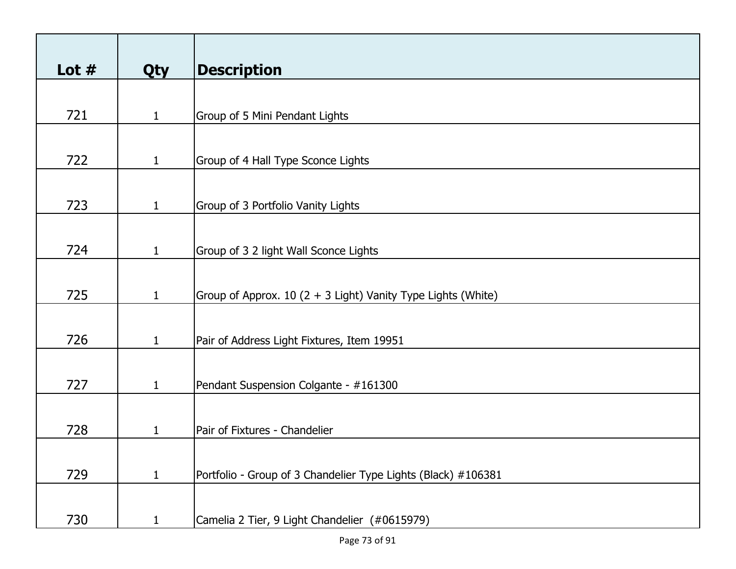| Lot # | Qty | Description |
|---|---|---|
| 721 | 1 | Group of 5 Mini Pendant Lights |
| 722 | 1 | Group of 4 Hall Type Sconce Lights |
| 723 | 1 | Group of 3 Portfolio Vanity Lights |
| 724 | 1 | Group of 3 2 light Wall Sconce Lights |
| 725 | 1 | Group of Approx. 10 (2 + 3 Light) Vanity Type Lights (White) |
| 726 | 1 | Pair of Address Light Fixtures, Item 19951 |
| 727 | 1 | Pendant Suspension Colgante - #161300 |
| 728 | 1 | Pair of Fixtures - Chandelier |
| 729 | 1 | Portfolio - Group of 3 Chandelier Type Lights (Black) #106381 |
| 730 | 1 | Camelia 2 Tier, 9 Light Chandelier (#0615979) |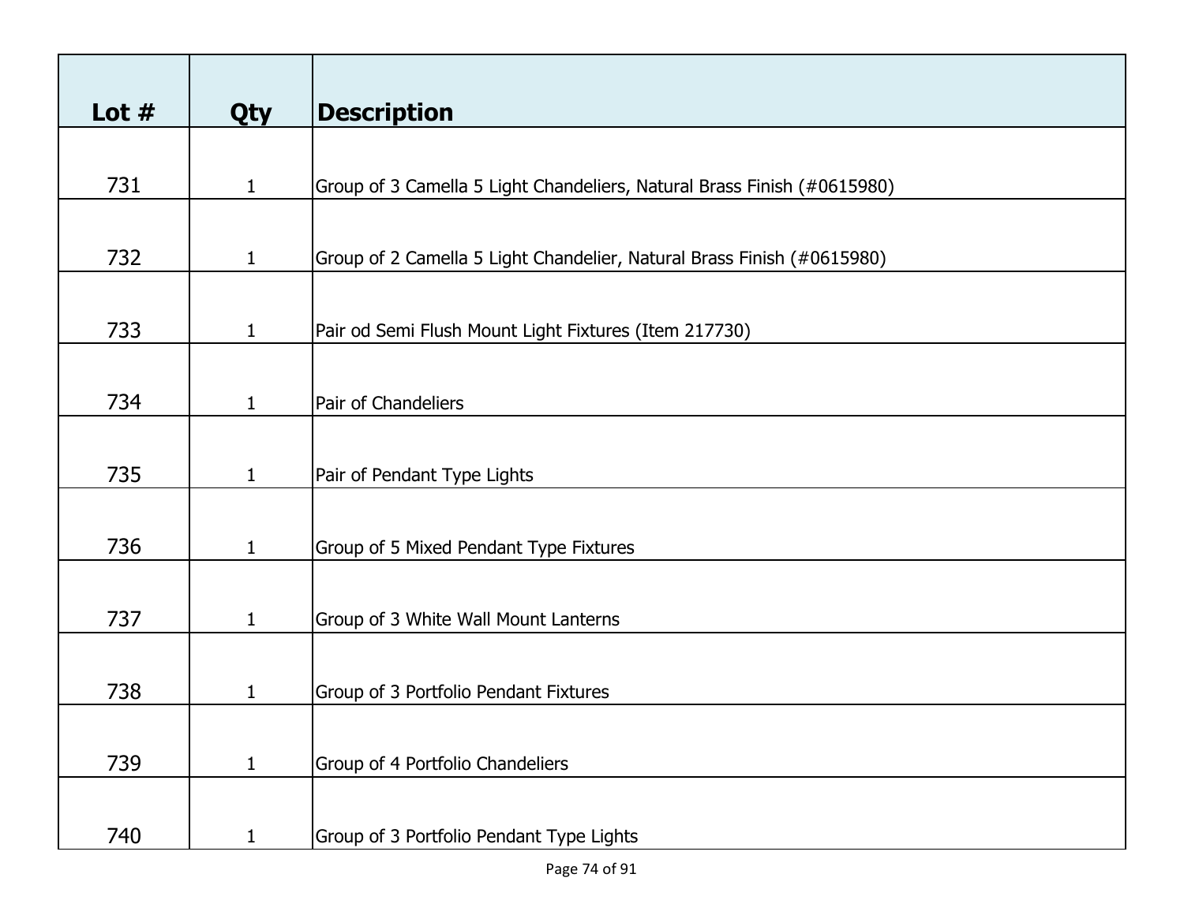| Lot # | Qty | Description |
|---|---|---|
| 731 | 1 | Group of 3 Camella 5 Light Chandeliers, Natural Brass Finish (#0615980) |
| 732 | 1 | Group of 2 Camella 5 Light Chandelier, Natural Brass Finish (#0615980) |
| 733 | 1 | Pair od Semi Flush Mount Light Fixtures (Item 217730) |
| 734 | 1 | Pair of Chandeliers |
| 735 | 1 | Pair of Pendant Type Lights |
| 736 | 1 | Group of 5 Mixed Pendant Type Fixtures |
| 737 | 1 | Group of 3 White Wall Mount Lanterns |
| 738 | 1 | Group of 3 Portfolio Pendant Fixtures |
| 739 | 1 | Group of 4 Portfolio Chandeliers |
| 740 | 1 | Group of 3 Portfolio Pendant Type Lights |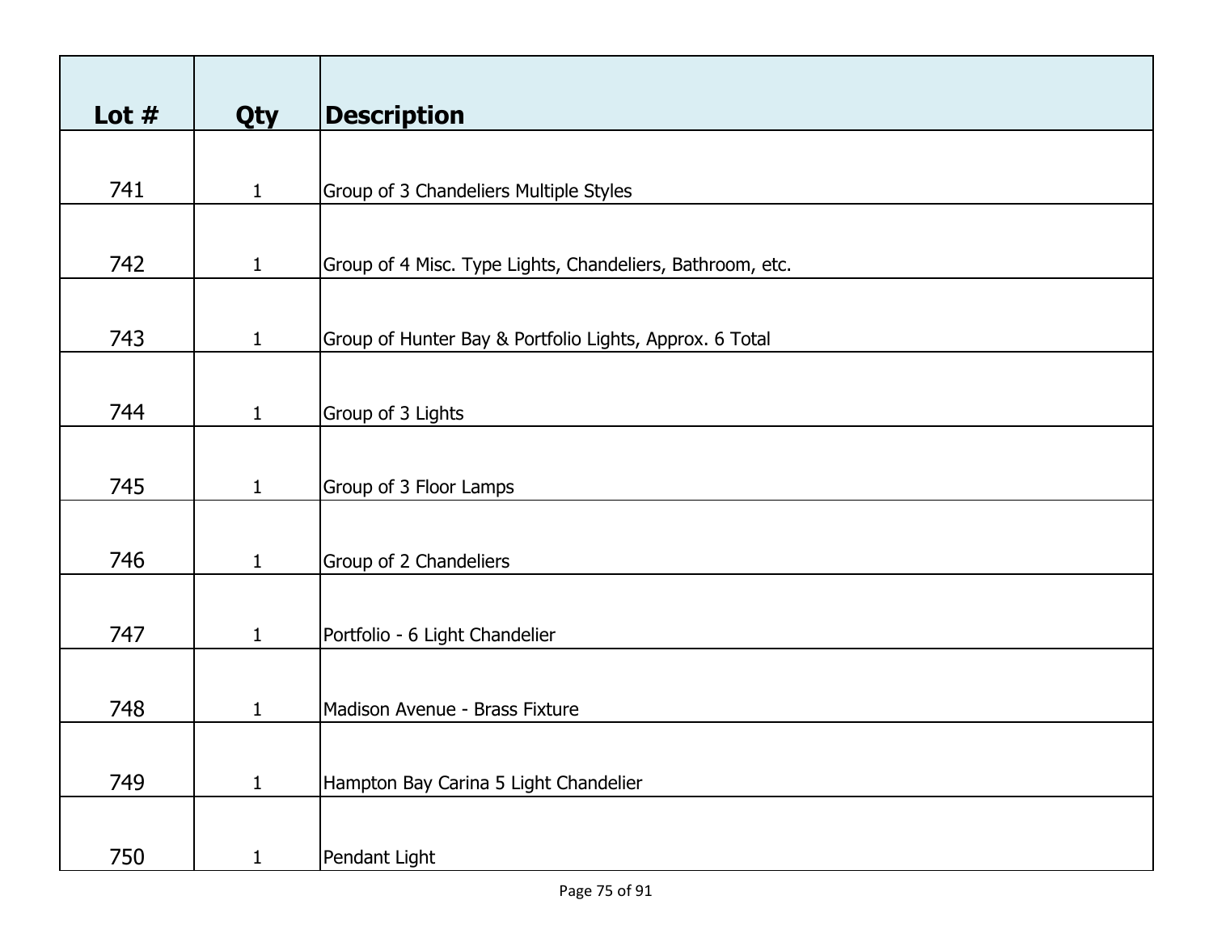| Lot # | Qty | Description |
| --- | --- | --- |
| 741 | 1 | Group of 3 Chandeliers Multiple Styles |
| 742 | 1 | Group of 4 Misc. Type Lights, Chandeliers, Bathroom, etc. |
| 743 | 1 | Group of Hunter Bay & Portfolio Lights, Approx. 6 Total |
| 744 | 1 | Group of 3 Lights |
| 745 | 1 | Group of 3 Floor Lamps |
| 746 | 1 | Group of 2 Chandeliers |
| 747 | 1 | Portfolio - 6 Light Chandelier |
| 748 | 1 | Madison Avenue - Brass Fixture |
| 749 | 1 | Hampton Bay Carina 5 Light Chandelier |
| 750 | 1 | Pendant Light |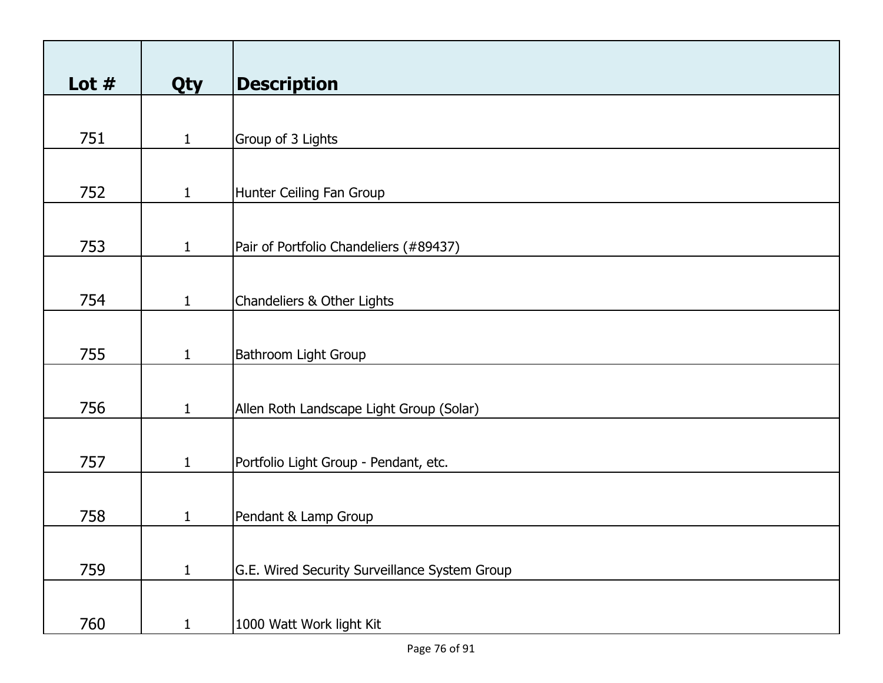| Lot # | Qty | Description |
|---|---|---|
| 751 | 1 | Group of 3 Lights |
| 752 | 1 | Hunter Ceiling Fan Group |
| 753 | 1 | Pair of Portfolio Chandeliers (#89437) |
| 754 | 1 | Chandeliers & Other Lights |
| 755 | 1 | Bathroom Light Group |
| 756 | 1 | Allen Roth Landscape Light Group (Solar) |
| 757 | 1 | Portfolio Light Group - Pendant, etc. |
| 758 | 1 | Pendant & Lamp Group |
| 759 | 1 | G.E. Wired Security Surveillance System Group |
| 760 | 1 | 1000 Watt Work light Kit |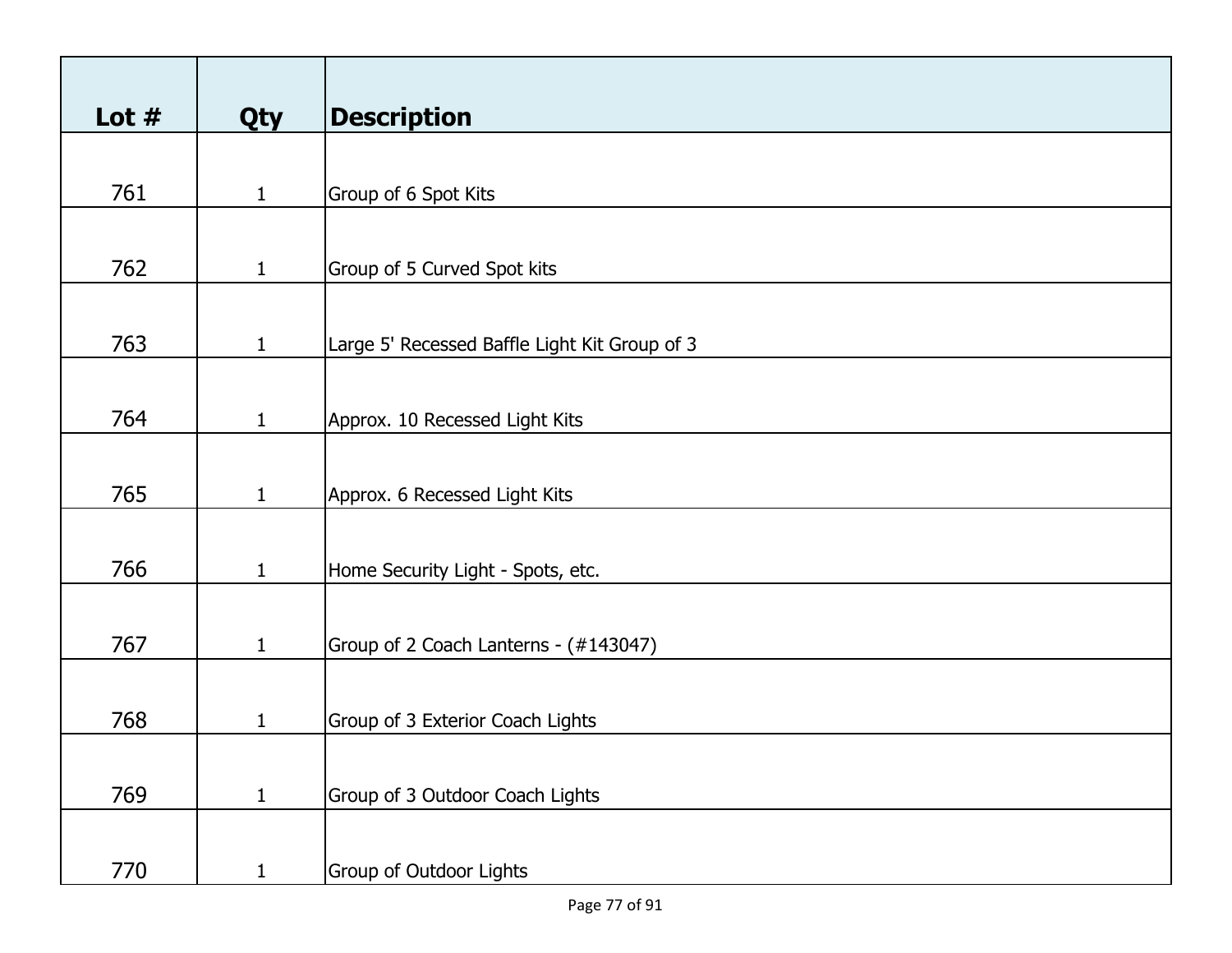| Lot # | Qty | Description |
|---|---|---|
| 761 | 1 | Group of 6 Spot Kits |
| 762 | 1 | Group of 5 Curved Spot kits |
| 763 | 1 | Large 5' Recessed Baffle Light Kit Group of 3 |
| 764 | 1 | Approx. 10 Recessed Light Kits |
| 765 | 1 | Approx. 6 Recessed Light Kits |
| 766 | 1 | Home Security Light - Spots, etc. |
| 767 | 1 | Group of 2 Coach Lanterns - (#143047) |
| 768 | 1 | Group of 3 Exterior Coach Lights |
| 769 | 1 | Group of 3 Outdoor Coach Lights |
| 770 | 1 | Group of Outdoor Lights |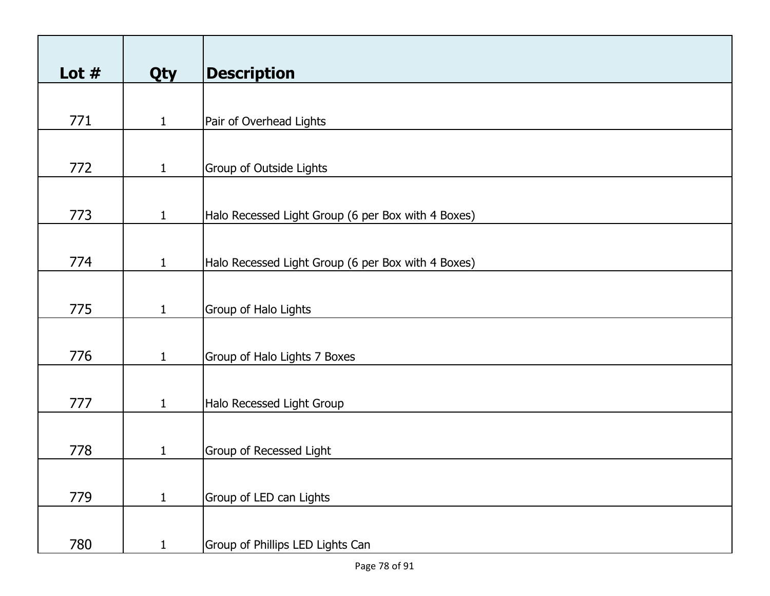| Lot # | Qty | Description |
|---|---|---|
| 771 | 1 | Pair of Overhead Lights |
| 772 | 1 | Group of Outside Lights |
| 773 | 1 | Halo Recessed Light Group (6 per Box with 4 Boxes) |
| 774 | 1 | Halo Recessed Light Group (6 per Box with 4 Boxes) |
| 775 | 1 | Group of Halo Lights |
| 776 | 1 | Group of Halo Lights 7 Boxes |
| 777 | 1 | Halo Recessed Light Group |
| 778 | 1 | Group of Recessed Light |
| 779 | 1 | Group of LED can Lights |
| 780 | 1 | Group of Phillips LED Lights Can |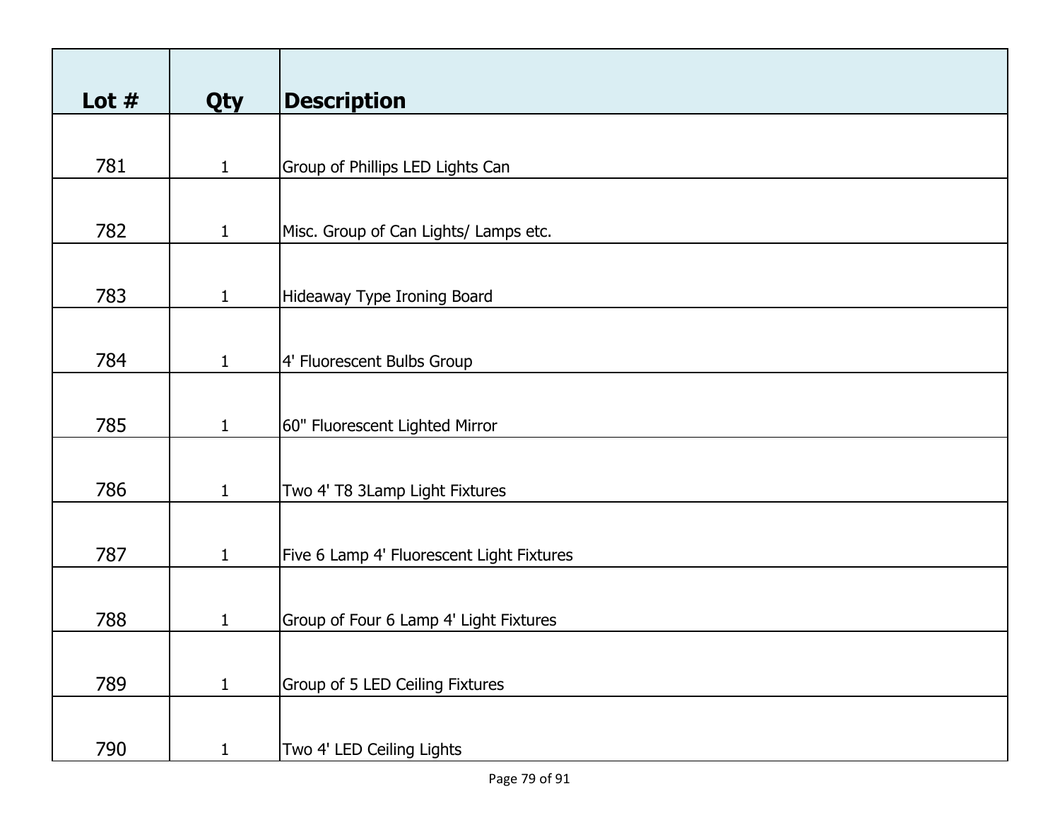| Lot # | Qty | Description |
| --- | --- | --- |
| 781 | 1 | Group of Phillips LED Lights Can |
| 782 | 1 | Misc. Group of Can Lights/ Lamps etc. |
| 783 | 1 | Hideaway Type Ironing Board |
| 784 | 1 | 4' Fluorescent Bulbs Group |
| 785 | 1 | 60" Fluorescent Lighted Mirror |
| 786 | 1 | Two 4' T8 3Lamp Light Fixtures |
| 787 | 1 | Five 6 Lamp 4' Fluorescent Light Fixtures |
| 788 | 1 | Group of Four 6 Lamp 4' Light Fixtures |
| 789 | 1 | Group of 5 LED Ceiling Fixtures |
| 790 | 1 | Two 4' LED Ceiling Lights |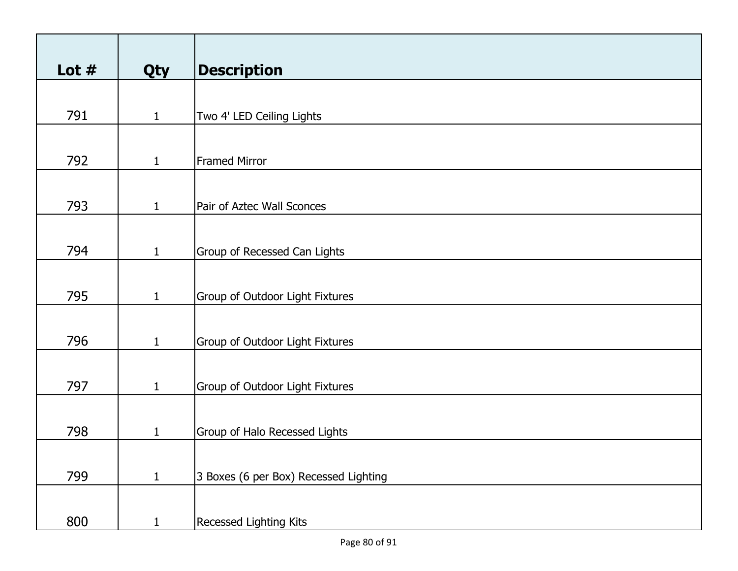| Lot # | Qty | Description |
|---|---|---|
| 791 | 1 | Two 4' LED Ceiling Lights |
| 792 | 1 | Framed Mirror |
| 793 | 1 | Pair of Aztec Wall Sconces |
| 794 | 1 | Group of Recessed Can Lights |
| 795 | 1 | Group of Outdoor Light Fixtures |
| 796 | 1 | Group of Outdoor Light Fixtures |
| 797 | 1 | Group of Outdoor Light Fixtures |
| 798 | 1 | Group of Halo Recessed Lights |
| 799 | 1 | 3 Boxes (6 per Box) Recessed Lighting |
| 800 | 1 | Recessed Lighting Kits |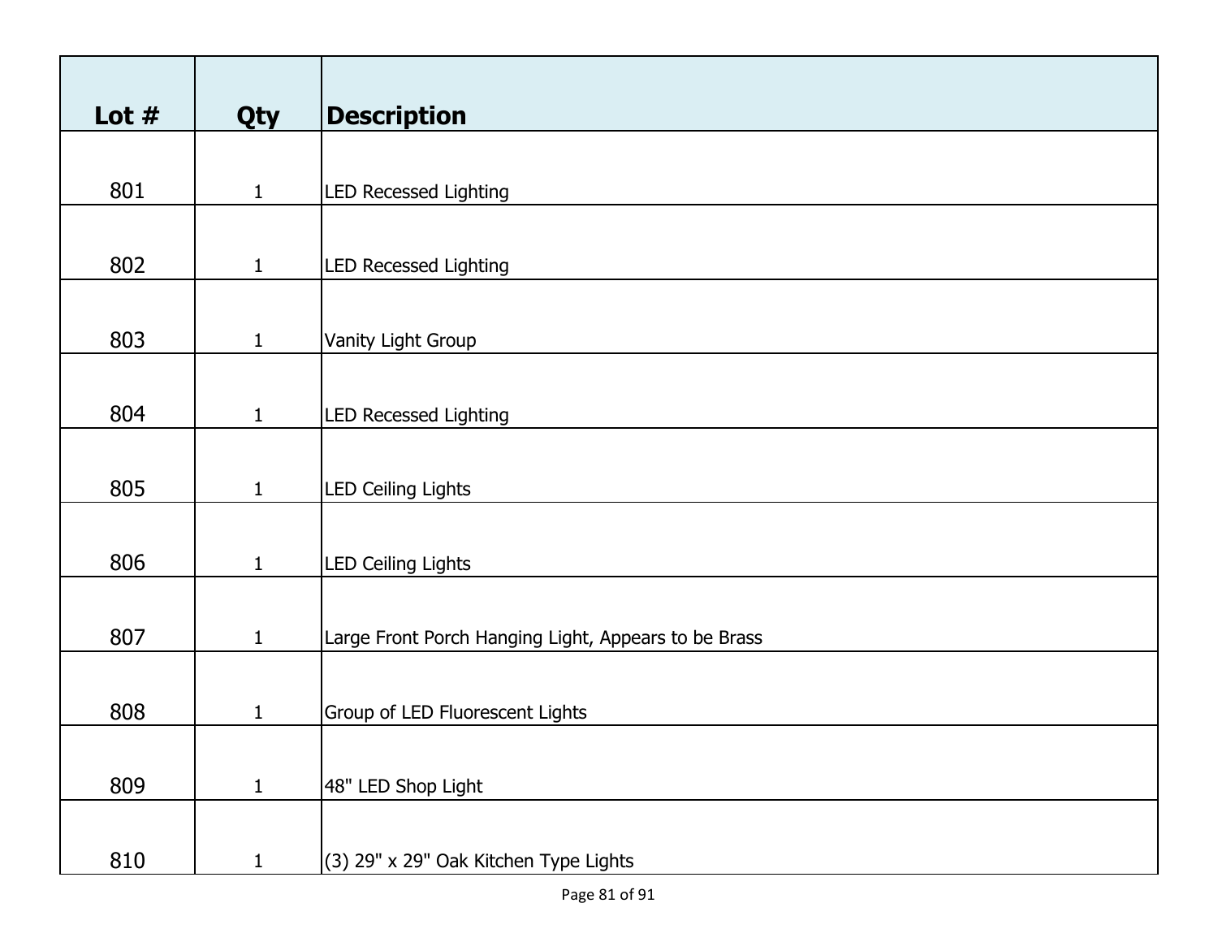| Lot # | Qty | Description |
| --- | --- | --- |
| 801 | 1 | LED Recessed Lighting |
| 802 | 1 | LED Recessed Lighting |
| 803 | 1 | Vanity Light Group |
| 804 | 1 | LED Recessed Lighting |
| 805 | 1 | LED Ceiling Lights |
| 806 | 1 | LED Ceiling Lights |
| 807 | 1 | Large Front Porch Hanging Light, Appears to be Brass |
| 808 | 1 | Group of LED Fluorescent Lights |
| 809 | 1 | 48" LED Shop Light |
| 810 | 1 | (3) 29" x 29" Oak Kitchen Type Lights |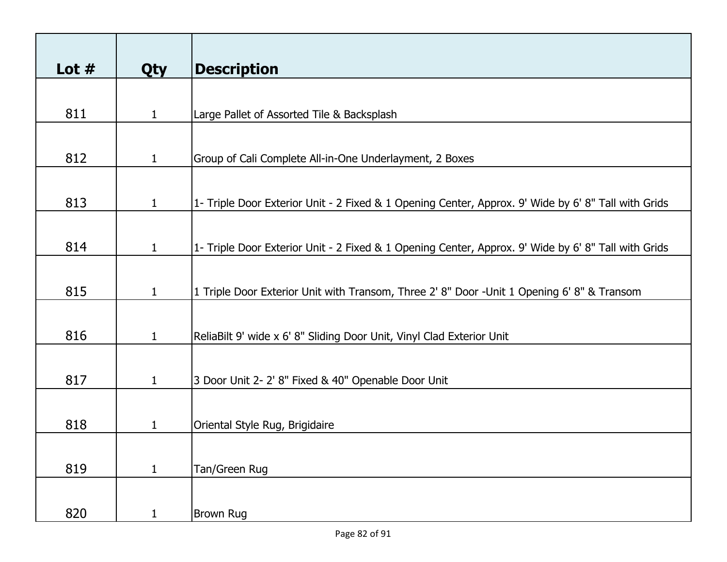| Lot # | Qty | Description |
| --- | --- | --- |
| 811 | 1 | Large Pallet of Assorted Tile & Backsplash |
| 812 | 1 | Group of Cali Complete All-in-One Underlayment, 2 Boxes |
| 813 | 1 | 1- Triple Door Exterior Unit - 2 Fixed & 1 Opening Center, Approx. 9' Wide by 6' 8" Tall with Grids |
| 814 | 1 | 1- Triple Door Exterior Unit - 2 Fixed & 1 Opening Center, Approx. 9' Wide by 6' 8" Tall with Grids |
| 815 | 1 | 1 Triple Door Exterior Unit with Transom, Three 2' 8" Door -Unit 1 Opening 6' 8" & Transom |
| 816 | 1 | ReliaBilt 9' wide x 6' 8" Sliding Door Unit, Vinyl Clad Exterior Unit |
| 817 | 1 | 3 Door Unit 2- 2' 8" Fixed & 40" Openable Door Unit |
| 818 | 1 | Oriental Style Rug, Brigidaire |
| 819 | 1 | Tan/Green Rug |
| 820 | 1 | Brown Rug |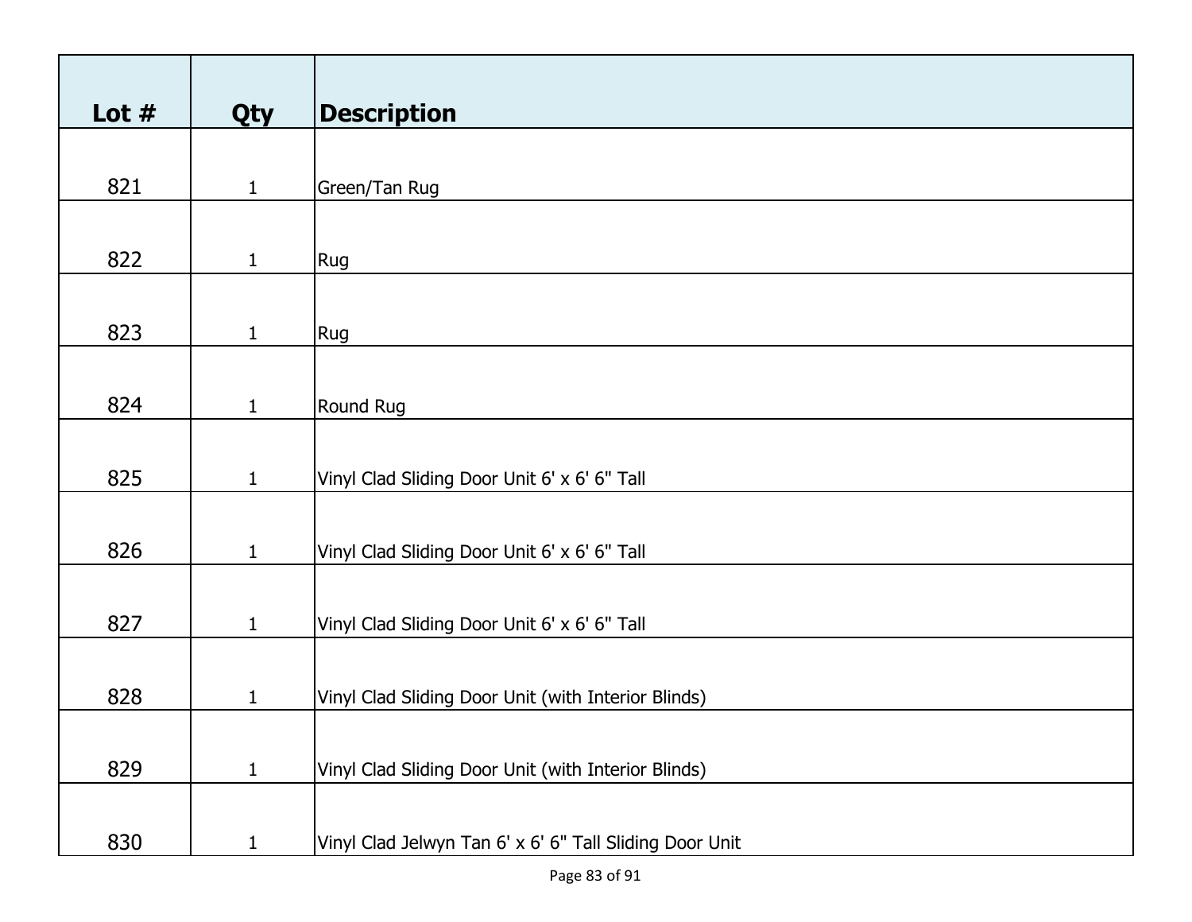| Lot # | Qty | Description |
| --- | --- | --- |
| 821 | 1 | Green/Tan Rug |
| 822 | 1 | Rug |
| 823 | 1 | Rug |
| 824 | 1 | Round Rug |
| 825 | 1 | Vinyl Clad Sliding Door Unit 6' x 6' 6" Tall |
| 826 | 1 | Vinyl Clad Sliding Door Unit 6' x 6' 6" Tall |
| 827 | 1 | Vinyl Clad Sliding Door Unit 6' x 6' 6" Tall |
| 828 | 1 | Vinyl Clad Sliding Door Unit (with Interior Blinds) |
| 829 | 1 | Vinyl Clad Sliding Door Unit (with Interior Blinds) |
| 830 | 1 | Vinyl Clad Jelwyn Tan 6' x 6' 6" Tall Sliding Door Unit |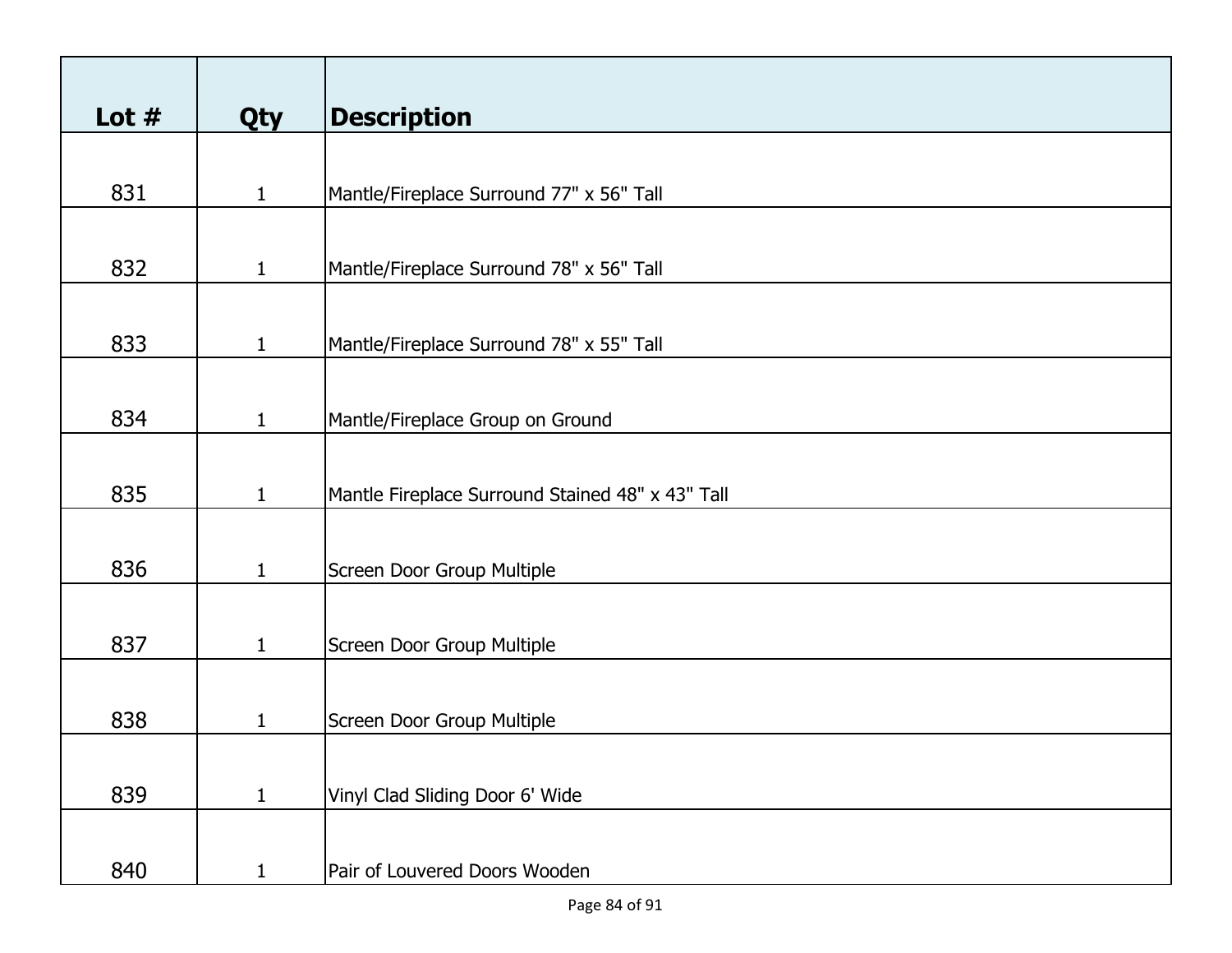| Lot # | Qty | Description |
| --- | --- | --- |
| 831 | 1 | Mantle/Fireplace Surround 77" x 56" Tall |
| 832 | 1 | Mantle/Fireplace Surround 78" x 56" Tall |
| 833 | 1 | Mantle/Fireplace Surround 78" x 55" Tall |
| 834 | 1 | Mantle/Fireplace Group on Ground |
| 835 | 1 | Mantle Fireplace Surround Stained 48" x 43" Tall |
| 836 | 1 | Screen Door Group Multiple |
| 837 | 1 | Screen Door Group Multiple |
| 838 | 1 | Screen Door Group Multiple |
| 839 | 1 | Vinyl Clad Sliding Door 6' Wide |
| 840 | 1 | Pair of Louvered Doors Wooden |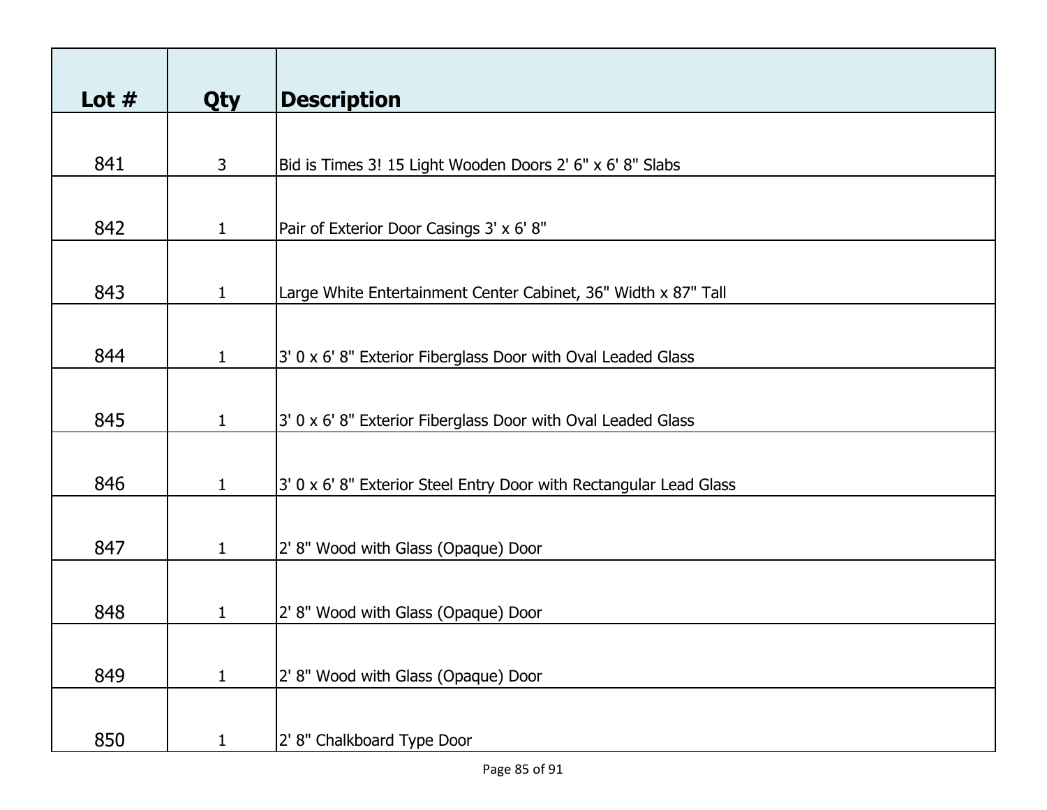| Lot # | Qty | Description |
|---|---|---|
| 841 | 3 | Bid is Times 3! 15 Light Wooden Doors 2' 6" x 6' 8" Slabs |
| 842 | 1 | Pair of Exterior Door Casings 3' x 6' 8" |
| 843 | 1 | Large White Entertainment Center Cabinet, 36" Width x 87" Tall |
| 844 | 1 | 3' 0 x 6' 8" Exterior Fiberglass Door with Oval Leaded Glass |
| 845 | 1 | 3' 0 x 6' 8" Exterior Fiberglass Door with Oval Leaded Glass |
| 846 | 1 | 3' 0 x 6' 8" Exterior Steel Entry Door with Rectangular Lead Glass |
| 847 | 1 | 2' 8" Wood with Glass (Opaque) Door |
| 848 | 1 | 2' 8" Wood with Glass (Opaque) Door |
| 849 | 1 | 2' 8" Wood with Glass (Opaque) Door |
| 850 | 1 | 2' 8" Chalkboard Type Door |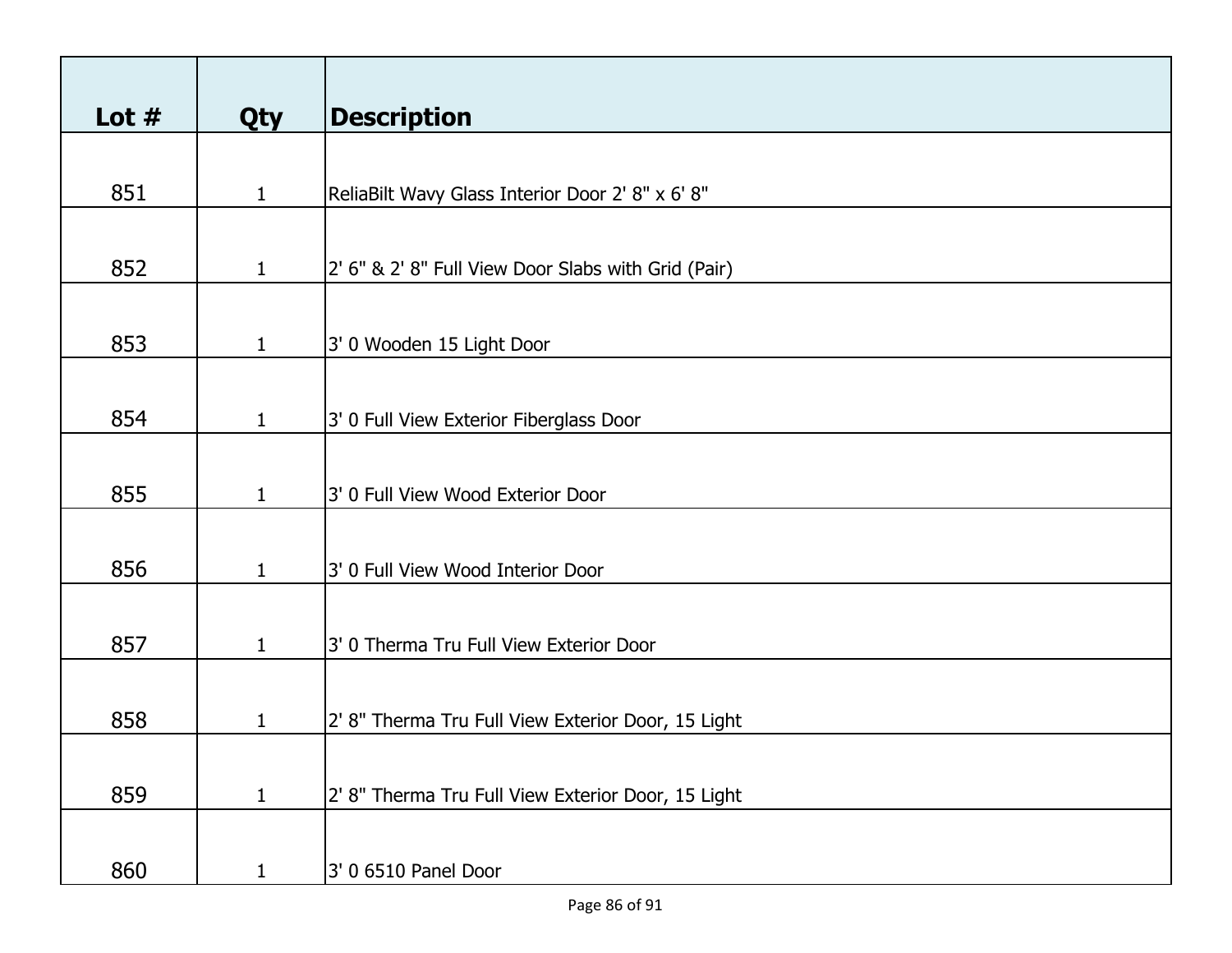| Lot # | Qty | Description |
|---|---|---|
| 851 | 1 | ReliaBilt Wavy Glass Interior Door 2' 8" x 6' 8" |
| 852 | 1 | 2' 6" & 2' 8" Full View Door Slabs with Grid (Pair) |
| 853 | 1 | 3' 0 Wooden 15 Light Door |
| 854 | 1 | 3' 0 Full View Exterior Fiberglass Door |
| 855 | 1 | 3' 0 Full View Wood Exterior Door |
| 856 | 1 | 3' 0 Full View Wood Interior Door |
| 857 | 1 | 3' 0 Therma Tru Full View Exterior Door |
| 858 | 1 | 2' 8" Therma Tru Full View Exterior Door, 15 Light |
| 859 | 1 | 2' 8" Therma Tru Full View Exterior Door, 15 Light |
| 860 | 1 | 3' 0 6510 Panel Door |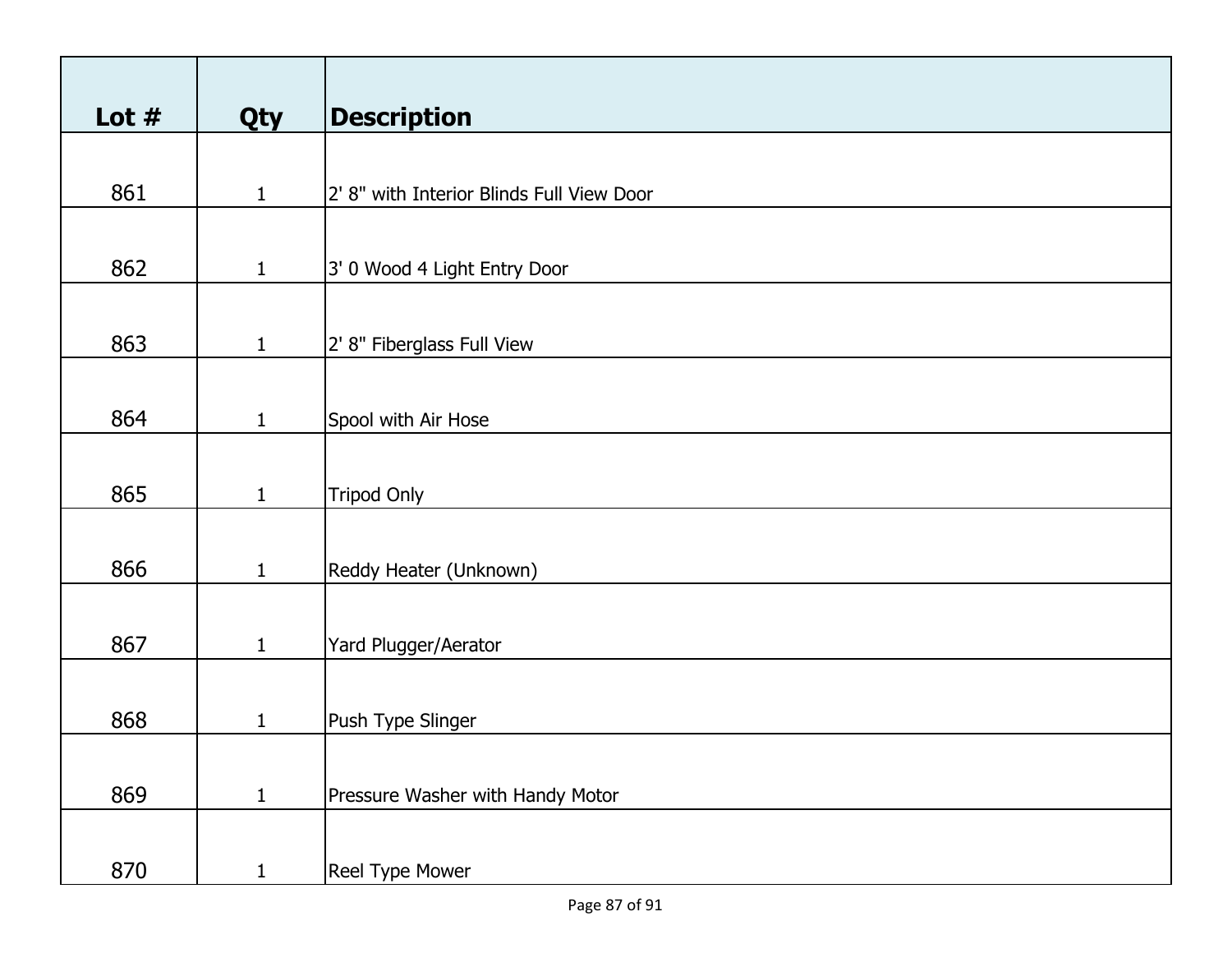| Lot # | Qty | Description |
|---|---|---|
| 861 | 1 | 2' 8" with Interior Blinds Full View Door |
| 862 | 1 | 3' 0 Wood 4 Light Entry Door |
| 863 | 1 | 2' 8" Fiberglass Full View |
| 864 | 1 | Spool with Air Hose |
| 865 | 1 | Tripod Only |
| 866 | 1 | Reddy Heater (Unknown) |
| 867 | 1 | Yard Plugger/Aerator |
| 868 | 1 | Push Type Slinger |
| 869 | 1 | Pressure Washer with Handy Motor |
| 870 | 1 | Reel Type Mower |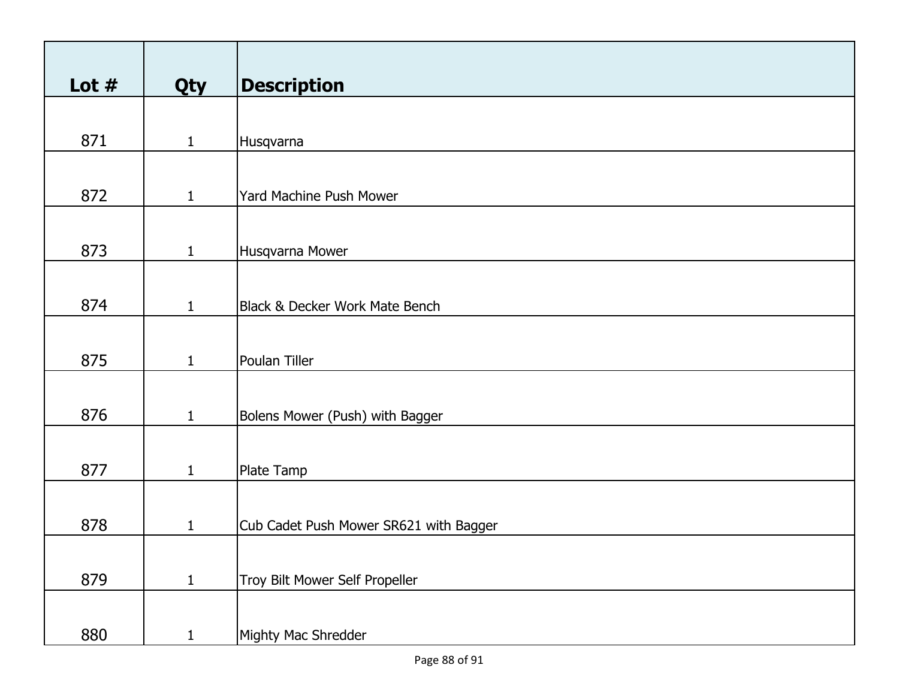| Lot # | Qty | Description |
|---|---|---|
| 871 | 1 | Husqvarna |
| 872 | 1 | Yard Machine Push Mower |
| 873 | 1 | Husqvarna Mower |
| 874 | 1 | Black & Decker Work Mate Bench |
| 875 | 1 | Poulan Tiller |
| 876 | 1 | Bolens Mower (Push) with Bagger |
| 877 | 1 | Plate Tamp |
| 878 | 1 | Cub Cadet Push Mower SR621 with Bagger |
| 879 | 1 | Troy Bilt Mower Self Propeller |
| 880 | 1 | Mighty Mac Shredder |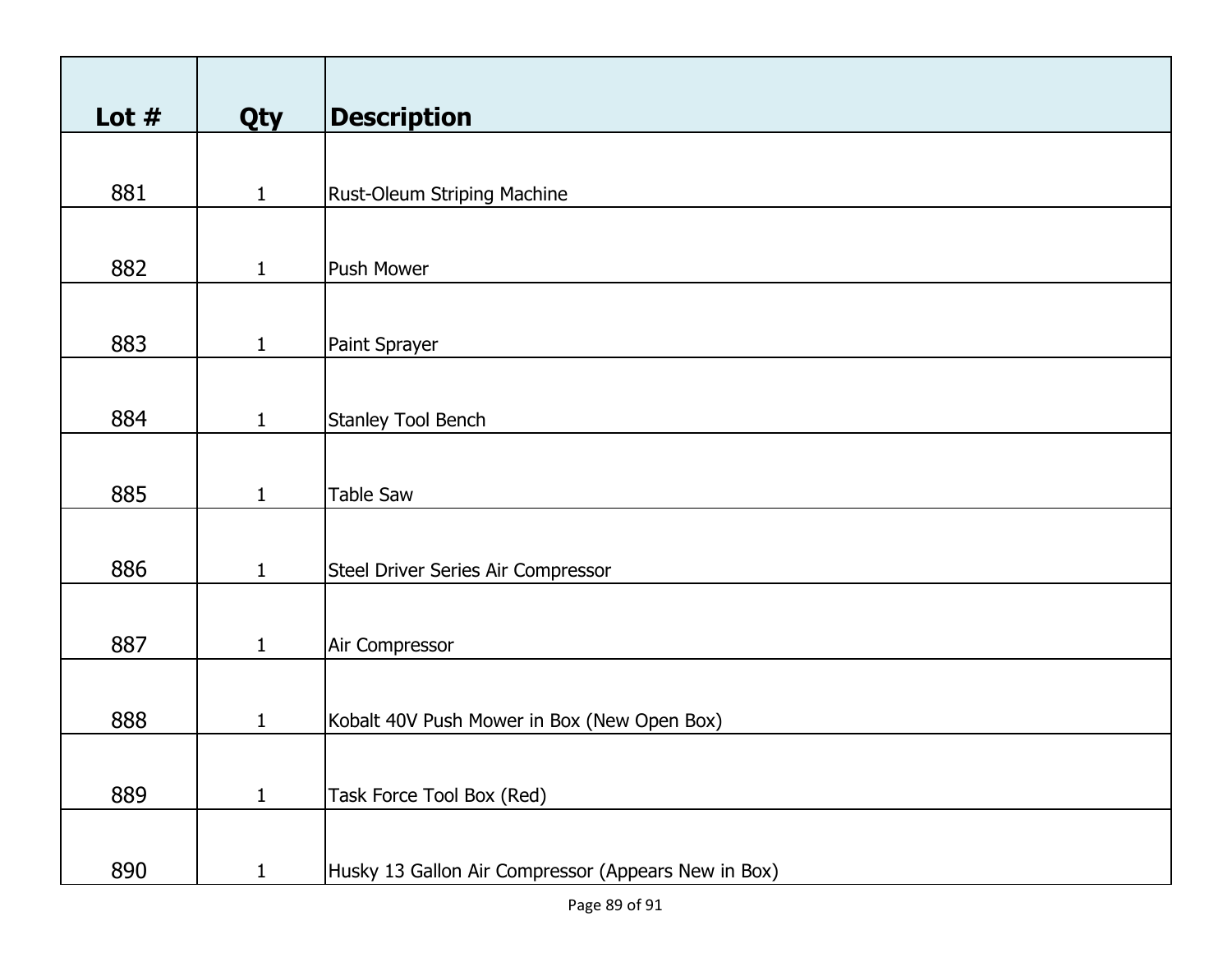| Lot # | Qty | Description |
| --- | --- | --- |
| 881 | 1 | Rust-Oleum Striping Machine |
| 882 | 1 | Push Mower |
| 883 | 1 | Paint Sprayer |
| 884 | 1 | Stanley Tool Bench |
| 885 | 1 | Table Saw |
| 886 | 1 | Steel Driver Series Air Compressor |
| 887 | 1 | Air Compressor |
| 888 | 1 | Kobalt 40V Push Mower in Box (New Open Box) |
| 889 | 1 | Task Force Tool Box (Red) |
| 890 | 1 | Husky 13 Gallon Air Compressor (Appears New in Box) |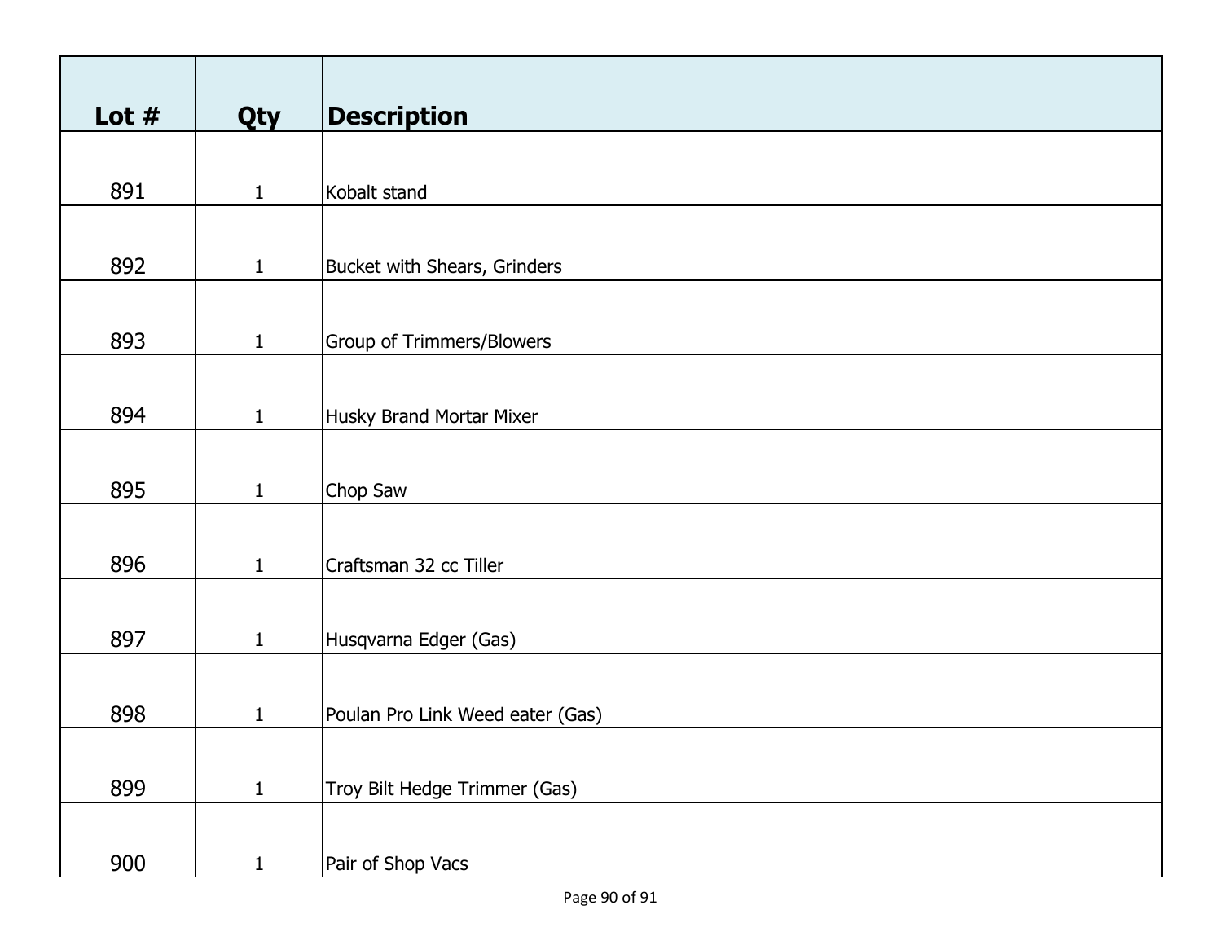| Lot # | Qty | Description |
|---|---|---|
| 891 | 1 | Kobalt stand |
| 892 | 1 | Bucket with Shears, Grinders |
| 893 | 1 | Group of Trimmers/Blowers |
| 894 | 1 | Husky Brand Mortar Mixer |
| 895 | 1 | Chop Saw |
| 896 | 1 | Craftsman 32 cc Tiller |
| 897 | 1 | Husqvarna Edger (Gas) |
| 898 | 1 | Poulan Pro Link Weed eater (Gas) |
| 899 | 1 | Troy Bilt Hedge Trimmer (Gas) |
| 900 | 1 | Pair of Shop Vacs |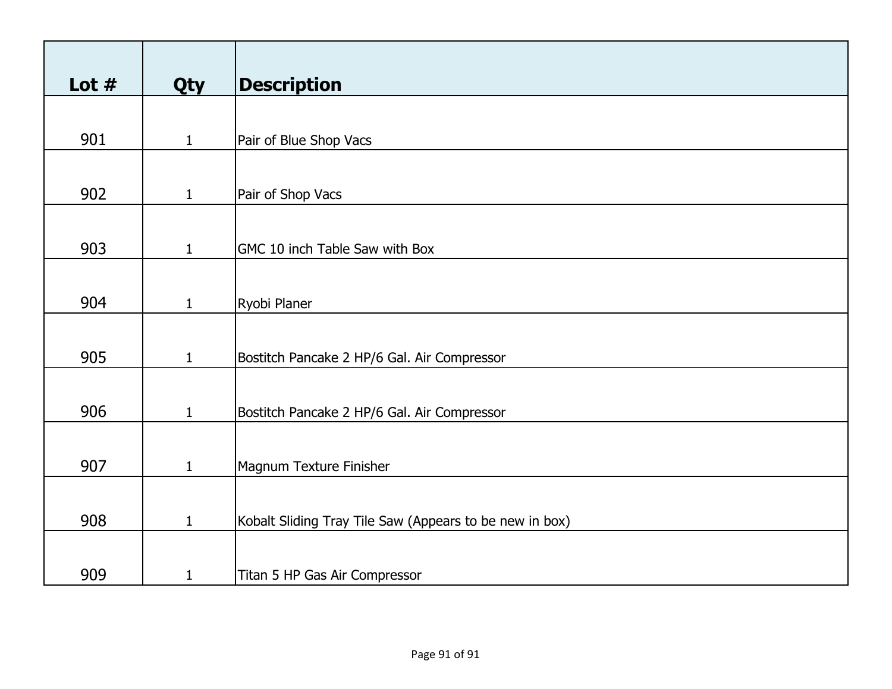| Lot # | Qty | Description |
|---|---|---|
| 901 | 1 | Pair of Blue Shop Vacs |
| 902 | 1 | Pair of Shop Vacs |
| 903 | 1 | GMC 10 inch Table Saw with Box |
| 904 | 1 | Ryobi Planer |
| 905 | 1 | Bostitch Pancake 2 HP/6 Gal. Air Compressor |
| 906 | 1 | Bostitch Pancake 2 HP/6 Gal. Air Compressor |
| 907 | 1 | Magnum Texture Finisher |
| 908 | 1 | Kobalt Sliding Tray Tile Saw (Appears to be new in box) |
| 909 | 1 | Titan 5 HP Gas Air Compressor |